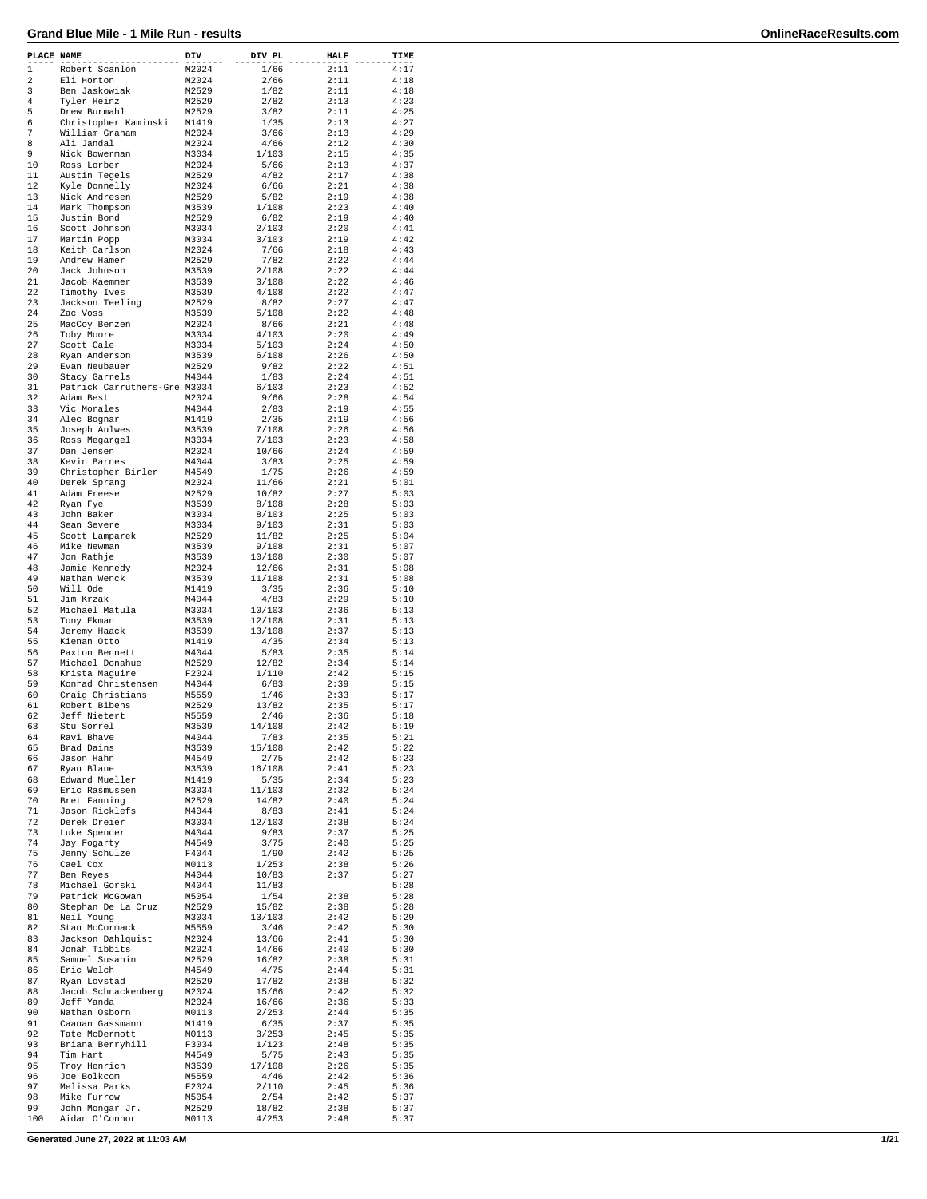# Grand Blue Mile - 1 Mile Run - results

| PLACE | NAME | DIV | DIV PL | HALF | TIME |
|---|---|---|---|---|---|
| 1 | Robert Scanlon | M2024 | 1/66 | 2:11 | 4:17 |
| 2 | Eli Horton | M2024 | 2/66 | 2:11 | 4:18 |
| 3 | Ben Jaskowiak | M2529 | 1/82 | 2:11 | 4:18 |
| 4 | Tyler Heinz | M2529 | 2/82 | 2:13 | 4:23 |
| 5 | Drew Burmahl | M2529 | 3/82 | 2:11 | 4:25 |
| 6 | Christopher Kaminski | M1419 | 1/35 | 2:13 | 4:27 |
| 7 | William Graham | M2024 | 3/66 | 2:13 | 4:29 |
| 8 | Ali Jandal | M2024 | 4/66 | 2:12 | 4:30 |
| 9 | Nick Bowerman | M3034 | 1/103 | 2:15 | 4:35 |
| 10 | Ross Lorber | M2024 | 5/66 | 2:13 | 4:37 |
| 11 | Austin Tegels | M2529 | 4/82 | 2:17 | 4:38 |
| 12 | Kyle Donnelly | M2024 | 6/66 | 2:21 | 4:38 |
| 13 | Nick Andresen | M2529 | 5/82 | 2:19 | 4:38 |
| 14 | Mark Thompson | M3539 | 1/108 | 2:23 | 4:40 |
| 15 | Justin Bond | M2529 | 6/82 | 2:19 | 4:40 |
| 16 | Scott Johnson | M3034 | 2/103 | 2:20 | 4:41 |
| 17 | Martin Popp | M3034 | 3/103 | 2:19 | 4:42 |
| 18 | Keith Carlson | M2024 | 7/66 | 2:18 | 4:43 |
| 19 | Andrew Hamer | M2529 | 7/82 | 2:22 | 4:44 |
| 20 | Jack Johnson | M3539 | 2/108 | 2:22 | 4:44 |
| 21 | Jacob Kaemmer | M3539 | 3/108 | 2:22 | 4:46 |
| 22 | Timothy Ives | M3539 | 4/108 | 2:22 | 4:47 |
| 23 | Jackson Teeling | M2529 | 8/82 | 2:27 | 4:47 |
| 24 | Zac Voss | M3539 | 5/108 | 2:22 | 4:48 |
| 25 | MacCoy Benzen | M2024 | 8/66 | 2:21 | 4:48 |
| 26 | Toby Moore | M3034 | 4/103 | 2:20 | 4:49 |
| 27 | Scott Cale | M3034 | 5/103 | 2:24 | 4:50 |
| 28 | Ryan Anderson | M3539 | 6/108 | 2:26 | 4:50 |
| 29 | Evan Neubauer | M2529 | 9/82 | 2:22 | 4:51 |
| 30 | Stacy Garrels | M4044 | 1/83 | 2:24 | 4:51 |
| 31 | Patrick Carrruthers-Gre | M3034 | 6/103 | 2:23 | 4:52 |
| 32 | Adam Best | M2024 | 9/66 | 2:28 | 4:54 |
| 33 | Vic Morales | M4044 | 2/83 | 2:19 | 4:55 |
| 34 | Alec Bognar | M1419 | 2/35 | 2:19 | 4:56 |
| 35 | Joseph Aulwes | M3539 | 7/108 | 2:26 | 4:56 |
| 36 | Ross Megargel | M3034 | 7/103 | 2:23 | 4:58 |
| 37 | Dan Jensen | M2024 | 10/66 | 2:24 | 4:59 |
| 38 | Kevin Barnes | M4044 | 3/83 | 2:25 | 4:59 |
| 39 | Christopher Birler | M4549 | 1/75 | 2:26 | 4:59 |
| 40 | Derek Sprang | M2024 | 11/66 | 2:21 | 5:01 |
| 41 | Adam Freese | M2529 | 10/82 | 2:27 | 5:03 |
| 42 | Ryan Fye | M3539 | 8/108 | 2:28 | 5:03 |
| 43 | John Baker | M3034 | 8/103 | 2:25 | 5:03 |
| 44 | Sean Severe | M3034 | 9/103 | 2:31 | 5:03 |
| 45 | Scott Lamparek | M2529 | 11/82 | 2:25 | 5:04 |
| 46 | Mike Newman | M3539 | 9/108 | 2:31 | 5:07 |
| 47 | Jon Rathje | M3539 | 10/108 | 2:30 | 5:07 |
| 48 | Jamie Kennedy | M2024 | 12/66 | 2:31 | 5:08 |
| 49 | Nathan Wenck | M3539 | 11/108 | 2:31 | 5:08 |
| 50 | Will Ode | M1419 | 3/35 | 2:36 | 5:10 |
| 51 | Jim Krzak | M4044 | 4/83 | 2:29 | 5:10 |
| 52 | Michael Matula | M3034 | 10/103 | 2:36 | 5:13 |
| 53 | Tony Ekman | M3539 | 12/108 | 2:31 | 5:13 |
| 54 | Jeremy Haack | M3539 | 13/108 | 2:37 | 5:13 |
| 55 | Kienan Otto | M1419 | 4/35 | 2:34 | 5:13 |
| 56 | Paxton Bennett | M4044 | 5/83 | 2:35 | 5:14 |
| 57 | Michael Donahue | M2529 | 12/82 | 2:34 | 5:14 |
| 58 | Krista Maguire | F2024 | 1/110 | 2:42 | 5:15 |
| 59 | Konrad Christensen | M4044 | 6/83 | 2:39 | 5:15 |
| 60 | Craig Christians | M5559 | 1/46 | 2:33 | 5:17 |
| 61 | Robert Bibens | M2529 | 13/82 | 2:35 | 5:17 |
| 62 | Jeff Nietert | M5559 | 2/46 | 2:36 | 5:18 |
| 63 | Stu Sorrel | M3539 | 14/108 | 2:42 | 5:19 |
| 64 | Ravi Bhave | M4044 | 7/83 | 2:35 | 5:21 |
| 65 | Brad Dains | M3539 | 15/108 | 2:42 | 5:22 |
| 66 | Jason Hahn | M4549 | 2/75 | 2:42 | 5:23 |
| 67 | Ryan Blane | M3539 | 16/108 | 2:41 | 5:23 |
| 68 | Edward Mueller | M1419 | 5/35 | 2:34 | 5:23 |
| 69 | Eric Rasmussen | M3034 | 11/103 | 2:32 | 5:24 |
| 70 | Bret Fanning | M2529 | 14/82 | 2:40 | 5:24 |
| 71 | Jason Ricklefs | M4044 | 8/83 | 2:41 | 5:24 |
| 72 | Derek Dreier | M3034 | 12/103 | 2:38 | 5:24 |
| 73 | Luke Spencer | M4044 | 9/83 | 2:37 | 5:25 |
| 74 | Jay Fogarty | M4549 | 3/75 | 2:40 | 5:25 |
| 75 | Jenny Schulze | F4044 | 1/90 | 2:42 | 5:25 |
| 76 | Cael Cox | M0113 | 1/253 | 2:38 | 5:26 |
| 77 | Ben Reyes | M4044 | 10/83 | 2:37 | 5:27 |
| 78 | Michael Gorski | M4044 | 11/83 | | 5:28 |
| 79 | Patrick McGowan | M5054 | 1/54 | 2:38 | 5:28 |
| 80 | Stephan De La Cruz | M2529 | 15/82 | 2:38 | 5:28 |
| 81 | Neil Young | M3034 | 13/103 | 2:42 | 5:29 |
| 82 | Stan McCormack | M5559 | 3/46 | 2:42 | 5:30 |
| 83 | Jackson Dahlquist | M2024 | 13/66 | 2:41 | 5:30 |
| 84 | Jonah Tibbits | M2024 | 14/66 | 2:40 | 5:30 |
| 85 | Samuel Susanin | M2529 | 16/82 | 2:38 | 5:31 |
| 86 | Eric Welch | M4549 | 4/75 | 2:44 | 5:31 |
| 87 | Ryan Lovstad | M2529 | 17/82 | 2:38 | 5:32 |
| 88 | Jacob Schnackenberg | M2024 | 15/66 | 2:42 | 5:32 |
| 89 | Jeff Yanda | M2024 | 16/66 | 2:36 | 5:33 |
| 90 | Nathan Osborn | M0113 | 2/253 | 2:44 | 5:35 |
| 91 | Caanan Gassmann | M1419 | 6/35 | 2:37 | 5:35 |
| 92 | Tate McDermott | M0113 | 3/253 | 2:45 | 5:35 |
| 93 | Briana Berryhill | F3034 | 1/123 | 2:48 | 5:35 |
| 94 | Tim Hart | M4549 | 5/75 | 2:43 | 5:35 |
| 95 | Troy Henrich | M3539 | 17/108 | 2:26 | 5:35 |
| 96 | Joe Bolkcom | M5559 | 4/46 | 2:42 | 5:36 |
| 97 | Melissa Parks | F2024 | 2/110 | 2:45 | 5:36 |
| 98 | Mike Furrow | M5054 | 2/54 | 2:42 | 5:37 |
| 99 | John Mongar Jr. | M2529 | 18/82 | 2:38 | 5:37 |
| 100 | Aidan O'Connor | M0113 | 4/253 | 2:48 | 5:37 |

Generated June 27, 2022 at 11:03 AM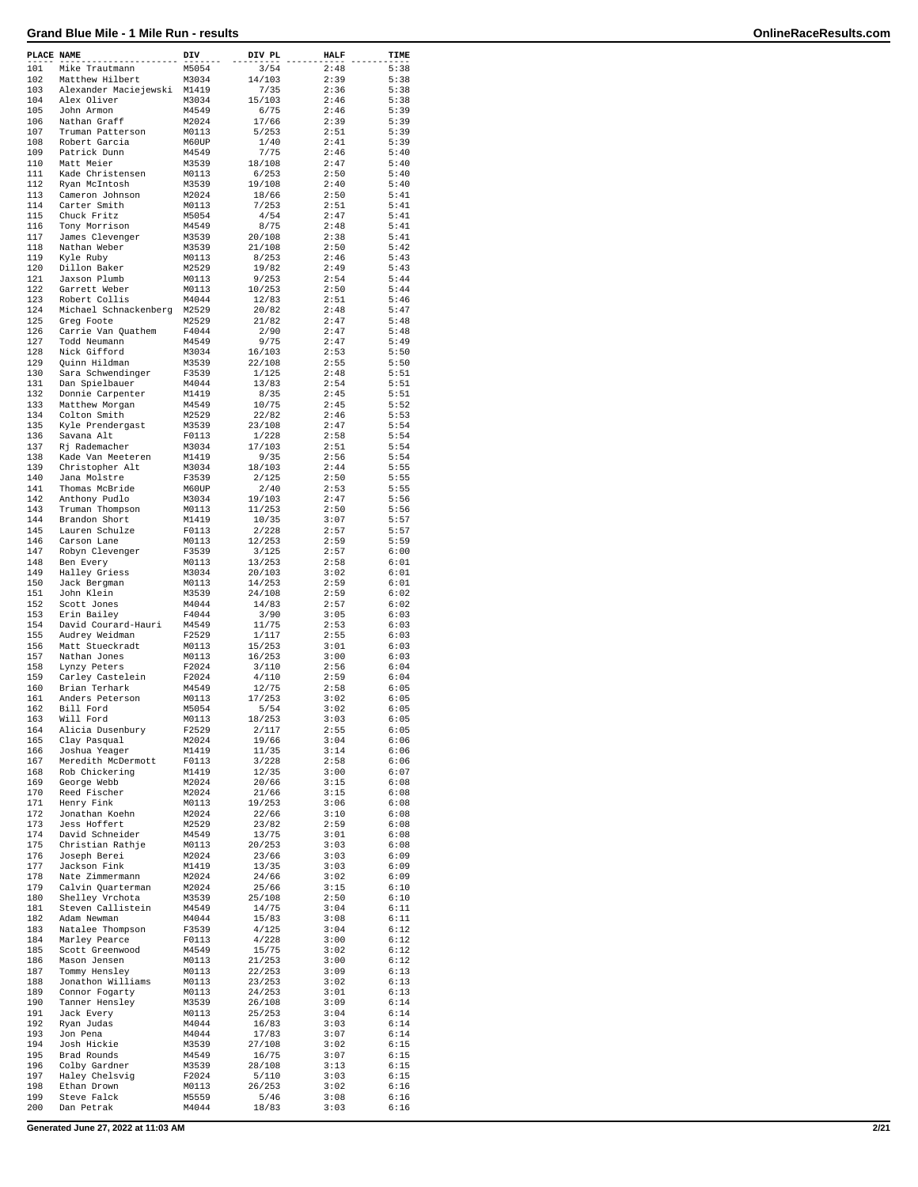# Grand Blue Mile - 1 Mile Run - results

| PLACE | NAME | DIV | DIV PL | HALF | TIME |
|---|---|---|---|---|---|
| 101 | Mike Trautmann | M5054 | 3/54 | 2:48 | 5:38 |
| 102 | Matthew Hilbert | M3034 | 14/103 | 2:39 | 5:38 |
| 103 | Alexander Maciejewski | M1419 | 7/35 | 2:36 | 5:38 |
| 104 | Alex Oliver | M3034 | 15/103 | 2:46 | 5:38 |
| 105 | John Armon | M4549 | 6/75 | 2:46 | 5:39 |
| 106 | Nathan Graff | M2024 | 17/66 | 2:39 | 5:39 |
| 107 | Truman Patterson | M0113 | 5/253 | 2:51 | 5:39 |
| 108 | Robert Garcia | M60UP | 1/40 | 2:41 | 5:39 |
| 109 | Patrick Dunn | M4549 | 7/75 | 2:46 | 5:40 |
| 110 | Matt Meier | M3539 | 18/108 | 2:47 | 5:40 |
| 111 | Kade Christensen | M0113 | 6/253 | 2:50 | 5:40 |
| 112 | Ryan McIntosh | M3539 | 19/108 | 2:40 | 5:40 |
| 113 | Cameron Johnson | M2024 | 18/66 | 2:50 | 5:41 |
| 114 | Carter Smith | M0113 | 7/253 | 2:51 | 5:41 |
| 115 | Chuck Fritz | M5054 | 4/54 | 2:47 | 5:41 |
| 116 | Tony Morrison | M4549 | 8/75 | 2:48 | 5:41 |
| 117 | James Clevenger | M3539 | 20/108 | 2:38 | 5:41 |
| 118 | Nathan Weber | M3539 | 21/108 | 2:50 | 5:42 |
| 119 | Kyle Ruby | M0113 | 8/253 | 2:46 | 5:43 |
| 120 | Dillon Baker | M2529 | 19/82 | 2:49 | 5:43 |
| 121 | Jaxson Plumb | M0113 | 9/253 | 2:54 | 5:44 |
| 122 | Garrett Weber | M0113 | 10/253 | 2:50 | 5:44 |
| 123 | Robert Collis | M4044 | 12/83 | 2:51 | 5:46 |
| 124 | Michael Schnackenberg | M2529 | 20/82 | 2:48 | 5:47 |
| 125 | Greg Foote | M2529 | 21/82 | 2:47 | 5:48 |
| 126 | Carrie Van Quathem | F4044 | 2/90 | 2:47 | 5:48 |
| 127 | Todd Neumann | M4549 | 9/75 | 2:47 | 5:49 |
| 128 | Nick Gifford | M3034 | 16/103 | 2:53 | 5:50 |
| 129 | Quinn Hildman | M3539 | 22/108 | 2:55 | 5:50 |
| 130 | Sara Schwendinger | F3539 | 1/125 | 2:48 | 5:51 |
| 131 | Dan Spielbauer | M4044 | 13/83 | 2:54 | 5:51 |
| 132 | Donnie Carpenter | M1419 | 8/35 | 2:45 | 5:51 |
| 133 | Matthew Morgan | M4549 | 10/75 | 2:45 | 5:52 |
| 134 | Colton Smith | M2529 | 22/82 | 2:46 | 5:53 |
| 135 | Kyle Prendergast | M3539 | 23/108 | 2:47 | 5:54 |
| 136 | Savana Alt | F0113 | 1/228 | 2:58 | 5:54 |
| 137 | Rj Rademacher | M3034 | 17/103 | 2:51 | 5:54 |
| 138 | Kade Van Meeteren | M1419 | 9/35 | 2:56 | 5:54 |
| 139 | Christopher Alt | M3034 | 18/103 | 2:44 | 5:55 |
| 140 | Jana Molstre | F3539 | 2/125 | 2:50 | 5:55 |
| 141 | Thomas McBride | M60UP | 2/40 | 2:53 | 5:55 |
| 142 | Anthony Pudlo | M3034 | 19/103 | 2:47 | 5:56 |
| 143 | Truman Thompson | M0113 | 11/253 | 2:50 | 5:56 |
| 144 | Brandon Short | M1419 | 10/35 | 3:07 | 5:57 |
| 145 | Lauren Schulze | F0113 | 2/228 | 2:57 | 5:57 |
| 146 | Carson Lane | M0113 | 12/253 | 2:59 | 5:59 |
| 147 | Robyn Clevenger | F3539 | 3/125 | 2:57 | 6:00 |
| 148 | Ben Every | M0113 | 13/253 | 2:58 | 6:01 |
| 149 | Halley Griess | M3034 | 20/103 | 3:02 | 6:01 |
| 150 | Jack Bergman | M0113 | 14/253 | 2:59 | 6:01 |
| 151 | John Klein | M3539 | 24/108 | 2:59 | 6:02 |
| 152 | Scott Jones | M4044 | 14/83 | 2:57 | 6:02 |
| 153 | Erin Bailey | F4044 | 3/90 | 3:05 | 6:03 |
| 154 | David Courard-Hauri | M4549 | 11/75 | 2:53 | 6:03 |
| 155 | Audrey Weidman | F2529 | 1/117 | 2:55 | 6:03 |
| 156 | Matt Stueckradt | M0113 | 15/253 | 3:01 | 6:03 |
| 157 | Nathan Jones | M0113 | 16/253 | 3:00 | 6:03 |
| 158 | Lynzy Peters | F2024 | 3/110 | 2:56 | 6:04 |
| 159 | Carley Castelein | F2024 | 4/110 | 2:59 | 6:04 |
| 160 | Brian Terhark | M4549 | 12/75 | 2:58 | 6:05 |
| 161 | Anders Peterson | M0113 | 17/253 | 3:02 | 6:05 |
| 162 | Bill Ford | M5054 | 5/54 | 3:02 | 6:05 |
| 163 | Will Ford | M0113 | 18/253 | 3:03 | 6:05 |
| 164 | Alicia Dusenbury | F2529 | 2/117 | 2:55 | 6:05 |
| 165 | Clay Pasqual | M2024 | 19/66 | 3:04 | 6:06 |
| 166 | Joshua Yeager | M1419 | 11/35 | 3:14 | 6:06 |
| 167 | Meredith McDermott | F0113 | 3/228 | 2:58 | 6:06 |
| 168 | Rob Chickering | M1419 | 12/35 | 3:00 | 6:07 |
| 169 | George Webb | M2024 | 20/66 | 3:15 | 6:08 |
| 170 | Reed Fischer | M2024 | 21/66 | 3:15 | 6:08 |
| 171 | Henry Fink | M0113 | 19/253 | 3:06 | 6:08 |
| 172 | Jonathan Koehn | M2024 | 22/66 | 3:10 | 6:08 |
| 173 | Jess Hoffert | M2529 | 23/82 | 2:59 | 6:08 |
| 174 | David Schneider | M4549 | 13/75 | 3:01 | 6:08 |
| 175 | Christian Rathje | M0113 | 20/253 | 3:03 | 6:08 |
| 176 | Joseph Berei | M2024 | 23/66 | 3:03 | 6:09 |
| 177 | Jackson Fink | M1419 | 13/35 | 3:03 | 6:09 |
| 178 | Nate Zimmermann | M2024 | 24/66 | 3:02 | 6:09 |
| 179 | Calvin Quarterman | M2024 | 25/66 | 3:15 | 6:10 |
| 180 | Shelley Vrchota | M3539 | 25/108 | 2:50 | 6:10 |
| 181 | Steven Callistein | M4549 | 14/75 | 3:04 | 6:11 |
| 182 | Adam Newman | M4044 | 15/83 | 3:08 | 6:11 |
| 183 | Natalee Thompson | F3539 | 4/125 | 3:04 | 6:12 |
| 184 | Marley Pearce | F0113 | 4/228 | 3:00 | 6:12 |
| 185 | Scott Greenwood | M4549 | 15/75 | 3:02 | 6:12 |
| 186 | Mason Jensen | M0113 | 21/253 | 3:00 | 6:12 |
| 187 | Tommy Hensley | M0113 | 22/253 | 3:09 | 6:13 |
| 188 | Jonathon Williams | M0113 | 23/253 | 3:02 | 6:13 |
| 189 | Connor Fogarty | M0113 | 24/253 | 3:01 | 6:13 |
| 190 | Tanner Hensley | M3539 | 26/108 | 3:09 | 6:14 |
| 191 | Jack Every | M0113 | 25/253 | 3:04 | 6:14 |
| 192 | Ryan Judas | M4044 | 16/83 | 3:03 | 6:14 |
| 193 | Jon Pena | M4044 | 17/83 | 3:07 | 6:14 |
| 194 | Josh Hickie | M3539 | 27/108 | 3:02 | 6:15 |
| 195 | Brad Rounds | M4549 | 16/75 | 3:07 | 6:15 |
| 196 | Colby Gardner | M3539 | 28/108 | 3:13 | 6:15 |
| 197 | Haley Chelsvig | F2024 | 5/110 | 3:03 | 6:15 |
| 198 | Ethan Drown | M0113 | 26/253 | 3:02 | 6:16 |
| 199 | Steve Falck | M5559 | 5/46 | 3:08 | 6:16 |
| 200 | Dan Petrak | M4044 | 18/83 | 3:03 | 6:16 |

Generated June 27, 2022 at 11:03 AM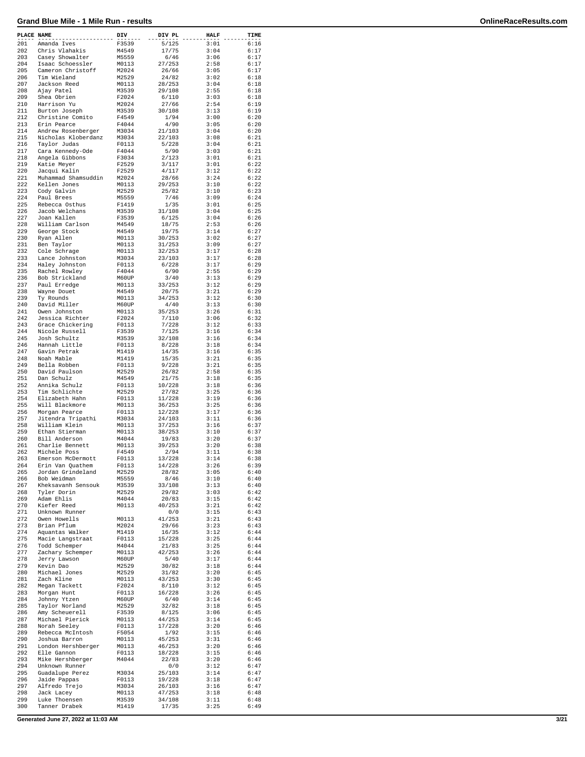## Grand Blue Mile - 1 Mile Run - results

| PLACE | NAME | DIV | DIV PL | HALF | TIME |
|---|---|---|---|---|---|
| 201 | Amanda Ives | F3539 | 5/125 | 3:01 | 6:16 |
| 202 | Chris Vlahakis | M4549 | 17/75 | 3:04 | 6:17 |
| 203 | Casey Showalter | M5559 | 6/46 | 3:06 | 6:17 |
| 204 | Isaac Schoessler | M0113 | 27/253 | 2:58 | 6:17 |
| 205 | Cameron Christoff | M2024 | 26/66 | 3:05 | 6:17 |
| 206 | Tim Wieland | M2529 | 24/82 | 3:02 | 6:18 |
| 207 | Jackson Reed | M0113 | 28/253 | 3:04 | 6:18 |
| 208 | Ajay Patel | M3539 | 29/108 | 2:55 | 6:18 |
| 209 | Shea Obrien | F2024 | 6/110 | 3:03 | 6:18 |
| 210 | Harrison Yu | M2024 | 27/66 | 2:54 | 6:19 |
| 211 | Burton Joseph | M3539 | 30/108 | 3:13 | 6:19 |
| 212 | Christine Comito | F4549 | 1/94 | 3:00 | 6:20 |
| 213 | Erin Pearce | F4044 | 4/90 | 3:05 | 6:20 |
| 214 | Andrew Rosenberger | M3034 | 21/103 | 3:04 | 6:20 |
| 215 | Nicholas Kloberdanz | M3034 | 22/103 | 3:08 | 6:21 |
| 216 | Taylor Judas | F0113 | 5/228 | 3:04 | 6:21 |
| 217 | Cara Kennedy-Ode | F4044 | 5/90 | 3:03 | 6:21 |
| 218 | Angela Gibbons | F3034 | 2/123 | 3:01 | 6:21 |
| 219 | Katie Meyer | F2529 | 3/117 | 3:01 | 6:22 |
| 220 | Jacqui Kalin | F2529 | 4/117 | 3:12 | 6:22 |
| 221 | Muhammad Shamsuddin | M2024 | 28/66 | 3:24 | 6:22 |
| 222 | Kellen Jones | M0113 | 29/253 | 3:10 | 6:22 |
| 223 | Cody Galvin | M2529 | 25/82 | 3:10 | 6:23 |
| 224 | Paul Brees | M5559 | 7/46 | 3:09 | 6:24 |
| 225 | Rebecca Osthus | F1419 | 1/35 | 3:01 | 6:25 |
| 226 | Jacob Welchans | M3539 | 31/108 | 3:04 | 6:25 |
| 227 | Joan Kallen | F3539 | 6/125 | 3:04 | 6:26 |
| 228 | William Carlson | M4549 | 18/75 | 2:53 | 6:26 |
| 229 | George Stock | M4549 | 19/75 | 3:14 | 6:27 |
| 230 | Ryan Allen | M0113 | 30/253 | 3:02 | 6:27 |
| 231 | Ben Taylor | M0113 | 31/253 | 3:09 | 6:27 |
| 232 | Cole Schrage | M0113 | 32/253 | 3:17 | 6:28 |
| 233 | Lance Johnston | M3034 | 23/103 | 3:17 | 6:28 |
| 234 | Haley Johnston | F0113 | 6/228 | 3:17 | 6:29 |
| 235 | Rachel Rowley | F4044 | 6/90 | 2:55 | 6:29 |
| 236 | Bob Strickland | M60UP | 3/40 | 3:13 | 6:29 |
| 237 | Paul Erredge | M0113 | 33/253 | 3:12 | 6:29 |
| 238 | Wayne Douet | M4549 | 20/75 | 3:21 | 6:29 |
| 239 | Ty Rounds | M0113 | 34/253 | 3:12 | 6:30 |
| 240 | David Miller | M60UP | 4/40 | 3:13 | 6:30 |
| 241 | Owen Johnston | M0113 | 35/253 | 3:26 | 6:31 |
| 242 | Jessica Richter | F2024 | 7/110 | 3:06 | 6:32 |
| 243 | Grace Chickering | F0113 | 7/228 | 3:12 | 6:33 |
| 244 | Nicole Russell | F3539 | 7/125 | 3:16 | 6:34 |
| 245 | Josh Schultz | M3539 | 32/108 | 3:16 | 6:34 |
| 246 | Hannah Little | F0113 | 8/228 | 3:18 | 6:34 |
| 247 | Gavin Petrak | M1419 | 14/35 | 3:16 | 6:35 |
| 248 | Noah Mable | M1419 | 15/35 | 3:21 | 6:35 |
| 249 | Bella Robben | F0113 | 9/228 | 3:21 | 6:35 |
| 250 | David Paulson | M2529 | 26/82 | 2:58 | 6:35 |
| 251 | Dan Schulz | M4549 | 21/75 | 3:18 | 6:35 |
| 252 | Annika Schulz | F0113 | 10/228 | 3:18 | 6:36 |
| 253 | Tim Schlichte | M2529 | 27/82 | 3:25 | 6:36 |
| 254 | Elizabeth Hahn | F0113 | 11/228 | 3:19 | 6:36 |
| 255 | Will Blackmore | M0113 | 36/253 | 3:25 | 6:36 |
| 256 | Morgan Pearce | F0113 | 12/228 | 3:17 | 6:36 |
| 257 | Jitendra Tripathi | M3034 | 24/103 | 3:11 | 6:36 |
| 258 | William Klein | M0113 | 37/253 | 3:16 | 6:37 |
| 259 | Ethan Stierman | M0113 | 38/253 | 3:10 | 6:37 |
| 260 | Bill Anderson | M4044 | 19/83 | 3:20 | 6:37 |
| 261 | Charlie Bennett | M0113 | 39/253 | 3:20 | 6:38 |
| 262 | Michele Poss | F4549 | 2/94 | 3:11 | 6:38 |
| 263 | Emerson McDermott | F0113 | 13/228 | 3:14 | 6:38 |
| 264 | Erin Van Quathem | F0113 | 14/228 | 3:26 | 6:39 |
| 265 | Jordan Grindeland | M2529 | 28/82 | 3:05 | 6:40 |
| 266 | Bob Weidman | M5559 | 8/46 | 3:10 | 6:40 |
| 267 | Kheksavanh Sensouk | M3539 | 33/108 | 3:13 | 6:40 |
| 268 | Tyler Dorin | M2529 | 29/82 | 3:03 | 6:42 |
| 269 | Adam Ehlis | M4044 | 20/83 | 3:15 | 6:42 |
| 270 | Kiefer Reed | M0113 | 40/253 | 3:21 | 6:42 |
| 271 | Unknown Runner | | 0/0 | 3:15 | 6:43 |
| 272 | Owen Howells | M0113 | 41/253 | 3:21 | 6:43 |
| 273 | Brian Pflum | M2024 | 29/66 | 3:23 | 6:43 |
| 274 | Aquantas Walker | M1419 | 16/35 | 3:12 | 6:44 |
| 275 | Macie Langstraat | F0113 | 15/228 | 3:25 | 6:44 |
| 276 | Todd Schemper | M4044 | 21/83 | 3:25 | 6:44 |
| 277 | Zachary Schemper | M0113 | 42/253 | 3:26 | 6:44 |
| 278 | Jerry Lawson | M60UP | 5/40 | 3:17 | 6:44 |
| 279 | Kevin Dao | M2529 | 30/82 | 3:18 | 6:44 |
| 280 | Michael Jones | M2529 | 31/82 | 3:20 | 6:45 |
| 281 | Zach Kline | M0113 | 43/253 | 3:30 | 6:45 |
| 282 | Megan Tackett | F2024 | 8/110 | 3:12 | 6:45 |
| 283 | Morgan Hunt | F0113 | 16/228 | 3:26 | 6:45 |
| 284 | Johnny Ytzen | M60UP | 6/40 | 3:14 | 6:45 |
| 285 | Taylor Norland | M2529 | 32/82 | 3:18 | 6:45 |
| 286 | Amy Scheuerell | F3539 | 8/125 | 3:06 | 6:45 |
| 287 | Michael Pierick | M0113 | 44/253 | 3:14 | 6:45 |
| 288 | Norah Seeley | F0113 | 17/228 | 3:20 | 6:46 |
| 289 | Rebecca McIntosh | F5054 | 1/92 | 3:15 | 6:46 |
| 290 | Joshua Barron | M0113 | 45/253 | 3:31 | 6:46 |
| 291 | London Hershberger | M0113 | 46/253 | 3:20 | 6:46 |
| 292 | Elle Gannon | F0113 | 18/228 | 3:15 | 6:46 |
| 293 | Mike Hershberger | M4044 | 22/83 | 3:20 | 6:46 |
| 294 | Unknown Runner | | 0/0 | 3:12 | 6:47 |
| 295 | Guadalupe Perez | M3034 | 25/103 | 3:14 | 6:47 |
| 296 | Jaide Pappas | F0113 | 19/228 | 3:18 | 6:47 |
| 297 | Alfredo Trejo | M3034 | 26/103 | 3:16 | 6:47 |
| 298 | Jack Lacey | M0113 | 47/253 | 3:18 | 6:48 |
| 299 | Luke Thoensen | M3539 | 34/108 | 3:11 | 6:48 |
| 300 | Tanner Drabek | M1419 | 17/35 | 3:25 | 6:49 |

Generated June 27, 2022 at 11:03 AM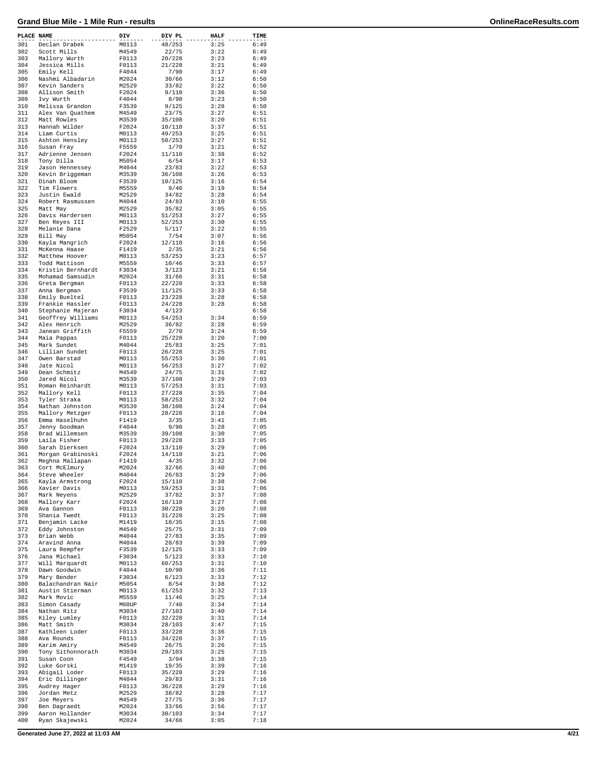## Grand Blue Mile - 1 Mile Run - results

| PLACE | NAME | DIV | DIV PL | HALF | TIME |
|---|---|---|---|---|---|
| 301 | Declan Drabek | M0113 | 48/253 | 3:25 | 6:49 |
| 302 | Scott Mills | M4549 | 22/75 | 3:22 | 6:49 |
| 303 | Mallory Wurth | F0113 | 20/228 | 3:23 | 6:49 |
| 304 | Jessica Mills | F0113 | 21/228 | 3:21 | 6:49 |
| 305 | Emily Kell | F4044 | 7/90 | 3:17 | 6:49 |
| 306 | Nashmi Albadarin | M2024 | 30/66 | 3:12 | 6:50 |
| 307 | Kevin Sanders | M2529 | 33/82 | 3:22 | 6:50 |
| 308 | Allison Smith | F2024 | 9/110 | 3:36 | 6:50 |
| 309 | Ivy Wurth | F4044 | 8/90 | 3:23 | 6:50 |
| 310 | Melissa Grandon | F3539 | 9/125 | 3:28 | 6:50 |
| 311 | Alex Van Quathem | M4549 | 23/75 | 3:27 | 6:51 |
| 312 | Matt Rowles | M3539 | 35/108 | 3:20 | 6:51 |
| 313 | Hannah Wilder | F2024 | 10/110 | 3:37 | 6:51 |
| 314 | Liam Curtis | M0113 | 49/253 | 3:25 | 6:51 |
| 315 | Ashton Hensley | M0113 | 50/253 | 3:27 | 6:51 |
| 316 | Susan Fray | F5559 | 1/70 | 3:21 | 6:52 |
| 317 | Adrienne Jensen | F2024 | 11/110 | 3:38 | 6:52 |
| 318 | Tony Dilla | M5054 | 6/54 | 3:17 | 6:53 |
| 319 | Jason Hennessey | M4044 | 23/83 | 3:22 | 6:53 |
| 320 | Kevin Briggeman | M3539 | 36/108 | 3:26 | 6:53 |
| 321 | Dinah Bloom | F3539 | 10/125 | 3:16 | 6:54 |
| 322 | Tim Flowers | M5559 | 9/46 | 3:19 | 6:54 |
| 323 | Justin Ewald | M2529 | 34/82 | 3:28 | 6:54 |
| 324 | Robert Rasmussen | M4044 | 24/83 | 3:10 | 6:55 |
| 325 | Matt May | M2529 | 35/82 | 3:05 | 6:55 |
| 326 | Davis Hardersen | M0113 | 51/253 | 3:27 | 6:55 |
| 327 | Ben Reyes III | M0113 | 52/253 | 3:30 | 6:55 |
| 328 | Melanie Dana | F2529 | 5/117 | 3:22 | 6:55 |
| 329 | Bill May | M5054 | 7/54 | 3:07 | 6:56 |
| 330 | Kayla Mangrich | F2024 | 12/110 | 3:16 | 6:56 |
| 331 | McKenna Haase | F1419 | 2/35 | 3:21 | 6:56 |
| 332 | Matthew Hoover | M0113 | 53/253 | 3:23 | 6:57 |
| 333 | Todd Mattison | M5559 | 10/46 | 3:33 | 6:57 |
| 334 | Kristin Bernhardt | F3034 | 3/123 | 3:21 | 6:58 |
| 335 | Mohamad Samsudin | M2024 | 31/66 | 3:31 | 6:58 |
| 336 | Greta Bergman | F0113 | 22/228 | 3:33 | 6:58 |
| 337 | Anna Bergman | F3539 | 11/125 | 3:33 | 6:58 |
| 338 | Emily Bueltel | F0113 | 23/228 | 3:28 | 6:58 |
| 339 | Frankie Hassler | F0113 | 24/228 | 3:28 | 6:58 |
| 340 | Stephanie Majeran | F3034 | 4/123 | | 6:58 |
| 341 | Geoffrey Williams | M0113 | 54/253 | 3:34 | 6:59 |
| 342 | Alex Henrich | M2529 | 36/82 | 3:28 | 6:59 |
| 343 | Janean Griffith | F5559 | 2/70 | 3:24 | 6:59 |
| 344 | Maia Pappas | F0113 | 25/228 | 3:20 | 7:00 |
| 345 | Mark Sundet | M4044 | 25/83 | 3:25 | 7:01 |
| 346 | Lillian Sundet | F0113 | 26/228 | 3:25 | 7:01 |
| 347 | Owen Barstad | M0113 | 55/253 | 3:30 | 7:01 |
| 348 | Jate Nicol | M0113 | 56/253 | 3:27 | 7:02 |
| 349 | Dean Schmitz | M4549 | 24/75 | 3:31 | 7:02 |
| 350 | Jared Nicol | M3539 | 37/108 | 3:29 | 7:03 |
| 351 | Roman Reinhardt | M0113 | 57/253 | 3:31 | 7:03 |
| 352 | Mallory Kell | F0113 | 27/228 | 3:35 | 7:04 |
| 353 | Tyler Straka | M0113 | 58/253 | 3:32 | 7:04 |
| 354 | Nathan Johnston | M3539 | 38/108 | 3:24 | 7:04 |
| 355 | Mallory Metzger | F0113 | 28/228 | 3:16 | 7:04 |
| 356 | Emma Haselhuhn | F1419 | 3/35 | 3:41 | 7:05 |
| 357 | Jenny Goodman | F4044 | 9/90 | 3:28 | 7:05 |
| 358 | Brad Willemsen | M3539 | 39/108 | 3:30 | 7:05 |
| 359 | Laila Fisher | F0113 | 29/228 | 3:33 | 7:05 |
| 360 | Sarah Dierksen | F2024 | 13/110 | 3:29 | 7:06 |
| 361 | Morgan Grabinoski | F2024 | 14/110 | 3:21 | 7:06 |
| 362 | Meghna Mallapan | F1419 | 4/35 | 3:32 | 7:06 |
| 363 | Cort McElmury | M2024 | 32/66 | 3:40 | 7:06 |
| 364 | Steve Wheeler | M4044 | 26/83 | 3:29 | 7:06 |
| 365 | Kayla Armstrong | F2024 | 15/110 | 3:38 | 7:06 |
| 366 | Xavier Davis | M0113 | 59/253 | 3:31 | 7:06 |
| 367 | Mark Neyens | M2529 | 37/82 | 3:37 | 7:08 |
| 368 | Mallory Karr | F2024 | 16/110 | 3:27 | 7:08 |
| 369 | Ava Gannon | F0113 | 30/228 | 3:20 | 7:08 |
| 370 | Shania Twedt | F0113 | 31/228 | 3:25 | 7:08 |
| 371 | Benjamin Lacke | M1419 | 18/35 | 3:15 | 7:08 |
| 372 | Eddy Johnston | M4549 | 25/75 | 3:31 | 7:09 |
| 373 | Brian Webb | M4044 | 27/83 | 3:35 | 7:09 |
| 374 | Aravind Anna | M4044 | 28/83 | 3:39 | 7:09 |
| 375 | Laura Rempfer | F3539 | 12/125 | 3:33 | 7:09 |
| 376 | Jana Michael | F3034 | 5/123 | 3:33 | 7:10 |
| 377 | Will Marquardt | M0113 | 60/253 | 3:31 | 7:10 |
| 378 | Dawn Goodwin | F4044 | 10/90 | 3:36 | 7:11 |
| 379 | Mary Bender | F3034 | 6/123 | 3:33 | 7:12 |
| 380 | Balachandran Nair | M5054 | 8/54 | 3:38 | 7:12 |
| 381 | Austin Stierman | M0113 | 61/253 | 3:32 | 7:13 |
| 382 | Mark Movic | M5559 | 11/46 | 3:25 | 7:14 |
| 383 | Simon Casady | M60UP | 7/40 | 3:34 | 7:14 |
| 384 | Nathan Ritz | M3034 | 27/103 | 3:40 | 7:14 |
| 385 | Kiley Lumley | F0113 | 32/228 | 3:31 | 7:14 |
| 386 | Matt Smith | M3034 | 28/103 | 3:47 | 7:15 |
| 387 | Kathleen Loder | F0113 | 33/228 | 3:36 | 7:15 |
| 388 | Ava Rounds | F0113 | 34/228 | 3:37 | 7:15 |
| 389 | Karim Amiry | M4549 | 26/75 | 3:26 | 7:15 |
| 390 | Tony Sithonnorath | M3034 | 29/103 | 3:25 | 7:15 |
| 391 | Susan Coon | F4549 | 3/94 | 3:38 | 7:15 |
| 392 | Luke Gorski | M1419 | 19/35 | 3:39 | 7:16 |
| 393 | Abigail Loder | F0113 | 35/228 | 3:29 | 7:16 |
| 394 | Eric Dillinger | M4044 | 29/83 | 3:31 | 7:16 |
| 395 | Audrey Hager | F0113 | 36/228 | 3:29 | 7:16 |
| 396 | Jordan Metz | M2529 | 38/82 | 3:28 | 7:17 |
| 397 | Joe Meyers | M4549 | 27/75 | 3:36 | 7:17 |
| 398 | Ben Dagraedt | M2024 | 33/66 | 3:56 | 7:17 |
| 399 | Aaron Hollander | M3034 | 30/103 | 3:34 | 7:17 |
| 400 | Ryan Skajewski | M2024 | 34/66 | 3:05 | 7:18 |

Generated June 27, 2022 at 11:03 AM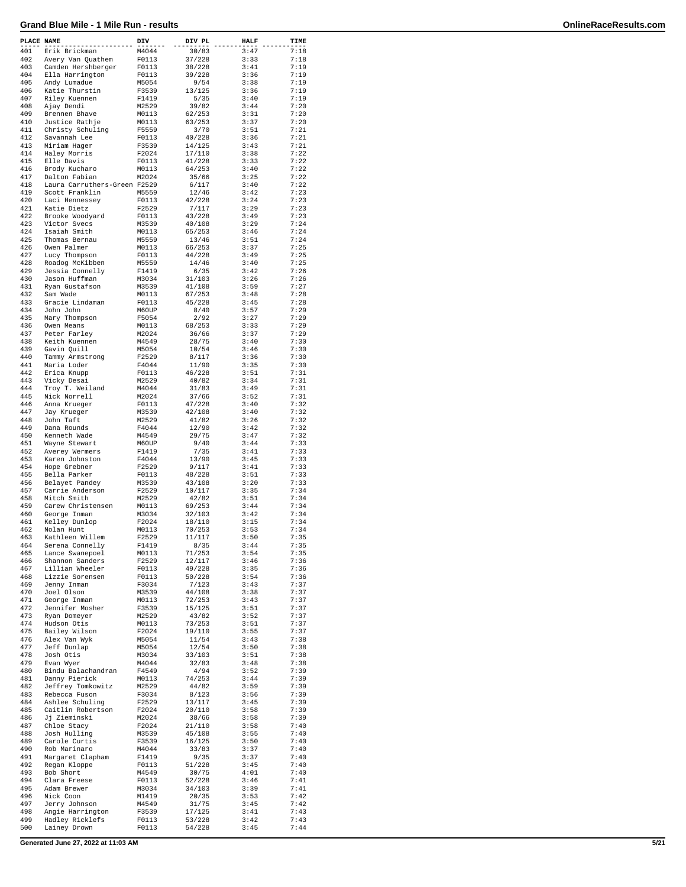# Grand Blue Mile - 1 Mile Run - results

| PLACE | NAME | DIV | DIV PL | HALF | TIME |
|---|---|---|---|---|---|
| 401 | Erik Brickman | M4044 | 30/83 | 3:47 | 7:18 |
| 402 | Avery Van Quathem | F0113 | 37/228 | 3:33 | 7:18 |
| 403 | Camden Hershberger | F0113 | 38/228 | 3:41 | 7:19 |
| 404 | Ella Harrington | F0113 | 39/228 | 3:36 | 7:19 |
| 405 | Andy Lumadue | M5054 | 9/54 | 3:38 | 7:19 |
| 406 | Katie Thurstin | F3539 | 13/125 | 3:36 | 7:19 |
| 407 | Riley Kuennen | F1419 | 5/35 | 3:40 | 7:19 |
| 408 | Ajay Dendi | M2529 | 39/82 | 3:44 | 7:20 |
| 409 | Brennen Bhave | M0113 | 62/253 | 3:31 | 7:20 |
| 410 | Justice Rathje | M0113 | 63/253 | 3:37 | 7:20 |
| 411 | Christy Schuling | F5559 | 3/70 | 3:51 | 7:21 |
| 412 | Savannah Lee | F0113 | 40/228 | 3:36 | 7:21 |
| 413 | Miriam Hager | F3539 | 14/125 | 3:43 | 7:21 |
| 414 | Haley Morris | F2024 | 17/110 | 3:38 | 7:22 |
| 415 | Elle Davis | F0113 | 41/228 | 3:33 | 7:22 |
| 416 | Brody Kucharo | M0113 | 64/253 | 3:40 | 7:22 |
| 417 | Dalton Fabian | M2024 | 35/66 | 3:25 | 7:22 |
| 418 | Laura Carruthers-Green | F2529 | 6/117 | 3:40 | 7:22 |
| 419 | Scott Franklin | M5559 | 12/46 | 3:42 | 7:23 |
| 420 | Laci Hennessey | F0113 | 42/228 | 3:24 | 7:23 |
| 421 | Katie Dietz | F2529 | 7/117 | 3:29 | 7:23 |
| 422 | Brooke Woodyard | F0113 | 43/228 | 3:49 | 7:23 |
| 423 | Victor Svecs | M3539 | 40/108 | 3:29 | 7:24 |
| 424 | Isaiah Smith | M0113 | 65/253 | 3:46 | 7:24 |
| 425 | Thomas Bernau | M5559 | 13/46 | 3:51 | 7:24 |
| 426 | Owen Palmer | M0113 | 66/253 | 3:37 | 7:25 |
| 427 | Lucy Thompson | F0113 | 44/228 | 3:49 | 7:25 |
| 428 | Roadog McKibben | M5559 | 14/46 | 3:40 | 7:25 |
| 429 | Jessia Connelly | F1419 | 6/35 | 3:42 | 7:26 |
| 430 | Jason Huffman | M3034 | 31/103 | 3:26 | 7:26 |
| 431 | Ryan Gustafson | M3539 | 41/108 | 3:59 | 7:27 |
| 432 | Sam Wade | M0113 | 67/253 | 3:48 | 7:28 |
| 433 | Gracie Lindaman | F0113 | 45/228 | 3:45 | 7:28 |
| 434 | John John | M60UP | 8/40 | 3:57 | 7:29 |
| 435 | Mary Thompson | F5054 | 2/92 | 3:27 | 7:29 |
| 436 | Owen Means | M0113 | 68/253 | 3:33 | 7:29 |
| 437 | Peter Farley | M2024 | 36/66 | 3:37 | 7:29 |
| 438 | Keith Kuennen | M4549 | 28/75 | 3:40 | 7:30 |
| 439 | Gavin Quill | M5054 | 10/54 | 3:46 | 7:30 |
| 440 | Tammy Armstrong | F2529 | 8/117 | 3:36 | 7:30 |
| 441 | Maria Loder | F4044 | 11/90 | 3:35 | 7:30 |
| 442 | Erica Knupp | F0113 | 46/228 | 3:51 | 7:31 |
| 443 | Vicky Desai | M2529 | 40/82 | 3:34 | 7:31 |
| 444 | Troy T. Weiland | M4044 | 31/83 | 3:49 | 7:31 |
| 445 | Nick Norrell | M2024 | 37/66 | 3:52 | 7:31 |
| 446 | Anna Krueger | F0113 | 47/228 | 3:40 | 7:32 |
| 447 | Jay Krueger | M3539 | 42/108 | 3:40 | 7:32 |
| 448 | John Taft | M2529 | 41/82 | 3:26 | 7:32 |
| 449 | Dana Rounds | F4044 | 12/90 | 3:42 | 7:32 |
| 450 | Kenneth Wade | M4549 | 29/75 | 3:47 | 7:32 |
| 451 | Wayne Stewart | M60UP | 9/40 | 3:44 | 7:33 |
| 452 | Averey Wermers | F1419 | 7/35 | 3:41 | 7:33 |
| 453 | Karen Johnston | F4044 | 13/90 | 3:45 | 7:33 |
| 454 | Hope Grebner | F2529 | 9/117 | 3:41 | 7:33 |
| 455 | Bella Parker | F0113 | 48/228 | 3:51 | 7:33 |
| 456 | Belayet Pandey | M3539 | 43/108 | 3:20 | 7:33 |
| 457 | Carrie Anderson | F2529 | 10/117 | 3:35 | 7:34 |
| 458 | Mitch Smith | M2529 | 42/82 | 3:51 | 7:34 |
| 459 | Carew Christensen | M0113 | 69/253 | 3:44 | 7:34 |
| 460 | George Inman | M3034 | 32/103 | 3:42 | 7:34 |
| 461 | Kelley Dunlop | F2024 | 18/110 | 3:15 | 7:34 |
| 462 | Nolan Hunt | M0113 | 70/253 | 3:53 | 7:34 |
| 463 | Kathleen Willem | F2529 | 11/117 | 3:50 | 7:35 |
| 464 | Serena Connelly | F1419 | 8/35 | 3:44 | 7:35 |
| 465 | Lance Swanepoel | M0113 | 71/253 | 3:54 | 7:35 |
| 466 | Shannon Sanders | F2529 | 12/117 | 3:46 | 7:36 |
| 467 | Lillian Wheeler | F0113 | 49/228 | 3:35 | 7:36 |
| 468 | Lizzie Sorensen | F0113 | 50/228 | 3:54 | 7:36 |
| 469 | Jenny Inman | F3034 | 7/123 | 3:43 | 7:37 |
| 470 | Joel Olson | M3539 | 44/108 | 3:38 | 7:37 |
| 471 | George Inman | M0113 | 72/253 | 3:43 | 7:37 |
| 472 | Jennifer Mosher | F3539 | 15/125 | 3:51 | 7:37 |
| 473 | Ryan Domeyer | M2529 | 43/82 | 3:52 | 7:37 |
| 474 | Hudson Otis | M0113 | 73/253 | 3:51 | 7:37 |
| 475 | Bailey Wilson | F2024 | 19/110 | 3:55 | 7:37 |
| 476 | Alex Van Wyk | M5054 | 11/54 | 3:43 | 7:38 |
| 477 | Jeff Dunlap | M5054 | 12/54 | 3:50 | 7:38 |
| 478 | Josh Otis | M3034 | 33/103 | 3:51 | 7:38 |
| 479 | Evan Wyer | M4044 | 32/83 | 3:48 | 7:38 |
| 480 | Bindu Balachandran | F4549 | 4/94 | 3:52 | 7:39 |
| 481 | Danny Pierick | M0113 | 74/253 | 3:44 | 7:39 |
| 482 | Jeffrey Tomkowitz | M2529 | 44/82 | 3:59 | 7:39 |
| 483 | Rebecca Fuson | F3034 | 8/123 | 3:56 | 7:39 |
| 484 | Ashlee Schuling | F2529 | 13/117 | 3:45 | 7:39 |
| 485 | Caitlin Robertson | F2024 | 20/110 | 3:58 | 7:39 |
| 486 | Jj Zieminski | M2024 | 38/66 | 3:58 | 7:39 |
| 487 | Chloe Stacy | F2024 | 21/110 | 3:58 | 7:40 |
| 488 | Josh Hulling | M3539 | 45/108 | 3:55 | 7:40 |
| 489 | Carole Curtis | F3539 | 16/125 | 3:50 | 7:40 |
| 490 | Rob Marinaro | M4044 | 33/83 | 3:37 | 7:40 |
| 491 | Margaret Clapham | F1419 | 9/35 | 3:37 | 7:40 |
| 492 | Regan Kloppe | F0113 | 51/228 | 3:45 | 7:40 |
| 493 | Bob Short | M4549 | 30/75 | 4:01 | 7:40 |
| 494 | Clara Freese | F0113 | 52/228 | 3:46 | 7:41 |
| 495 | Adam Brewer | M3034 | 34/103 | 3:39 | 7:41 |
| 496 | Nick Coon | M1419 | 20/35 | 3:53 | 7:42 |
| 497 | Jerry Johnson | M4549 | 31/75 | 3:45 | 7:42 |
| 498 | Angie Harrington | F3539 | 17/125 | 3:41 | 7:43 |
| 499 | Hadley Ricklefs | F0113 | 53/228 | 3:42 | 7:43 |
| 500 | Lainey Drown | F0113 | 54/228 | 3:45 | 7:44 |

Generated June 27, 2022 at 11:03 AM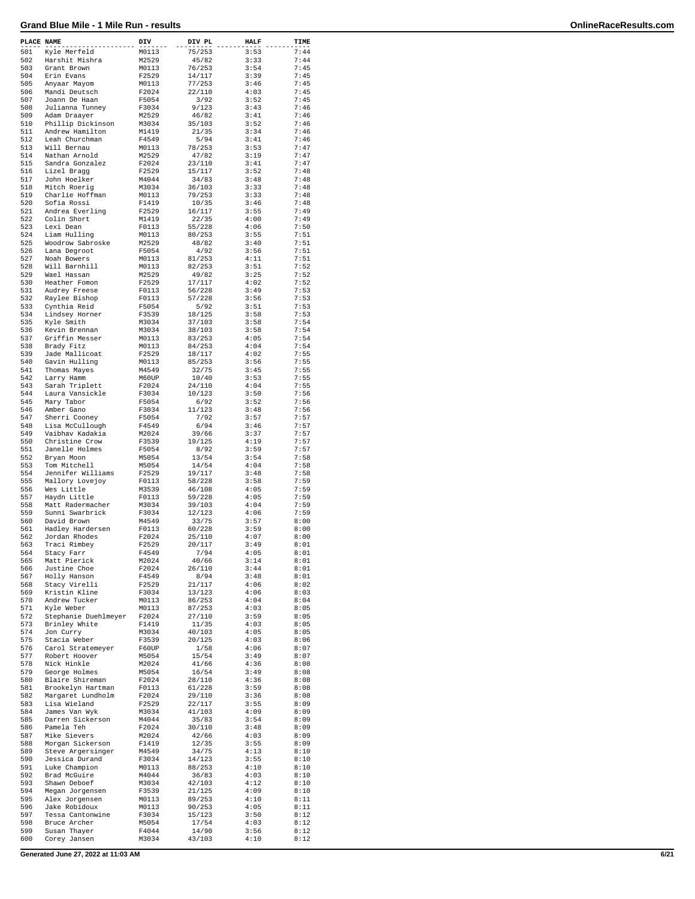# Grand Blue Mile - 1 Mile Run - results

| PLACE | NAME | DIV | DIV PL | HALF | TIME |
|---|---|---|---|---|---|
| 501 | Kyle Merfeld | M0113 | 75/253 | 3:53 | 7:44 |
| 502 | Harshit Mishra | M2529 | 45/82 | 3:33 | 7:44 |
| 503 | Grant Brown | M0113 | 76/253 | 3:54 | 7:45 |
| 504 | Erin Evans | F2529 | 14/117 | 3:39 | 7:45 |
| 505 | Anyaar Mayom | M0113 | 77/253 | 3:46 | 7:45 |
| 506 | Mandi Deutsch | F2024 | 22/110 | 4:03 | 7:45 |
| 507 | Joann De Haan | F5054 | 3/92 | 3:52 | 7:45 |
| 508 | Julianna Tunney | F3034 | 9/123 | 3:43 | 7:46 |
| 509 | Adam Draayer | M2529 | 46/82 | 3:41 | 7:46 |
| 510 | Phillip Dickinson | M3034 | 35/103 | 3:52 | 7:46 |
| 511 | Andrew Hamilton | M1419 | 21/35 | 3:34 | 7:46 |
| 512 | Leah Churchman | F4549 | 5/94 | 3:41 | 7:46 |
| 513 | Will Bernau | M0113 | 78/253 | 3:53 | 7:47 |
| 514 | Nathan Arnold | M2529 | 47/82 | 3:19 | 7:47 |
| 515 | Sandra Gonzalez | F2024 | 23/110 | 3:41 | 7:47 |
| 516 | Lizel Bragg | F2529 | 15/117 | 3:52 | 7:48 |
| 517 | John Hoelker | M4044 | 34/83 | 3:48 | 7:48 |
| 518 | Mitch Roerig | M3034 | 36/103 | 3:33 | 7:48 |
| 519 | Charlie Hoffman | M0113 | 79/253 | 3:33 | 7:48 |
| 520 | Sofia Rossi | F1419 | 10/35 | 3:46 | 7:48 |
| 521 | Andrea Everling | F2529 | 16/117 | 3:55 | 7:49 |
| 522 | Colin Short | M1419 | 22/35 | 4:00 | 7:49 |
| 523 | Lexi Dean | F0113 | 55/228 | 4:06 | 7:50 |
| 524 | Liam Hulling | M0113 | 80/253 | 3:55 | 7:51 |
| 525 | Woodrow Sabroske | M2529 | 48/82 | 3:40 | 7:51 |
| 526 | Lana Degroot | F5054 | 4/92 | 3:56 | 7:51 |
| 527 | Noah Bowers | M0113 | 81/253 | 4:11 | 7:51 |
| 528 | Will Barnhill | M0113 | 82/253 | 3:51 | 7:52 |
| 529 | Wael Hassan | M2529 | 49/82 | 3:25 | 7:52 |
| 530 | Heather Fomon | F2529 | 17/117 | 4:02 | 7:52 |
| 531 | Audrey Freese | F0113 | 56/228 | 3:49 | 7:53 |
| 532 | Raylee Bishop | F0113 | 57/228 | 3:56 | 7:53 |
| 533 | Cynthia Reid | F5054 | 5/92 | 3:51 | 7:53 |
| 534 | Lindsey Horner | F3539 | 18/125 | 3:58 | 7:53 |
| 535 | Kyle Smith | M3034 | 37/103 | 3:58 | 7:54 |
| 536 | Kevin Brennan | M3034 | 38/103 | 3:58 | 7:54 |
| 537 | Griffin Messer | M0113 | 83/253 | 4:05 | 7:54 |
| 538 | Brady Fitz | M0113 | 84/253 | 4:04 | 7:54 |
| 539 | Jade Mallicoat | F2529 | 18/117 | 4:02 | 7:55 |
| 540 | Gavin Hulling | M0113 | 85/253 | 3:56 | 7:55 |
| 541 | Thomas Mayes | M4549 | 32/75 | 3:45 | 7:55 |
| 542 | Larry Hamm | M60UP | 10/40 | 3:53 | 7:55 |
| 543 | Sarah Triplett | F2024 | 24/110 | 4:04 | 7:55 |
| 544 | Laura Vansickle | F3034 | 10/123 | 3:50 | 7:56 |
| 545 | Mary Tabor | F5054 | 6/92 | 3:52 | 7:56 |
| 546 | Amber Gano | F3034 | 11/123 | 3:48 | 7:56 |
| 547 | Sherri Cooney | F5054 | 7/92 | 3:57 | 7:57 |
| 548 | Lisa McCullough | F4549 | 6/94 | 3:46 | 7:57 |
| 549 | Vaibhav Kadakia | M2024 | 39/66 | 3:37 | 7:57 |
| 550 | Christine Crow | F3539 | 19/125 | 4:19 | 7:57 |
| 551 | Janelle Holmes | F5054 | 8/92 | 3:59 | 7:57 |
| 552 | Bryan Moon | M5054 | 13/54 | 3:54 | 7:58 |
| 553 | Tom Mitchell | M5054 | 14/54 | 4:04 | 7:58 |
| 554 | Jennifer Williams | F2529 | 19/117 | 3:48 | 7:58 |
| 555 | Mallory Lovejoy | F0113 | 58/228 | 3:58 | 7:59 |
| 556 | Wes Little | M3539 | 46/108 | 4:05 | 7:59 |
| 557 | Haydn Little | F0113 | 59/228 | 4:05 | 7:59 |
| 558 | Matt Radermacher | M3034 | 39/103 | 4:04 | 7:59 |
| 559 | Sunni Swarbrick | F3034 | 12/123 | 4:06 | 7:59 |
| 560 | David Brown | M4549 | 33/75 | 3:57 | 8:00 |
| 561 | Hadley Hardersen | F0113 | 60/228 | 3:59 | 8:00 |
| 562 | Jordan Rhodes | F2024 | 25/110 | 4:07 | 8:00 |
| 563 | Traci Rimbey | F2529 | 20/117 | 3:49 | 8:01 |
| 564 | Stacy Farr | F4549 | 7/94 | 4:05 | 8:01 |
| 565 | Matt Pierick | M2024 | 40/66 | 3:14 | 8:01 |
| 566 | Justine Choe | F2024 | 26/110 | 3:44 | 8:01 |
| 567 | Holly Hanson | F4549 | 8/94 | 3:48 | 8:01 |
| 568 | Stacy Virelli | F2529 | 21/117 | 4:06 | 8:02 |
| 569 | Kristin Kline | F3034 | 13/123 | 4:06 | 8:03 |
| 570 | Andrew Tucker | M0113 | 86/253 | 4:04 | 8:04 |
| 571 | Kyle Weber | M0113 | 87/253 | 4:03 | 8:05 |
| 572 | Stephanie Duehlmeyer | F2024 | 27/110 | 3:59 | 8:05 |
| 573 | Brinley White | F1419 | 11/35 | 4:03 | 8:05 |
| 574 | Jon Curry | M3034 | 40/103 | 4:05 | 8:05 |
| 575 | Stacia Weber | F3539 | 20/125 | 4:03 | 8:06 |
| 576 | Carol Stratemeyer | F60UP | 1/58 | 4:06 | 8:07 |
| 577 | Robert Hoover | M5054 | 15/54 | 3:49 | 8:07 |
| 578 | Nick Hinkle | M2024 | 41/66 | 4:36 | 8:08 |
| 579 | George Holmes | M5054 | 16/54 | 3:49 | 8:08 |
| 580 | Blaire Shireman | F2024 | 28/110 | 4:36 | 8:08 |
| 581 | Brookelyn Hartman | F0113 | 61/228 | 3:59 | 8:08 |
| 582 | Margaret Lundholm | F2024 | 29/110 | 3:36 | 8:08 |
| 583 | Lisa Wieland | F2529 | 22/117 | 3:55 | 8:09 |
| 584 | James Van Wyk | M3034 | 41/103 | 4:09 | 8:09 |
| 585 | Darren Sickerson | M4044 | 35/83 | 3:54 | 8:09 |
| 586 | Pamela Teh | F2024 | 30/110 | 3:48 | 8:09 |
| 587 | Mike Sievers | M2024 | 42/66 | 4:03 | 8:09 |
| 588 | Morgan Sickerson | F1419 | 12/35 | 3:55 | 8:09 |
| 589 | Steve Argersinger | M4549 | 34/75 | 4:13 | 8:10 |
| 590 | Jessica Durand | F3034 | 14/123 | 3:55 | 8:10 |
| 591 | Luke Champion | M0113 | 88/253 | 4:10 | 8:10 |
| 592 | Brad McGuire | M4044 | 36/83 | 4:03 | 8:10 |
| 593 | Shawn Deboef | M3034 | 42/103 | 4:12 | 8:10 |
| 594 | Megan Jorgensen | F3539 | 21/125 | 4:09 | 8:10 |
| 595 | Alex Jorgensen | M0113 | 89/253 | 4:10 | 8:11 |
| 596 | Jake Robidoux | M0113 | 90/253 | 4:05 | 8:11 |
| 597 | Tessa Cantonwine | F3034 | 15/123 | 3:50 | 8:12 |
| 598 | Bruce Archer | M5054 | 17/54 | 4:03 | 8:12 |
| 599 | Susan Thayer | F4044 | 14/90 | 3:56 | 8:12 |
| 600 | Corey Jansen | M3034 | 43/103 | 4:10 | 8:12 |

Generated June 27, 2022 at 11:03 AM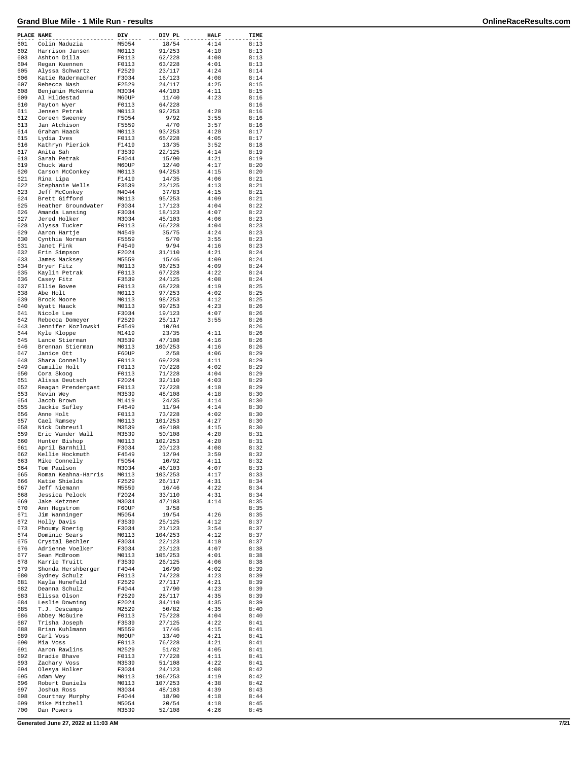# Grand Blue Mile - 1 Mile Run - results

| PLACE | NAME | DIV | DIV PL | HALF | TIME |
|---|---|---|---|---|---|
| 601 | Colin Maduzia | M5054 | 18/54 | 4:14 | 8:13 |
| 602 | Harrison Jansen | M0113 | 91/253 | 4:10 | 8:13 |
| 603 | Ashton Dilla | F0113 | 62/228 | 4:00 | 8:13 |
| 604 | Regan Kuennen | F0113 | 63/228 | 4:01 | 8:13 |
| 605 | Alyssa Schwartz | F2529 | 23/117 | 4:24 | 8:14 |
| 606 | Katie Radermacher | F3034 | 16/123 | 4:08 | 8:14 |
| 607 | Rebecca Nash | F2529 | 24/117 | 4:25 | 8:15 |
| 608 | Benjamin McKenna | M3034 | 44/103 | 4:11 | 8:15 |
| 609 | Al Hildestad | M60UP | 11/40 | 4:23 | 8:16 |
| 610 | Payton Wyer | F0113 | 64/228 | | 8:16 |
| 611 | Jensen Petrak | M0113 | 92/253 | 4:20 | 8:16 |
| 612 | Coreen Sweeney | F5054 | 9/92 | 3:55 | 8:16 |
| 613 | Jan Atchison | F5559 | 4/70 | 3:57 | 8:16 |
| 614 | Graham Haack | M0113 | 93/253 | 4:20 | 8:17 |
| 615 | Lydia Ives | F0113 | 65/228 | 4:05 | 8:17 |
| 616 | Kathryn Pierick | F1419 | 13/35 | 3:52 | 8:18 |
| 617 | Anita Sah | F3539 | 22/125 | 4:14 | 8:19 |
| 618 | Sarah Petrak | F4044 | 15/90 | 4:21 | 8:19 |
| 619 | Chuck Ward | M60UP | 12/40 | 4:17 | 8:20 |
| 620 | Carson McConkey | M0113 | 94/253 | 4:15 | 8:20 |
| 621 | Rina Lipa | F1419 | 14/35 | 4:06 | 8:21 |
| 622 | Stephanie Wells | F3539 | 23/125 | 4:13 | 8:21 |
| 623 | Jeff McConkey | M4044 | 37/83 | 4:15 | 8:21 |
| 624 | Brett Gifford | M0113 | 95/253 | 4:09 | 8:21 |
| 625 | Heather Groundwater | F3034 | 17/123 | 4:04 | 8:22 |
| 626 | Amanda Lansing | F3034 | 18/123 | 4:07 | 8:22 |
| 627 | Jered Holker | M3034 | 45/103 | 4:06 | 8:23 |
| 628 | Alyssa Tucker | F0113 | 66/228 | 4:04 | 8:23 |
| 629 | Aaron Hartje | M4549 | 35/75 | 4:24 | 8:23 |
| 630 | Cynthia Norman | F5559 | 5/70 | 3:55 | 8:23 |
| 631 | Janet Fink | F4549 | 9/94 | 4:16 | 8:23 |
| 632 | Erin Simpson | F2024 | 31/110 | 4:21 | 8:24 |
| 633 | James Macksey | M5559 | 15/46 | 4:09 | 8:24 |
| 634 | Bryer Fitz | M0113 | 96/253 | 4:09 | 8:24 |
| 635 | Kaylin Petrak | F0113 | 67/228 | 4:22 | 8:24 |
| 636 | Casey Fitz | F3539 | 24/125 | 4:08 | 8:24 |
| 637 | Ellie Bovee | F0113 | 68/228 | 4:19 | 8:25 |
| 638 | Abe Holt | M0113 | 97/253 | 4:02 | 8:25 |
| 639 | Brock Moore | M0113 | 98/253 | 4:12 | 8:25 |
| 640 | Wyatt Haack | M0113 | 99/253 | 4:23 | 8:26 |
| 641 | Nicole Lee | F3034 | 19/123 | 4:07 | 8:26 |
| 642 | Rebecca Domeyer | F2529 | 25/117 | 3:55 | 8:26 |
| 643 | Jennifer Kozlowski | F4549 | 10/94 | | 8:26 |
| 644 | Kyle Kloppe | M1419 | 23/35 | 4:11 | 8:26 |
| 645 | Lance Stierman | M3539 | 47/108 | 4:16 | 8:26 |
| 646 | Brennan Stierman | M0113 | 100/253 | 4:16 | 8:26 |
| 647 | Janice Ott | F60UP | 2/58 | 4:06 | 8:29 |
| 648 | Shara Connelly | F0113 | 69/228 | 4:11 | 8:29 |
| 649 | Camille Holt | F0113 | 70/228 | 4:02 | 8:29 |
| 650 | Cora Skoog | F0113 | 71/228 | 4:04 | 8:29 |
| 651 | Alissa Deutsch | F2024 | 32/110 | 4:03 | 8:29 |
| 652 | Reagan Prendergast | F0113 | 72/228 | 4:10 | 8:29 |
| 653 | Kevin Wey | M3539 | 48/108 | 4:18 | 8:30 |
| 654 | Jacob Brown | M1419 | 24/35 | 4:14 | 8:30 |
| 655 | Jackie Safley | F4549 | 11/94 | 4:14 | 8:30 |
| 656 | Anne Holt | F0113 | 73/228 | 4:02 | 8:30 |
| 657 | Cael Ramsey | M0113 | 101/253 | 4:27 | 8:30 |
| 658 | Nick Dubreuil | M3539 | 49/108 | 4:15 | 8:30 |
| 659 | Eric Vander Wall | M3539 | 50/108 | 4:20 | 8:31 |
| 660 | Hunter Bishop | M0113 | 102/253 | 4:20 | 8:31 |
| 661 | April Barnhill | F3034 | 20/123 | 4:08 | 8:32 |
| 662 | Kellie Hockmuth | F4549 | 12/94 | 3:59 | 8:32 |
| 663 | Mike Connelly | F5054 | 10/92 | 4:11 | 8:32 |
| 664 | Tom Paulson | M3034 | 46/103 | 4:07 | 8:33 |
| 665 | Roman Keahna-Harris | M0113 | 103/253 | 4:17 | 8:33 |
| 666 | Katie Shields | F2529 | 26/117 | 4:31 | 8:34 |
| 667 | Jeff Niemann | M5559 | 16/46 | 4:22 | 8:34 |
| 668 | Jessica Pelock | F2024 | 33/110 | 4:31 | 8:34 |
| 669 | Jake Ketzner | M3034 | 47/103 | 4:14 | 8:35 |
| 670 | Ann Hegstrom | F60UP | 3/58 | | 8:35 |
| 671 | Jim Wanninger | M5054 | 19/54 | 4:26 | 8:35 |
| 672 | Holly Davis | F3539 | 25/125 | 4:12 | 8:37 |
| 673 | Phoumy Roerig | F3034 | 21/123 | 3:54 | 8:37 |
| 674 | Dominic Sears | M0113 | 104/253 | 4:12 | 8:37 |
| 675 | Crystal Bechler | F3034 | 22/123 | 4:10 | 8:37 |
| 676 | Adrienne Voelker | F3034 | 23/123 | 4:07 | 8:38 |
| 677 | Sean McBroom | M0113 | 105/253 | 4:01 | 8:38 |
| 678 | Karrie Truitt | F3539 | 26/125 | 4:06 | 8:38 |
| 679 | Shonda Hershberger | F4044 | 16/90 | 4:02 | 8:39 |
| 680 | Sydney Schulz | F0113 | 74/228 | 4:23 | 8:39 |
| 681 | Kayla Hunefeld | F2529 | 27/117 | 4:21 | 8:39 |
| 682 | Deanna Schulz | F4044 | 17/90 | 4:23 | 8:39 |
| 683 | Elissa Olson | F2529 | 28/117 | 4:35 | 8:39 |
| 684 | Leslie Downing | F2024 | 34/110 | 4:35 | 8:39 |
| 685 | T.J. Descamps | M2529 | 50/82 | 4:35 | 8:40 |
| 686 | Abbey McGuire | F0113 | 75/228 | 4:04 | 8:40 |
| 687 | Trisha Joseph | F3539 | 27/125 | 4:22 | 8:41 |
| 688 | Brian Kuhlmann | M5559 | 17/46 | 4:15 | 8:41 |
| 689 | Carl Voss | M60UP | 13/40 | 4:21 | 8:41 |
| 690 | Mia Voss | F0113 | 76/228 | 4:21 | 8:41 |
| 691 | Aaron Rawlins | M2529 | 51/82 | 4:05 | 8:41 |
| 692 | Bradie Bhave | F0113 | 77/228 | 4:11 | 8:41 |
| 693 | Zachary Voss | M3539 | 51/108 | 4:22 | 8:41 |
| 694 | Olesya Holker | F3034 | 24/123 | 4:08 | 8:42 |
| 695 | Adam Wey | M0113 | 106/253 | 4:19 | 8:42 |
| 696 | Robert Daniels | M0113 | 107/253 | 4:38 | 8:42 |
| 697 | Joshua Ross | M3034 | 48/103 | 4:39 | 8:43 |
| 698 | Courtnay Murphy | F4044 | 18/90 | 4:18 | 8:44 |
| 699 | Mike Mitchell | M5054 | 20/54 | 4:18 | 8:45 |
| 700 | Dan Powers | M3539 | 52/108 | 4:26 | 8:45 |

Generated June 27, 2022 at 11:03 AM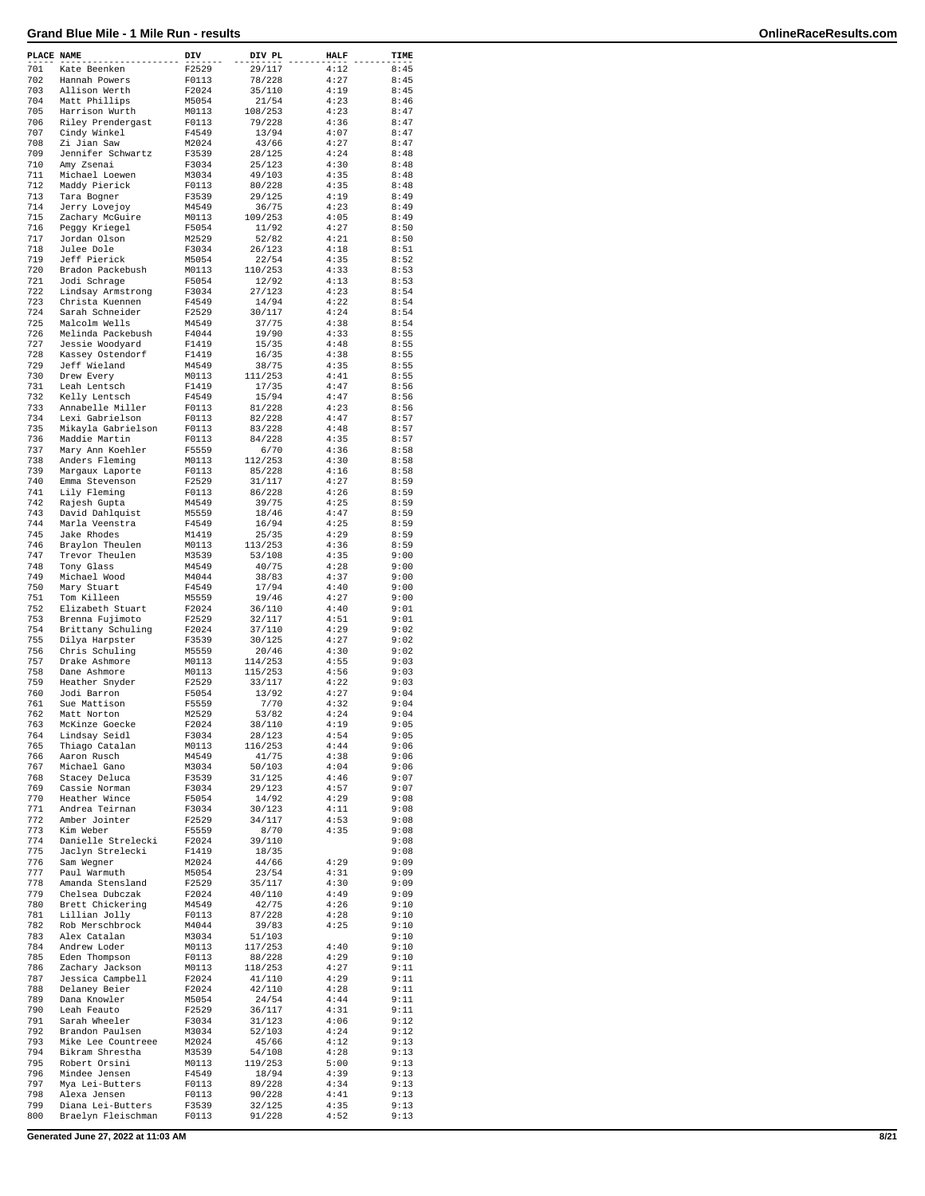# Grand Blue Mile - 1 Mile Run - results

| PLACE | NAME | DIV | DIV PL | HALF | TIME |
|---|---|---|---|---|---|
| 701 | Kate Beenken | F2529 | 29/117 | 4:12 | 8:45 |
| 702 | Hannah Powers | F0113 | 78/228 | 4:27 | 8:45 |
| 703 | Allison Werth | F2024 | 35/110 | 4:19 | 8:45 |
| 704 | Matt Phillips | M5054 | 21/54 | 4:23 | 8:46 |
| 705 | Harrison Wurth | M0113 | 108/253 | 4:23 | 8:47 |
| 706 | Riley Prendergast | F0113 | 79/228 | 4:36 | 8:47 |
| 707 | Cindy Winkel | F4549 | 13/94 | 4:07 | 8:47 |
| 708 | Zi Jian Saw | M2024 | 43/66 | 4:27 | 8:47 |
| 709 | Jennifer Schwartz | F3539 | 28/125 | 4:24 | 8:48 |
| 710 | Amy Zsenai | F3034 | 25/123 | 4:30 | 8:48 |
| 711 | Michael Loewen | M3034 | 49/103 | 4:35 | 8:48 |
| 712 | Maddy Pierick | F0113 | 80/228 | 4:35 | 8:48 |
| 713 | Tara Bogner | F3539 | 29/125 | 4:19 | 8:49 |
| 714 | Jerry Lovejoy | M4549 | 36/75 | 4:23 | 8:49 |
| 715 | Zachary McGuire | M0113 | 109/253 | 4:05 | 8:49 |
| 716 | Peggy Kriegel | F5054 | 11/92 | 4:27 | 8:50 |
| 717 | Jordan Olson | M2529 | 52/82 | 4:21 | 8:50 |
| 718 | Julee Dole | F3034 | 26/123 | 4:18 | 8:51 |
| 719 | Jeff Pierick | M5054 | 22/54 | 4:35 | 8:52 |
| 720 | Bradon Packebush | M0113 | 110/253 | 4:33 | 8:53 |
| 721 | Jodi Schrage | F5054 | 12/92 | 4:13 | 8:53 |
| 722 | Lindsay Armstrong | F3034 | 27/123 | 4:23 | 8:54 |
| 723 | Christa Kuennen | F4549 | 14/94 | 4:22 | 8:54 |
| 724 | Sarah Schneider | F2529 | 30/117 | 4:24 | 8:54 |
| 725 | Malcolm Wells | M4549 | 37/75 | 4:38 | 8:54 |
| 726 | Melinda Packebush | F4044 | 19/90 | 4:33 | 8:55 |
| 727 | Jessie Woodyard | F1419 | 15/35 | 4:48 | 8:55 |
| 728 | Kassey Ostendorf | F1419 | 16/35 | 4:38 | 8:55 |
| 729 | Jeff Wieland | M4549 | 38/75 | 4:35 | 8:55 |
| 730 | Drew Every | M0113 | 111/253 | 4:41 | 8:55 |
| 731 | Leah Lentsch | F1419 | 17/35 | 4:47 | 8:56 |
| 732 | Kelly Lentsch | F4549 | 15/94 | 4:47 | 8:56 |
| 733 | Annabelle Miller | F0113 | 81/228 | 4:23 | 8:56 |
| 734 | Lexi Gabrielson | F0113 | 82/228 | 4:47 | 8:57 |
| 735 | Mikayla Gabrielson | F0113 | 83/228 | 4:48 | 8:57 |
| 736 | Maddie Martin | F0113 | 84/228 | 4:35 | 8:57 |
| 737 | Mary Ann Koehler | F5559 | 6/70 | 4:36 | 8:58 |
| 738 | Anders Fleming | M0113 | 112/253 | 4:30 | 8:58 |
| 739 | Margaux Laporte | F0113 | 85/228 | 4:16 | 8:58 |
| 740 | Emma Stevenson | F2529 | 31/117 | 4:27 | 8:59 |
| 741 | Lily Fleming | F0113 | 86/228 | 4:26 | 8:59 |
| 742 | Rajesh Gupta | M4549 | 39/75 | 4:25 | 8:59 |
| 743 | David Dahlquist | M5559 | 18/46 | 4:47 | 8:59 |
| 744 | Marla Veenstra | F4549 | 16/94 | 4:25 | 8:59 |
| 745 | Jake Rhodes | M1419 | 25/35 | 4:29 | 8:59 |
| 746 | Braylon Theulen | M0113 | 113/253 | 4:36 | 8:59 |
| 747 | Trevor Theulen | M3539 | 53/108 | 4:35 | 9:00 |
| 748 | Tony Glass | M4549 | 40/75 | 4:28 | 9:00 |
| 749 | Michael Wood | M4044 | 38/83 | 4:37 | 9:00 |
| 750 | Mary Stuart | F4549 | 17/94 | 4:40 | 9:00 |
| 751 | Tom Killeen | M5559 | 19/46 | 4:27 | 9:00 |
| 752 | Elizabeth Stuart | F2024 | 36/110 | 4:40 | 9:01 |
| 753 | Brenna Fujimoto | F2529 | 32/117 | 4:51 | 9:01 |
| 754 | Brittany Schuling | F2024 | 37/110 | 4:29 | 9:02 |
| 755 | Dilya Harpster | F3539 | 30/125 | 4:27 | 9:02 |
| 756 | Chris Schuling | M5559 | 20/46 | 4:30 | 9:02 |
| 757 | Drake Ashmore | M0113 | 114/253 | 4:55 | 9:03 |
| 758 | Dane Ashmore | M0113 | 115/253 | 4:56 | 9:03 |
| 759 | Heather Snyder | F2529 | 33/117 | 4:22 | 9:03 |
| 760 | Jodi Barron | F5054 | 13/92 | 4:27 | 9:04 |
| 761 | Sue Mattison | F5559 | 7/70 | 4:32 | 9:04 |
| 762 | Matt Norton | M2529 | 53/82 | 4:24 | 9:04 |
| 763 | McKinze Goecke | F2024 | 38/110 | 4:19 | 9:05 |
| 764 | Lindsay Seidl | F3034 | 28/123 | 4:54 | 9:05 |
| 765 | Thiago Catalan | M0113 | 116/253 | 4:44 | 9:06 |
| 766 | Aaron Rusch | M4549 | 41/75 | 4:38 | 9:06 |
| 767 | Michael Gano | M3034 | 50/103 | 4:04 | 9:06 |
| 768 | Stacey Deluca | F3539 | 31/125 | 4:46 | 9:07 |
| 769 | Cassie Norman | F3034 | 29/123 | 4:57 | 9:07 |
| 770 | Heather Wince | F5054 | 14/92 | 4:29 | 9:08 |
| 771 | Andrea Teirnan | F3034 | 30/123 | 4:11 | 9:08 |
| 772 | Amber Jointer | F2529 | 34/117 | 4:53 | 9:08 |
| 773 | Kim Weber | F5559 | 8/70 | 4:35 | 9:08 |
| 774 | Danielle Strelecki | F2024 | 39/110 | | 9:08 |
| 775 | Jaclyn Strelecki | F1419 | 18/35 | | 9:08 |
| 776 | Sam Wegner | M2024 | 44/66 | 4:29 | 9:09 |
| 777 | Paul Warmuth | M5054 | 23/54 | 4:31 | 9:09 |
| 778 | Amanda Stensland | F2529 | 35/117 | 4:30 | 9:09 |
| 779 | Chelsea Dubczak | F2024 | 40/110 | 4:49 | 9:09 |
| 780 | Brett Chickering | M4549 | 42/75 | 4:26 | 9:10 |
| 781 | Lillian Jolly | F0113 | 87/228 | 4:28 | 9:10 |
| 782 | Rob Merschbrock | M4044 | 39/83 | 4:25 | 9:10 |
| 783 | Alex Catalan | M3034 | 51/103 | | 9:10 |
| 784 | Andrew Loder | M0113 | 117/253 | 4:40 | 9:10 |
| 785 | Eden Thompson | F0113 | 88/228 | 4:29 | 9:10 |
| 786 | Zachary Jackson | M0113 | 118/253 | 4:27 | 9:11 |
| 787 | Jessica Campbell | F2024 | 41/110 | 4:29 | 9:11 |
| 788 | Delaney Beier | F2024 | 42/110 | 4:28 | 9:11 |
| 789 | Dana Knowler | M5054 | 24/54 | 4:44 | 9:11 |
| 790 | Leah Feauto | F2529 | 36/117 | 4:31 | 9:11 |
| 791 | Sarah Wheeler | F3034 | 31/123 | 4:06 | 9:12 |
| 792 | Brandon Paulsen | M3034 | 52/103 | 4:24 | 9:12 |
| 793 | Mike Lee Countreee | M2024 | 45/66 | 4:12 | 9:13 |
| 794 | Bikram Shrestha | M3539 | 54/108 | 4:28 | 9:13 |
| 795 | Robert Orsini | M0113 | 119/253 | 5:00 | 9:13 |
| 796 | Mindee Jensen | F4549 | 18/94 | 4:39 | 9:13 |
| 797 | Mya Lei-Butters | F0113 | 89/228 | 4:34 | 9:13 |
| 798 | Alexa Jensen | F0113 | 90/228 | 4:41 | 9:13 |
| 799 | Diana Lei-Butters | F3539 | 32/125 | 4:35 | 9:13 |
| 800 | Braelyn Fleischman | F0113 | 91/228 | 4:52 | 9:13 |

Generated June 27, 2022 at 11:03 AM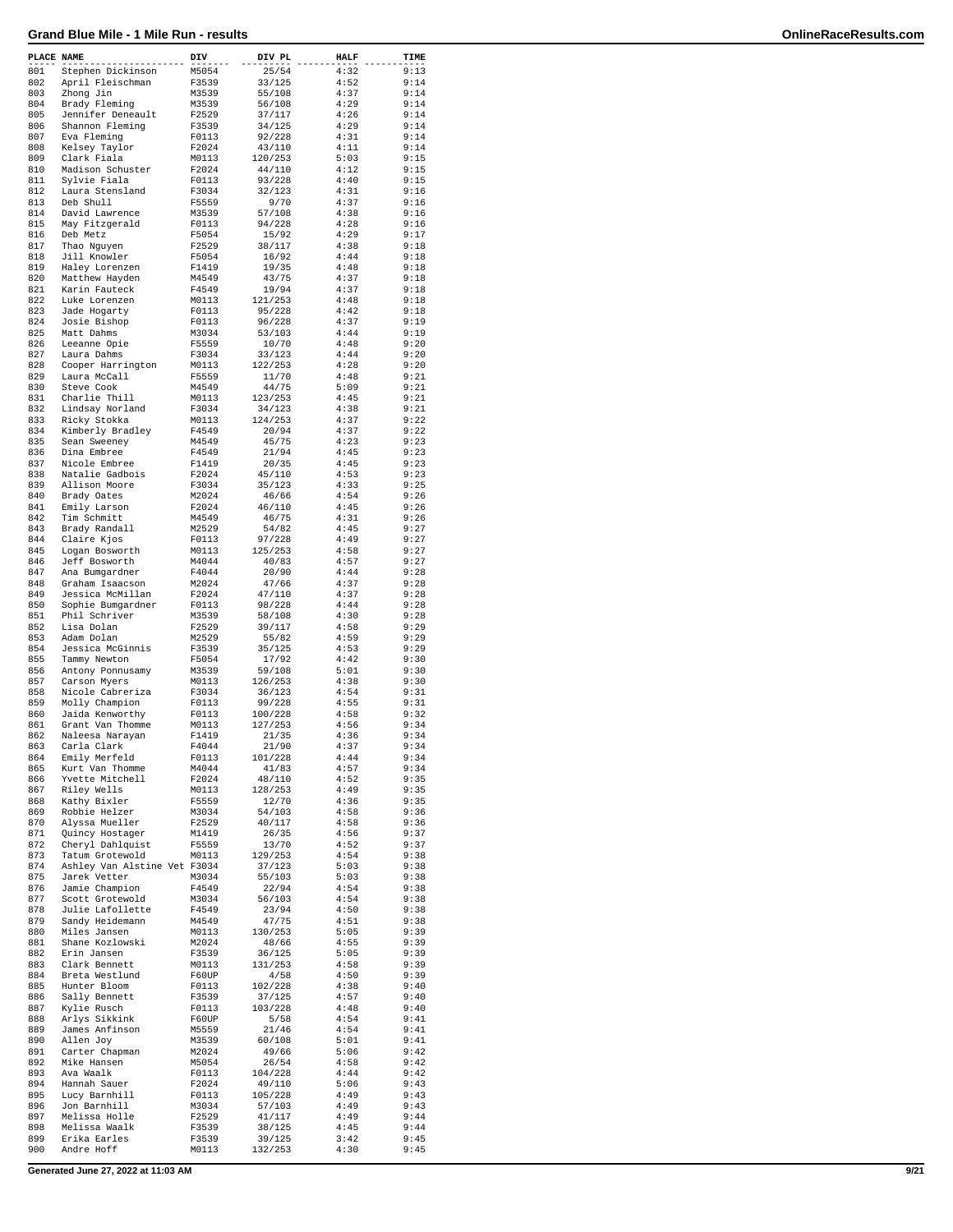# Grand Blue Mile - 1 Mile Run - results

| PLACE | NAME | DIV | DIV PL | HALF | TIME |
|---|---|---|---|---|---|
| 801 | Stephen Dickinson | M5054 | 25/54 | 4:32 | 9:13 |
| 802 | April Fleischman | F3539 | 33/125 | 4:52 | 9:14 |
| 803 | Zhong Jin | M3539 | 55/108 | 4:37 | 9:14 |
| 804 | Brady Fleming | M3539 | 56/108 | 4:29 | 9:14 |
| 805 | Jennifer Deneault | F2529 | 37/117 | 4:26 | 9:14 |
| 806 | Shannon Fleming | F3539 | 34/125 | 4:29 | 9:14 |
| 807 | Eva Fleming | F0113 | 92/228 | 4:31 | 9:14 |
| 808 | Kelsey Taylor | F2024 | 43/110 | 4:11 | 9:14 |
| 809 | Clark Fiala | M0113 | 120/253 | 5:03 | 9:15 |
| 810 | Madison Schuster | F2024 | 44/110 | 4:12 | 9:15 |
| 811 | Sylvie Fiala | F0113 | 93/228 | 4:40 | 9:15 |
| 812 | Laura Stensland | F3034 | 32/123 | 4:31 | 9:16 |
| 813 | Deb Shull | F5559 | 9/70 | 4:37 | 9:16 |
| 814 | David Lawrence | M3539 | 57/108 | 4:38 | 9:16 |
| 815 | May Fitzgerald | F0113 | 94/228 | 4:28 | 9:16 |
| 816 | Deb Metz | F5054 | 15/92 | 4:29 | 9:17 |
| 817 | Thao Nguyen | F2529 | 38/117 | 4:38 | 9:18 |
| 818 | Jill Knowler | F5054 | 16/92 | 4:44 | 9:18 |
| 819 | Haley Lorenzen | F1419 | 19/35 | 4:48 | 9:18 |
| 820 | Matthew Hayden | M4549 | 43/75 | 4:37 | 9:18 |
| 821 | Karin Fauteck | F4549 | 19/94 | 4:37 | 9:18 |
| 822 | Luke Lorenzen | M0113 | 121/253 | 4:48 | 9:18 |
| 823 | Jade Hogarty | F0113 | 95/228 | 4:42 | 9:18 |
| 824 | Josie Bishop | F0113 | 96/228 | 4:37 | 9:19 |
| 825 | Matt Dahms | M3034 | 53/103 | 4:44 | 9:19 |
| 826 | Leeanne Opie | F5559 | 10/70 | 4:48 | 9:20 |
| 827 | Laura Dahms | F3034 | 33/123 | 4:44 | 9:20 |
| 828 | Cooper Harrington | M0113 | 122/253 | 4:28 | 9:20 |
| 829 | Laura McCall | F5559 | 11/70 | 4:48 | 9:21 |
| 830 | Steve Cook | M4549 | 44/75 | 5:09 | 9:21 |
| 831 | Charlie Thill | M0113 | 123/253 | 4:45 | 9:21 |
| 832 | Lindsay Norland | F3034 | 34/123 | 4:38 | 9:21 |
| 833 | Ricky Stokka | M0113 | 124/253 | 4:37 | 9:22 |
| 834 | Kimberly Bradley | F4549 | 20/94 | 4:37 | 9:22 |
| 835 | Sean Sweeney | M4549 | 45/75 | 4:23 | 9:23 |
| 836 | Dina Embree | F4549 | 21/94 | 4:45 | 9:23 |
| 837 | Nicole Embree | F1419 | 20/35 | 4:45 | 9:23 |
| 838 | Natalie Gadbois | F2024 | 45/110 | 4:53 | 9:23 |
| 839 | Allison Moore | F3034 | 35/123 | 4:33 | 9:25 |
| 840 | Brady Oates | M2024 | 46/66 | 4:54 | 9:26 |
| 841 | Emily Larson | F2024 | 46/110 | 4:45 | 9:26 |
| 842 | Tim Schmitt | M4549 | 46/75 | 4:31 | 9:26 |
| 843 | Brady Randall | M2529 | 54/82 | 4:45 | 9:27 |
| 844 | Claire Kjos | F0113 | 97/228 | 4:49 | 9:27 |
| 845 | Logan Bosworth | M0113 | 125/253 | 4:58 | 9:27 |
| 846 | Jeff Bosworth | M4044 | 40/83 | 4:57 | 9:27 |
| 847 | Ana Bumgardner | F4044 | 20/90 | 4:44 | 9:28 |
| 848 | Graham Isaacson | M2024 | 47/66 | 4:37 | 9:28 |
| 849 | Jessica McMillan | F2024 | 47/110 | 4:37 | 9:28 |
| 850 | Sophie Bumgardner | F0113 | 98/228 | 4:44 | 9:28 |
| 851 | Phil Schriver | M3539 | 58/108 | 4:30 | 9:28 |
| 852 | Lisa Dolan | F2529 | 39/117 | 4:58 | 9:29 |
| 853 | Adam Dolan | M2529 | 55/82 | 4:59 | 9:29 |
| 854 | Jessica McGinnis | F3539 | 35/125 | 4:53 | 9:29 |
| 855 | Tammy Newton | F5054 | 17/92 | 4:42 | 9:30 |
| 856 | Antony Ponnusamy | M3539 | 59/108 | 5:01 | 9:30 |
| 857 | Carson Myers | M0113 | 126/253 | 4:38 | 9:30 |
| 858 | Nicole Cabreriza | F3034 | 36/123 | 4:54 | 9:31 |
| 859 | Molly Champion | F0113 | 99/228 | 4:55 | 9:31 |
| 860 | Jaida Kenworthy | F0113 | 100/228 | 4:58 | 9:32 |
| 861 | Grant Van Thomme | M0113 | 127/253 | 4:56 | 9:34 |
| 862 | Naleesa Narayan | F1419 | 21/35 | 4:36 | 9:34 |
| 863 | Carla Clark | F4044 | 21/90 | 4:37 | 9:34 |
| 864 | Emily Merfeld | F0113 | 101/228 | 4:44 | 9:34 |
| 865 | Kurt Van Thomme | M4044 | 41/83 | 4:57 | 9:34 |
| 866 | Yvette Mitchell | F2024 | 48/110 | 4:52 | 9:35 |
| 867 | Riley Wells | M0113 | 128/253 | 4:49 | 9:35 |
| 868 | Kathy Bixler | F5559 | 12/70 | 4:36 | 9:35 |
| 869 | Robbie Helzer | M3034 | 54/103 | 4:58 | 9:36 |
| 870 | Alyssa Mueller | F2529 | 40/117 | 4:58 | 9:36 |
| 871 | Quincy Hostager | M1419 | 26/35 | 4:56 | 9:37 |
| 872 | Cheryl Dahlquist | F5559 | 13/70 | 4:52 | 9:37 |
| 873 | Tatum Grotewold | M0113 | 129/253 | 4:54 | 9:38 |
| 874 | Ashley Van Alstine Vet | F3034 | 37/123 | 5:03 | 9:38 |
| 875 | Jarek Vetter | M3034 | 55/103 | 5:03 | 9:38 |
| 876 | Jamie Champion | F4549 | 22/94 | 4:54 | 9:38 |
| 877 | Scott Grotewold | M3034 | 56/103 | 4:54 | 9:38 |
| 878 | Julie Lafollette | F4549 | 23/94 | 4:50 | 9:38 |
| 879 | Sandy Heidemann | M4549 | 47/75 | 4:51 | 9:38 |
| 880 | Miles Jansen | M0113 | 130/253 | 5:05 | 9:39 |
| 881 | Shane Kozlowski | M2024 | 48/66 | 4:55 | 9:39 |
| 882 | Erin Jansen | F3539 | 36/125 | 5:05 | 9:39 |
| 883 | Clark Bennett | M0113 | 131/253 | 4:58 | 9:39 |
| 884 | Breta Westlund | F60UP | 4/58 | 4:50 | 9:39 |
| 885 | Hunter Bloom | F0113 | 102/228 | 4:38 | 9:40 |
| 886 | Sally Bennett | F3539 | 37/125 | 4:57 | 9:40 |
| 887 | Kylie Rusch | F0113 | 103/228 | 4:48 | 9:40 |
| 888 | Arlys Sikkink | F60UP | 5/58 | 4:54 | 9:41 |
| 889 | James Anfinson | M5559 | 21/46 | 4:54 | 9:41 |
| 890 | Allen Joy | M3539 | 60/108 | 5:01 | 9:41 |
| 891 | Carter Chapman | M2024 | 49/66 | 5:06 | 9:42 |
| 892 | Mike Hansen | M5054 | 26/54 | 4:58 | 9:42 |
| 893 | Ava Waalk | F0113 | 104/228 | 4:44 | 9:42 |
| 894 | Hannah Sauer | F2024 | 49/110 | 5:06 | 9:43 |
| 895 | Lucy Barnhill | F0113 | 105/228 | 4:49 | 9:43 |
| 896 | Jon Barnhill | M3034 | 57/103 | 4:49 | 9:43 |
| 897 | Melissa Holle | F2529 | 41/117 | 4:49 | 9:44 |
| 898 | Melissa Waalk | F3539 | 38/125 | 4:45 | 9:44 |
| 899 | Erika Earles | F3539 | 39/125 | 3:42 | 9:45 |
| 900 | Andre Hoff | M0113 | 132/253 | 4:30 | 9:45 |

Generated June 27, 2022 at 11:03 AM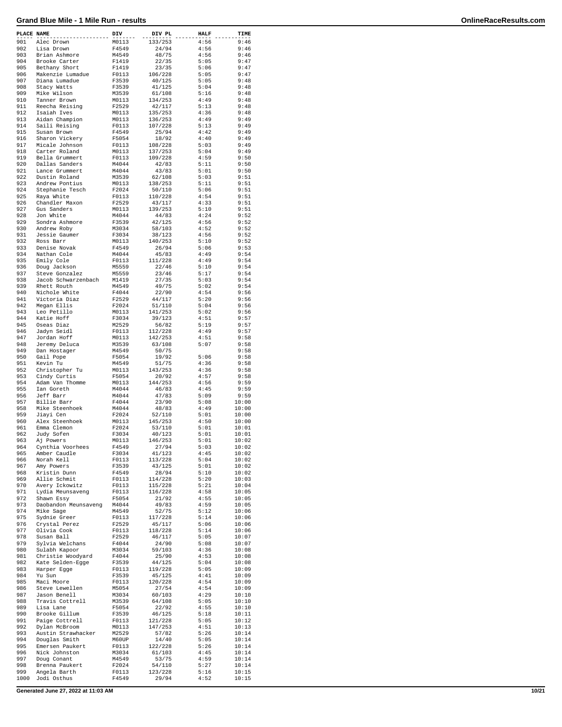# Grand Blue Mile - 1 Mile Run - results

| PLACE | NAME | DIV | DIV PL | HALF | TIME |
|---|---|---|---|---|---|
| 901 | Alec Drown | M0113 | 133/253 | 4:56 | 9:46 |
| 902 | Lisa Drown | F4549 | 24/94 | 4:56 | 9:46 |
| 903 | Brian Ashmore | M4549 | 48/75 | 4:56 | 9:46 |
| 904 | Brooke Carter | F1419 | 22/35 | 5:05 | 9:47 |
| 905 | Bethany Short | F1419 | 23/35 | 5:06 | 9:47 |
| 906 | Makenzie Lumadue | F0113 | 106/228 | 5:05 | 9:47 |
| 907 | Diana Lumadue | F3539 | 40/125 | 5:05 | 9:48 |
| 908 | Stacy Watts | F3539 | 41/125 | 5:04 | 9:48 |
| 909 | Mike Wilson | M3539 | 61/108 | 5:16 | 9:48 |
| 910 | Tanner Brown | M0113 | 134/253 | 4:49 | 9:48 |
| 911 | Reecha Reising | F2529 | 42/117 | 5:13 | 9:48 |
| 912 | Isaiah Ives | M0113 | 135/253 | 4:36 | 9:48 |
| 913 | Aidan Champion | M0113 | 136/253 | 4:49 | 9:49 |
| 914 | Saili Reising | F0113 | 107/228 | 5:13 | 9:49 |
| 915 | Susan Brown | F4549 | 25/94 | 4:42 | 9:49 |
| 916 | Sharon Vickery | F5054 | 18/92 | 4:40 | 9:49 |
| 917 | Micale Johnson | F0113 | 108/228 | 5:03 | 9:49 |
| 918 | Carter Roland | M0113 | 137/253 | 5:04 | 9:49 |
| 919 | Bella Grummert | F0113 | 109/228 | 4:59 | 9:50 |
| 920 | Dallas Sanders | M4044 | 42/83 | 5:11 | 9:50 |
| 921 | Lance Grummert | M4044 | 43/83 | 5:01 | 9:50 |
| 922 | Dustin Roland | M3539 | 62/108 | 5:03 | 9:51 |
| 923 | Andrew Pontius | M0113 | 138/253 | 5:11 | 9:51 |
| 924 | Stephanie Tesch | F2024 | 50/110 | 5:06 | 9:51 |
| 925 | Raya White | F0113 | 110/228 | 4:54 | 9:51 |
| 926 | Chandler Maxon | F2529 | 43/117 | 4:33 | 9:51 |
| 927 | Gus Sanders | M0113 | 139/253 | 5:10 | 9:51 |
| 928 | Jon White | M4044 | 44/83 | 4:24 | 9:52 |
| 929 | Sondra Ashmore | F3539 | 42/125 | 4:56 | 9:52 |
| 930 | Andrew Roby | M3034 | 58/103 | 4:52 | 9:52 |
| 931 | Jessie Gaumer | F3034 | 38/123 | 4:56 | 9:52 |
| 932 | Ross Barr | M0113 | 140/253 | 5:10 | 9:52 |
| 933 | Denise Novak | F4549 | 26/94 | 5:06 | 9:53 |
| 934 | Nathan Cole | M4044 | 45/83 | 4:49 | 9:54 |
| 935 | Emily Cole | F0113 | 111/228 | 4:49 | 9:54 |
| 936 | Doug Jackson | M5559 | 22/46 | 5:10 | 9:54 |
| 937 | Steve Gonzalez | M5559 | 23/46 | 5:17 | 9:54 |
| 938 | Jacob Schwarzenbach | M1419 | 27/35 | 5:03 | 9:54 |
| 939 | Rhett Routh | M4549 | 49/75 | 5:02 | 9:54 |
| 940 | Nichole White | F4044 | 22/90 | 4:54 | 9:56 |
| 941 | Victoria Diaz | F2529 | 44/117 | 5:20 | 9:56 |
| 942 | Megan Ellis | F2024 | 51/110 | 5:04 | 9:56 |
| 943 | Leo Petillo | M0113 | 141/253 | 5:02 | 9:56 |
| 944 | Katie Hoff | F3034 | 39/123 | 4:51 | 9:57 |
| 945 | Oseas Diaz | M2529 | 56/82 | 5:19 | 9:57 |
| 946 | Jadyn Seidl | F0113 | 112/228 | 4:49 | 9:57 |
| 947 | Jordan Hoff | M0113 | 142/253 | 4:51 | 9:58 |
| 948 | Jeremy Deluca | M3539 | 63/108 | 5:07 | 9:58 |
| 949 | Dan Hostager | M4549 | 50/75 | | 9:58 |
| 950 | Gail Pope | F5054 | 19/92 | 5:06 | 9:58 |
| 951 | Kevin Tu | M4549 | 51/75 | 4:36 | 9:58 |
| 952 | Christopher Tu | M0113 | 143/253 | 4:36 | 9:58 |
| 953 | Cindy Curtis | F5054 | 20/92 | 4:57 | 9:58 |
| 954 | Adam Van Thomme | M0113 | 144/253 | 4:56 | 9:59 |
| 955 | Ian Goreth | M4044 | 46/83 | 4:45 | 9:59 |
| 956 | Jeff Barr | M4044 | 47/83 | 5:09 | 9:59 |
| 957 | Billie Barr | F4044 | 23/90 | 5:08 | 10:00 |
| 958 | Mike Steenhoek | M4044 | 48/83 | 4:49 | 10:00 |
| 959 | Jiayi Cen | F2024 | 52/110 | 5:01 | 10:00 |
| 960 | Alex Steenhoek | M0113 | 145/253 | 4:50 | 10:00 |
| 961 | Emma Clemon | F2024 | 53/110 | 5:01 | 10:01 |
| 962 | Judy Sofen | F3034 | 40/123 | 5:01 | 10:01 |
| 963 | Aj Powers | M0113 | 146/253 | 5:01 | 10:02 |
| 964 | Cynthia Voorhees | F4549 | 27/94 | 5:03 | 10:02 |
| 965 | Amber Caudle | F3034 | 41/123 | 4:45 | 10:02 |
| 966 | Norah Kell | F0113 | 113/228 | 5:04 | 10:02 |
| 967 | Amy Powers | F3539 | 43/125 | 5:01 | 10:02 |
| 968 | Kristin Dunn | F4549 | 28/94 | 5:10 | 10:02 |
| 969 | Allie Schmit | F0113 | 114/228 | 5:20 | 10:03 |
| 970 | Avery Ickowitz | F0113 | 115/228 | 5:21 | 10:04 |
| 971 | Lydia Meunsaveng | F0113 | 116/228 | 4:58 | 10:05 |
| 972 | Shawn Essy | F5054 | 21/92 | 4:55 | 10:05 |
| 973 | Daobandon Meunsaveng | M4044 | 49/83 | 4:59 | 10:05 |
| 974 | Mike Sage | M4549 | 52/75 | 5:12 | 10:06 |
| 975 | Sydnie Greer | F0113 | 117/228 | 5:14 | 10:06 |
| 976 | Crystal Perez | F2529 | 45/117 | 5:06 | 10:06 |
| 977 | Olivia Cook | F0113 | 118/228 | 5:14 | 10:06 |
| 978 | Susan Ball | F2529 | 46/117 | 5:05 | 10:07 |
| 979 | Sylvia Welchans | F4044 | 24/90 | 5:08 | 10:07 |
| 980 | Sulabh Kapoor | M3034 | 59/103 | 4:36 | 10:08 |
| 981 | Christie Woodyard | F4044 | 25/90 | 4:53 | 10:08 |
| 982 | Kate Selden-Egge | F3539 | 44/125 | 5:04 | 10:08 |
| 983 | Harper Egge | F0113 | 119/228 | 5:05 | 10:09 |
| 984 | Yu Sun | F3539 | 45/125 | 4:41 | 10:09 |
| 985 | Maci Moore | F0113 | 120/228 | 4:54 | 10:09 |
| 986 | Steve Lewellen | M5054 | 27/54 | 4:54 | 10:09 |
| 987 | Jason Benell | M3034 | 60/103 | 4:29 | 10:10 |
| 988 | Travis Cottrell | M3539 | 64/108 | 5:05 | 10:10 |
| 989 | Lisa Lane | F5054 | 22/92 | 4:55 | 10:10 |
| 990 | Brooke Gillum | F3539 | 46/125 | 5:18 | 10:11 |
| 991 | Paige Cottrell | F0113 | 121/228 | 5:05 | 10:12 |
| 992 | Dylan McBroom | M0113 | 147/253 | 4:51 | 10:13 |
| 993 | Austin Strawhacker | M2529 | 57/82 | 5:26 | 10:14 |
| 994 | Douglas Smith | M60UP | 14/40 | 5:05 | 10:14 |
| 995 | Emersen Paukert | F0113 | 122/228 | 5:26 | 10:14 |
| 996 | Nick Johnston | M3034 | 61/103 | 4:45 | 10:14 |
| 997 | Doug Conant | M4549 | 53/75 | 4:59 | 10:14 |
| 998 | Brenna Paukert | F2024 | 54/110 | 5:27 | 10:14 |
| 999 | Angela Barth | F0113 | 123/228 | 5:16 | 10:15 |
| 1000 | Jodi Osthus | F4549 | 29/94 | 4:52 | 10:15 |

Generated June 27, 2022 at 11:03 AM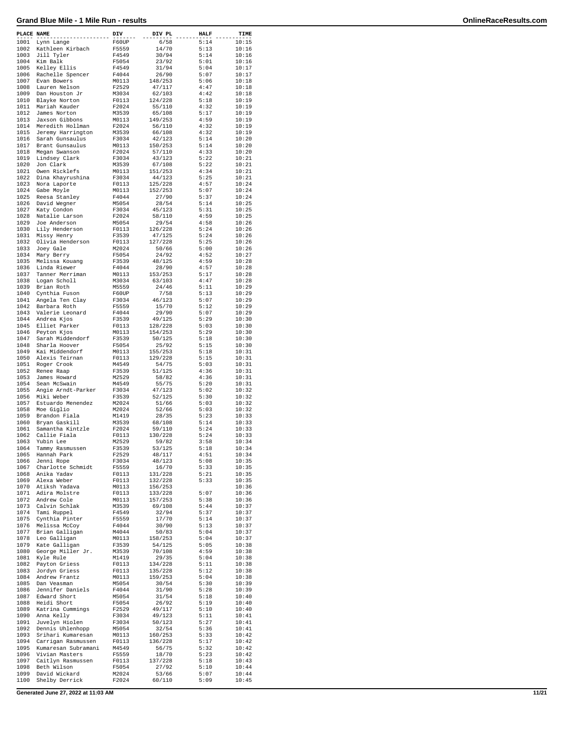# Grand Blue Mile - 1 Mile Run - results

OnlineRaceResults.com

| PLACE | NAME | DIV | DIV PL | HALF | TIME |
|---|---|---|---|---|---|
| 1001 | Lynn Lange | F60UP | 6/58 | 5:14 | 10:15 |
| 1002 | Kathleen Kirbach | F5559 | 14/70 | 5:13 | 10:16 |
| 1003 | Jill Tyler | F4549 | 30/94 | 5:14 | 10:16 |
| 1004 | Kim Balk | F5054 | 23/92 | 5:01 | 10:16 |
| 1005 | Kelley Ellis | F4549 | 31/94 | 5:04 | 10:17 |
| 1006 | Rachelle Spencer | F4044 | 26/90 | 5:07 | 10:17 |
| 1007 | Evan Bowers | M0113 | 148/253 | 5:06 | 10:18 |
| 1008 | Lauren Nelson | F2529 | 47/117 | 4:47 | 10:18 |
| 1009 | Dan Houston Jr | M3034 | 62/103 | 4:42 | 10:18 |
| 1010 | Blayke Norton | F0113 | 124/228 | 5:18 | 10:19 |
| 1011 | Mariah Kauder | F2024 | 55/110 | 4:32 | 10:19 |
| 1012 | James Norton | M3539 | 65/108 | 5:17 | 10:19 |
| 1013 | Jaxson Gibbons | M0113 | 149/253 | 4:59 | 10:19 |
| 1014 | Meredith Hollman | F2024 | 56/110 | 4:32 | 10:19 |
| 1015 | Jeremy Harrington | M3539 | 66/108 | 4:32 | 10:19 |
| 1016 | Sarah Gunsaulus | F3034 | 42/123 | 5:14 | 10:20 |
| 1017 | Brant Gunsaulus | M0113 | 150/253 | 5:14 | 10:20 |
| 1018 | Megan Swanson | F2024 | 57/110 | 4:33 | 10:20 |
| 1019 | Lindsey Clark | F3034 | 43/123 | 5:22 | 10:21 |
| 1020 | Jon Clark | M3539 | 67/108 | 5:22 | 10:21 |
| 1021 | Owen Ricklefs | M0113 | 151/253 | 4:34 | 10:21 |
| 1022 | Dina Khayrushina | F3034 | 44/123 | 5:25 | 10:21 |
| 1023 | Nora Laporte | F0113 | 125/228 | 4:57 | 10:24 |
| 1024 | Gabe Moyle | M0113 | 152/253 | 5:07 | 10:24 |
| 1025 | Reesa Stanley | F4044 | 27/90 | 5:37 | 10:24 |
| 1026 | David Wegner | M5054 | 28/54 | 5:14 | 10:25 |
| 1027 | Katy Condon | F3034 | 45/123 | 5:31 | 10:25 |
| 1028 | Natalie Larson | F2024 | 58/110 | 4:59 | 10:25 |
| 1029 | Joe Anderson | M5054 | 29/54 | 4:58 | 10:26 |
| 1030 | Lily Henderson | F0113 | 126/228 | 5:24 | 10:26 |
| 1031 | Missy Henry | F3539 | 47/125 | 5:24 | 10:26 |
| 1032 | Olivia Henderson | F0113 | 127/228 | 5:25 | 10:26 |
| 1033 | Joey Gale | M2024 | 50/66 | 5:00 | 10:26 |
| 1034 | Mary Berry | F5054 | 24/92 | 4:52 | 10:27 |
| 1035 | Melissa Kouang | F3539 | 48/125 | 4:59 | 10:28 |
| 1036 | Linda Riewer | F4044 | 28/90 | 4:57 | 10:28 |
| 1037 | Tanner Merriman | M0113 | 153/253 | 5:17 | 10:28 |
| 1038 | Logan Scholl | M3034 | 63/103 | 4:47 | 10:28 |
| 1039 | Brian Roth | M5559 | 24/46 | 5:11 | 10:29 |
| 1040 | Cynthia Fuson | F60UP | 7/58 | 5:13 | 10:29 |
| 1041 | Angela Ten Clay | F3034 | 46/123 | 5:07 | 10:29 |
| 1042 | Barbara Roth | F5559 | 15/70 | 5:12 | 10:29 |
| 1043 | Valerie Leonard | F4044 | 29/90 | 5:07 | 10:29 |
| 1044 | Andrea Kjos | F3539 | 49/125 | 5:29 | 10:30 |
| 1045 | Elliet Parker | F0113 | 128/228 | 5:03 | 10:30 |
| 1046 | Peyton Kjos | M0113 | 154/253 | 5:29 | 10:30 |
| 1047 | Sarah Middendorf | F3539 | 50/125 | 5:18 | 10:30 |
| 1048 | Sharla Hoover | F5054 | 25/92 | 5:15 | 10:30 |
| 1049 | Kai Middendorf | M0113 | 155/253 | 5:18 | 10:31 |
| 1050 | Alexis Teirnan | F0113 | 129/228 | 5:15 | 10:31 |
| 1051 | Roger Crook | M4549 | 54/75 | 5:03 | 10:31 |
| 1052 | Renee Raap | F3539 | 51/125 | 4:36 | 10:31 |
| 1053 | James Howard | M2529 | 58/82 | 4:36 | 10:31 |
| 1054 | Sean McSwain | M4549 | 55/75 | 5:20 | 10:31 |
| 1055 | Angie Arndt-Parker | F3034 | 47/123 | 5:02 | 10:32 |
| 1056 | Miki Weber | F3539 | 52/125 | 5:30 | 10:32 |
| 1057 | Estuardo Menendez | M2024 | 51/66 | 5:03 | 10:32 |
| 1058 | Moe Giglio | M2024 | 52/66 | 5:03 | 10:32 |
| 1059 | Brandon Fiala | M1419 | 28/35 | 5:23 | 10:33 |
| 1060 | Bryan Gaskill | M3539 | 68/108 | 5:14 | 10:33 |
| 1061 | Samantha Kintzle | F2024 | 59/110 | 5:24 | 10:33 |
| 1062 | Callie Fiala | F0113 | 130/228 | 5:24 | 10:33 |
| 1063 | Yubin Lee | M2529 | 59/82 | 3:58 | 10:34 |
| 1064 | Tammy Rasmussen | F3539 | 53/125 | 5:18 | 10:34 |
| 1065 | Hannah Park | F2529 | 48/117 | 4:51 | 10:34 |
| 1066 | Jenni Rope | F3034 | 48/123 | 5:08 | 10:35 |
| 1067 | Charlotte Schmidt | F5559 | 16/70 | 5:33 | 10:35 |
| 1068 | Anika Yadav | F0113 | 131/228 | 5:21 | 10:35 |
| 1069 | Alexa Weber | F0113 | 132/228 | 5:33 | 10:35 |
| 1070 | Atiksh Yadava | M0113 | 156/253 | | 10:36 |
| 1071 | Adira Molstre | F0113 | 133/228 | 5:07 | 10:36 |
| 1072 | Andrew Cole | M0113 | 157/253 | 5:38 | 10:36 |
| 1073 | Calvin Schlak | M3539 | 69/108 | 5:44 | 10:37 |
| 1074 | Tami Ruppel | F4549 | 32/94 | 5:37 | 10:37 |
| 1075 | Cynthia Pinter | F5559 | 17/70 | 5:14 | 10:37 |
| 1076 | Melissa McCoy | F4044 | 30/90 | 5:13 | 10:37 |
| 1077 | Brian Galligan | M4044 | 50/83 | 5:04 | 10:37 |
| 1078 | Leo Galligan | M0113 | 158/253 | 5:04 | 10:37 |
| 1079 | Kate Galligan | F3539 | 54/125 | 5:05 | 10:38 |
| 1080 | George Miller Jr. | M3539 | 70/108 | 4:59 | 10:38 |
| 1081 | Kyle Rule | M1419 | 29/35 | 5:04 | 10:38 |
| 1082 | Payton Griess | F0113 | 134/228 | 5:11 | 10:38 |
| 1083 | Jordyn Griess | F0113 | 135/228 | 5:12 | 10:38 |
| 1084 | Andrew Frantz | M0113 | 159/253 | 5:04 | 10:38 |
| 1085 | Dan Veasman | M5054 | 30/54 | 5:30 | 10:39 |
| 1086 | Jennifer Daniels | F4044 | 31/90 | 5:28 | 10:39 |
| 1087 | Edward Short | M5054 | 31/54 | 5:18 | 10:40 |
| 1088 | Heidi Short | F5054 | 26/92 | 5:19 | 10:40 |
| 1089 | Katrina Cummings | F2529 | 49/117 | 5:10 | 10:40 |
| 1090 | Anna Kelly | F3034 | 49/123 | 5:11 | 10:41 |
| 1091 | Juvelyn Hiolen | F3034 | 50/123 | 5:27 | 10:41 |
| 1092 | Dennis Uhlenhopp | M5054 | 32/54 | 5:36 | 10:41 |
| 1093 | Srihari Kumaresan | M0113 | 160/253 | 5:33 | 10:42 |
| 1094 | Carrigan Rasmussen | F0113 | 136/228 | 5:17 | 10:42 |
| 1095 | Kumaresan Subramani | M4549 | 56/75 | 5:32 | 10:42 |
| 1096 | Vivian Masters | F5559 | 18/70 | 5:23 | 10:42 |
| 1097 | Caitlyn Rasmussen | F0113 | 137/228 | 5:18 | 10:43 |
| 1098 | Beth Wilson | F5054 | 27/92 | 5:10 | 10:44 |
| 1099 | David Wickard | M2024 | 53/66 | 5:07 | 10:44 |
| 1100 | Shelby Derrick | F2024 | 60/110 | 5:09 | 10:45 |

Generated June 27, 2022 at 11:03 AM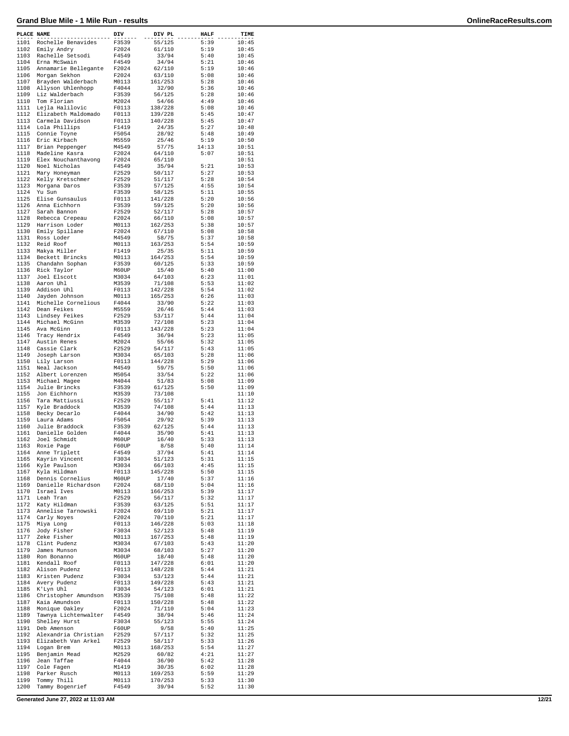## Grand Blue Mile - 1 Mile Run - results

| PLACE | NAME | DIV | DIV PL | HALF | TIME |
|---|---|---|---|---|---|
| 1101 | Rochelle Benavides | F3539 | 55/125 | 5:39 | 10:45 |
| 1102 | Emily Andry | F2024 | 61/110 | 5:19 | 10:45 |
| 1103 | Rachelle Setsodi | F4549 | 33/94 | 5:40 | 10:45 |
| 1104 | Erna McSwain | F4549 | 34/94 | 5:21 | 10:46 |
| 1105 | Annamarie Bellegante | F2024 | 62/110 | 5:19 | 10:46 |
| 1106 | Morgan Sekhon | F2024 | 63/110 | 5:08 | 10:46 |
| 1107 | Brayden Walderbach | M0113 | 161/253 | 5:28 | 10:46 |
| 1108 | Allyson Uhlenhopp | F4044 | 32/90 | 5:36 | 10:46 |
| 1109 | Liz Walderbach | F3539 | 56/125 | 5:28 | 10:46 |
| 1110 | Tom Florian | M2024 | 54/66 | 4:49 | 10:46 |
| 1111 | Lejla Halilovic | F0113 | 138/228 | 5:08 | 10:46 |
| 1112 | Elizabeth Maldomado | F0113 | 139/228 | 5:45 | 10:47 |
| 1113 | Carmela Davidson | F0113 | 140/228 | 5:45 | 10:47 |
| 1114 | Lola Phillips | F1419 | 24/35 | 5:27 | 10:48 |
| 1115 | Connie Toyne | F5054 | 28/92 | 5:48 | 10:49 |
| 1116 | Eric Kirbach | M5559 | 25/46 | 5:19 | 10:50 |
| 1117 | Brian Peppenger | M4549 | 57/75 | 14:13 | 10:51 |
| 1118 | Madeline Kasra | F2024 | 64/110 | 5:07 | 10:51 |
| 1119 | Elex Nouchanthavong | F2024 | 65/110 | | 10:51 |
| 1120 | Noel Nicholas | F4549 | 35/94 | 5:21 | 10:53 |
| 1121 | Mary Honeyman | F2529 | 50/117 | 5:27 | 10:53 |
| 1122 | Kelly Kretschmer | F2529 | 51/117 | 5:28 | 10:54 |
| 1123 | Morgana Daros | F3539 | 57/125 | 4:55 | 10:54 |
| 1124 | Yu Sun | F3539 | 58/125 | 5:11 | 10:55 |
| 1125 | Elise Gunsaulus | F0113 | 141/228 | 5:20 | 10:56 |
| 1126 | Anna Eichhorn | F3539 | 59/125 | 5:20 | 10:56 |
| 1127 | Sarah Bannon | F2529 | 52/117 | 5:28 | 10:57 |
| 1128 | Rebecca Crepeau | F2024 | 66/110 | 5:08 | 10:57 |
| 1129 | Harrison Loder | M0113 | 162/253 | 5:38 | 10:57 |
| 1130 | Emily Spillane | F2024 | 67/110 | 5:08 | 10:58 |
| 1131 | Ross Loder | M4549 | 58/75 | 5:37 | 10:58 |
| 1132 | Reid Roof | M0113 | 163/253 | 5:54 | 10:59 |
| 1133 | Makya Miller | F1419 | 25/35 | 5:11 | 10:59 |
| 1134 | Beckett Brincks | M0113 | 164/253 | 5:54 | 10:59 |
| 1135 | Chandahn Sophan | F3539 | 60/125 | 5:33 | 10:59 |
| 1136 | Rick Taylor | M60UP | 15/40 | 5:40 | 11:00 |
| 1137 | Joel Elscott | M3034 | 64/103 | 6:23 | 11:01 |
| 1138 | Aaron Uhl | M3539 | 71/108 | 5:53 | 11:02 |
| 1139 | Addison Uhl | F0113 | 142/228 | 5:54 | 11:02 |
| 1140 | Jayden Johnson | M0113 | 165/253 | 6:26 | 11:03 |
| 1141 | Michelle Cornelious | F4044 | 33/90 | 5:22 | 11:03 |
| 1142 | Dean Feikes | M5559 | 26/46 | 5:44 | 11:03 |
| 1143 | Lindsey Feikes | F2529 | 53/117 | 5:44 | 11:04 |
| 1144 | Michael McGinn | M3539 | 72/108 | 5:23 | 11:04 |
| 1145 | Ava McGinn | F0113 | 143/228 | 5:23 | 11:04 |
| 1146 | Tracy Hendrix | F4549 | 36/94 | 5:23 | 11:05 |
| 1147 | Austin Renes | M2024 | 55/66 | 5:32 | 11:05 |
| 1148 | Cassie Clark | F2529 | 54/117 | 5:43 | 11:05 |
| 1149 | Joseph Larson | M3034 | 65/103 | 5:28 | 11:06 |
| 1150 | Lily Larson | F0113 | 144/228 | 5:29 | 11:06 |
| 1151 | Neal Jackson | M4549 | 59/75 | 5:50 | 11:06 |
| 1152 | Albert Lorenzen | M5054 | 33/54 | 5:22 | 11:06 |
| 1153 | Michael Magee | M4044 | 51/83 | 5:08 | 11:09 |
| 1154 | Julie Brincks | F3539 | 61/125 | 5:50 | 11:09 |
| 1155 | Jon Eichhorn | M3539 | 73/108 | | 11:10 |
| 1156 | Tara Mattiussi | F2529 | 55/117 | 5:41 | 11:12 |
| 1157 | Kyle Braddock | M3539 | 74/108 | 5:44 | 11:13 |
| 1158 | Becky Decarlo | F4044 | 34/90 | 5:42 | 11:13 |
| 1159 | Laura Adams | F5054 | 29/92 | 5:39 | 11:13 |
| 1160 | Julie Braddock | F3539 | 62/125 | 5:44 | 11:13 |
| 1161 | Danielle Golden | F4044 | 35/90 | 5:41 | 11:13 |
| 1162 | Joel Schmidt | M60UP | 16/40 | 5:33 | 11:13 |
| 1163 | Roxie Page | F60UP | 8/58 | 5:40 | 11:14 |
| 1164 | Anne Triplett | F4549 | 37/94 | 5:41 | 11:14 |
| 1165 | Kayrin Vincent | F3034 | 51/123 | 5:31 | 11:15 |
| 1166 | Kyle Paulson | M3034 | 66/103 | 4:45 | 11:15 |
| 1167 | Kyla Hildman | F0113 | 145/228 | 5:50 | 11:15 |
| 1168 | Dennis Cornelius | M60UP | 17/40 | 5:37 | 11:16 |
| 1169 | Danielle Richardson | F2024 | 68/110 | 5:04 | 11:16 |
| 1170 | Israel Ives | M0113 | 166/253 | 5:39 | 11:17 |
| 1171 | Leah Tran | F2529 | 56/117 | 5:32 | 11:17 |
| 1172 | Katy Hildman | F3539 | 63/125 | 5:51 | 11:17 |
| 1173 | Annelise Tarnowski | F2024 | 69/110 | 5:21 | 11:17 |
| 1174 | Carly Noyes | F2024 | 70/110 | 5:21 | 11:17 |
| 1175 | Miya Long | F0113 | 146/228 | 5:03 | 11:18 |
| 1176 | Jody Fisher | F3034 | 52/123 | 5:48 | 11:19 |
| 1177 | Zeke Fisher | M0113 | 167/253 | 5:48 | 11:19 |
| 1178 | Clint Pudenz | M3034 | 67/103 | 5:43 | 11:20 |
| 1179 | James Munson | M3034 | 68/103 | 5:27 | 11:20 |
| 1180 | Ron Bonanno | M60UP | 18/40 | 5:48 | 11:20 |
| 1181 | Kendall Roof | F0113 | 147/228 | 6:01 | 11:20 |
| 1182 | Alison Pudenz | F0113 | 148/228 | 5:44 | 11:21 |
| 1183 | Kristen Pudenz | F3034 | 53/123 | 5:44 | 11:21 |
| 1184 | Avery Pudenz | F0113 | 149/228 | 5:43 | 11:21 |
| 1185 | K'Lyn Uhl | F3034 | 54/123 | 6:01 | 11:21 |
| 1186 | Christopher Amundson | M3539 | 75/108 | 5:48 | 11:22 |
| 1187 | Kaia Amundson | F0113 | 150/228 | 5:48 | 11:22 |
| 1188 | Monique Oakley | F2024 | 71/110 | 5:04 | 11:23 |
| 1189 | Tawnya Lichtenwalter | F4549 | 38/94 | 5:46 | 11:24 |
| 1190 | Shelley Hurst | F3034 | 55/123 | 5:55 | 11:24 |
| 1191 | Deb Amenson | F60UP | 9/58 | 5:40 | 11:25 |
| 1192 | Alexandria Christian | F2529 | 57/117 | 5:32 | 11:25 |
| 1193 | Elizabeth Van Arkel | F2529 | 58/117 | 5:33 | 11:26 |
| 1194 | Logan Brem | M0113 | 168/253 | 5:54 | 11:27 |
| 1195 | Benjamin Mead | M2529 | 60/82 | 4:21 | 11:27 |
| 1196 | Jean Taffae | F4044 | 36/90 | 5:42 | 11:28 |
| 1197 | Cole Fagen | M1419 | 30/35 | 6:02 | 11:28 |
| 1198 | Parker Rusch | M0113 | 169/253 | 5:59 | 11:29 |
| 1199 | Tommy Thill | M0113 | 170/253 | 5:33 | 11:30 |
| 1200 | Tammy Bogenrief | F4549 | 39/94 | 5:52 | 11:30 |

Generated June 27, 2022 at 11:03 AM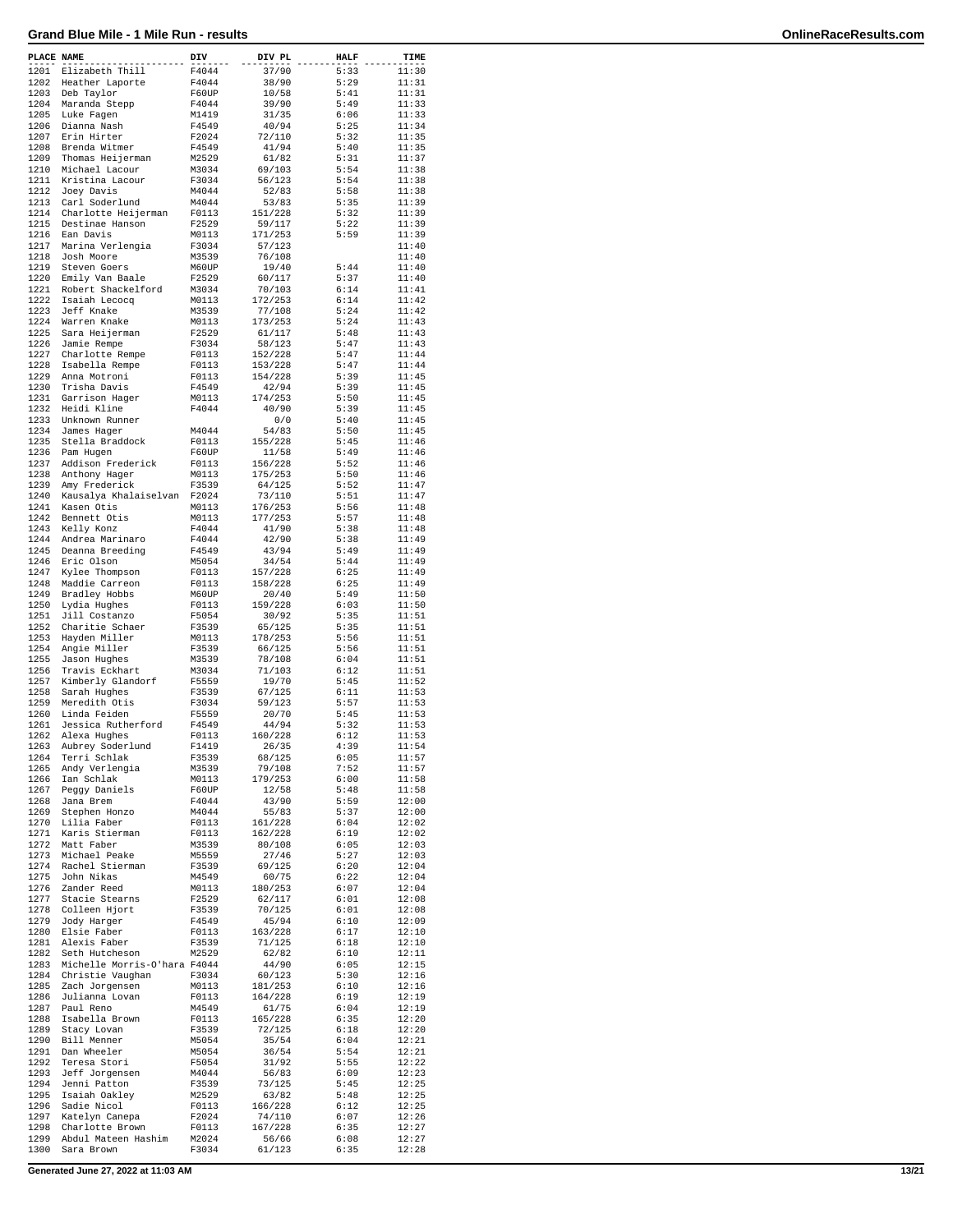# Grand Blue Mile - 1 Mile Run - results

| PLACE | NAME | DIV | DIV PL | HALF | TIME |
|---|---|---|---|---|---|
| 1201 | Elizabeth Thill | F4044 | 37/90 | 5:33 | 11:30 |
| 1202 | Heather Laporte | F4044 | 38/90 | 5:29 | 11:31 |
| 1203 | Deb Taylor | F60UP | 10/58 | 5:41 | 11:31 |
| 1204 | Maranda Stepp | F4044 | 39/90 | 5:49 | 11:33 |
| 1205 | Luke Fagen | M1419 | 31/35 | 6:06 | 11:33 |
| 1206 | Dianna Nash | F4549 | 40/94 | 5:25 | 11:34 |
| 1207 | Erin Hirter | F2024 | 72/110 | 5:32 | 11:35 |
| 1208 | Brenda Witmer | F4549 | 41/94 | 5:40 | 11:35 |
| 1209 | Thomas Heijerman | M2529 | 61/82 | 5:31 | 11:37 |
| 1210 | Michael Lacour | M3034 | 69/103 | 5:54 | 11:38 |
| 1211 | Kristina Lacour | F3034 | 56/123 | 5:54 | 11:38 |
| 1212 | Joey Davis | M4044 | 52/83 | 5:58 | 11:38 |
| 1213 | Carl Soderlund | M4044 | 53/83 | 5:35 | 11:39 |
| 1214 | Charlotte Heijerman | F0113 | 151/228 | 5:32 | 11:39 |
| 1215 | Destinae Hanson | F2529 | 59/117 | 5:22 | 11:39 |
| 1216 | Ean Davis | M0113 | 171/253 | 5:59 | 11:39 |
| 1217 | Marina Verlengia | F3034 | 57/123 | | 11:40 |
| 1218 | Josh Moore | M3539 | 76/108 | | 11:40 |
| 1219 | Steven Goers | M60UP | 19/40 | 5:44 | 11:40 |
| 1220 | Emily Van Baale | F2529 | 60/117 | 5:37 | 11:40 |
| 1221 | Robert Shackelford | M3034 | 70/103 | 6:14 | 11:41 |
| 1222 | Isaiah Lecocq | M0113 | 172/253 | 6:14 | 11:42 |
| 1223 | Jeff Knake | M3539 | 77/108 | 5:24 | 11:42 |
| 1224 | Warren Knake | M0113 | 173/253 | 5:24 | 11:43 |
| 1225 | Sara Heijerman | F2529 | 61/117 | 5:48 | 11:43 |
| 1226 | Jamie Rempe | F3034 | 58/123 | 5:47 | 11:43 |
| 1227 | Charlotte Rempe | F0113 | 152/228 | 5:47 | 11:44 |
| 1228 | Isabella Rempe | F0113 | 153/228 | 5:47 | 11:44 |
| 1229 | Anna Motroni | F0113 | 154/228 | 5:39 | 11:45 |
| 1230 | Trisha Davis | F4549 | 42/94 | 5:39 | 11:45 |
| 1231 | Garrison Hager | M0113 | 174/253 | 5:50 | 11:45 |
| 1232 | Heidi Kline | F4044 | 40/90 | 5:39 | 11:45 |
| 1233 | Unknown Runner | | 0/0 | 5:40 | 11:45 |
| 1234 | James Hager | M4044 | 54/83 | 5:50 | 11:45 |
| 1235 | Stella Braddock | F0113 | 155/228 | 5:45 | 11:46 |
| 1236 | Pam Hugen | F60UP | 11/58 | 5:49 | 11:46 |
| 1237 | Addison Frederick | F0113 | 156/228 | 5:52 | 11:46 |
| 1238 | Anthony Hager | M0113 | 175/253 | 5:50 | 11:46 |
| 1239 | Amy Frederick | F3539 | 64/125 | 5:52 | 11:47 |
| 1240 | Kausalya Khalaiselvan | F2024 | 73/110 | 5:51 | 11:47 |
| 1241 | Kasen Otis | M0113 | 176/253 | 5:56 | 11:48 |
| 1242 | Bennett Otis | M0113 | 177/253 | 5:57 | 11:48 |
| 1243 | Kelly Konz | F4044 | 41/90 | 5:38 | 11:48 |
| 1244 | Andrea Marinaro | F4044 | 42/90 | 5:38 | 11:49 |
| 1245 | Deanna Breeding | F4549 | 43/94 | 5:49 | 11:49 |
| 1246 | Eric Olson | M5054 | 34/54 | 5:44 | 11:49 |
| 1247 | Kylee Thompson | F0113 | 157/228 | 6:25 | 11:49 |
| 1248 | Maddie Carreon | F0113 | 158/228 | 6:25 | 11:49 |
| 1249 | Bradley Hobbs | M60UP | 20/40 | 5:49 | 11:50 |
| 1250 | Lydia Hughes | F0113 | 159/228 | 6:03 | 11:50 |
| 1251 | Jill Costanzo | F5054 | 30/92 | 5:35 | 11:51 |
| 1252 | Charitie Schaer | F3539 | 65/125 | 5:35 | 11:51 |
| 1253 | Hayden Miller | M0113 | 178/253 | 5:56 | 11:51 |
| 1254 | Angie Miller | F3539 | 66/125 | 5:56 | 11:51 |
| 1255 | Jason Hughes | M3539 | 78/108 | 6:04 | 11:51 |
| 1256 | Travis Eckhart | M3034 | 71/103 | 6:12 | 11:51 |
| 1257 | Kimberly Glandorf | F5559 | 19/70 | 5:45 | 11:52 |
| 1258 | Sarah Hughes | F3539 | 67/125 | 6:11 | 11:53 |
| 1259 | Meredith Otis | F3034 | 59/123 | 5:57 | 11:53 |
| 1260 | Linda Feiden | F5559 | 20/70 | 5:45 | 11:53 |
| 1261 | Jessica Rutherford | F4549 | 44/94 | 5:32 | 11:53 |
| 1262 | Alexa Hughes | F0113 | 160/228 | 6:12 | 11:53 |
| 1263 | Aubrey Soderlund | F1419 | 26/35 | 4:39 | 11:54 |
| 1264 | Terri Schlak | F3539 | 68/125 | 6:05 | 11:57 |
| 1265 | Andy Verlengia | M3539 | 79/108 | 7:52 | 11:57 |
| 1266 | Ian Schlak | M0113 | 179/253 | 6:00 | 11:58 |
| 1267 | Peggy Daniels | F60UP | 12/58 | 5:48 | 11:58 |
| 1268 | Jana Brem | F4044 | 43/90 | 5:59 | 12:00 |
| 1269 | Stephen Honzo | M4044 | 55/83 | 5:37 | 12:00 |
| 1270 | Lilia Faber | F0113 | 161/228 | 6:04 | 12:02 |
| 1271 | Karis Stierman | F0113 | 162/228 | 6:19 | 12:02 |
| 1272 | Matt Faber | M3539 | 80/108 | 6:05 | 12:03 |
| 1273 | Michael Peake | M5559 | 27/46 | 5:27 | 12:03 |
| 1274 | Rachel Stierman | F3539 | 69/125 | 6:20 | 12:04 |
| 1275 | John Nikas | M4549 | 60/75 | 6:22 | 12:04 |
| 1276 | Zander Reed | M0113 | 180/253 | 6:07 | 12:04 |
| 1277 | Stacie Stearns | F2529 | 62/117 | 6:01 | 12:08 |
| 1278 | Colleen Hjort | F3539 | 70/125 | 6:01 | 12:08 |
| 1279 | Jody Harger | F4549 | 45/94 | 6:10 | 12:09 |
| 1280 | Elsie Faber | F0113 | 163/228 | 6:17 | 12:10 |
| 1281 | Alexis Faber | F3539 | 71/125 | 6:18 | 12:10 |
| 1282 | Seth Hutcheson | M2529 | 62/82 | 6:10 | 12:11 |
| 1283 | Michelle Morris-O'hara | F4044 | 44/90 | 6:05 | 12:15 |
| 1284 | Christie Vaughan | F3034 | 60/123 | 5:30 | 12:16 |
| 1285 | Zach Jorgensen | M0113 | 181/253 | 6:10 | 12:16 |
| 1286 | Julianna Lovan | F0113 | 164/228 | 6:19 | 12:19 |
| 1287 | Paul Reno | M4549 | 61/75 | 6:04 | 12:19 |
| 1288 | Isabella Brown | F0113 | 165/228 | 6:35 | 12:20 |
| 1289 | Stacy Lovan | F3539 | 72/125 | 6:18 | 12:20 |
| 1290 | Bill Menner | M5054 | 35/54 | 6:04 | 12:21 |
| 1291 | Dan Wheeler | M5054 | 36/54 | 5:54 | 12:21 |
| 1292 | Teresa Stori | F5054 | 31/92 | 5:55 | 12:22 |
| 1293 | Jeff Jorgensen | M4044 | 56/83 | 6:09 | 12:23 |
| 1294 | Jenni Patton | F3539 | 73/125 | 5:45 | 12:25 |
| 1295 | Isaiah Oakley | M2529 | 63/82 | 5:48 | 12:25 |
| 1296 | Sadie Nicol | F0113 | 166/228 | 6:12 | 12:25 |
| 1297 | Katelyn Canepa | F2024 | 74/110 | 6:07 | 12:26 |
| 1298 | Charlotte Brown | F0113 | 167/228 | 6:35 | 12:27 |
| 1299 | Abdul Mateen Hashim | M2024 | 56/66 | 6:08 | 12:27 |
| 1300 | Sara Brown | F3034 | 61/123 | 6:35 | 12:28 |

Generated June 27, 2022 at 11:03 AM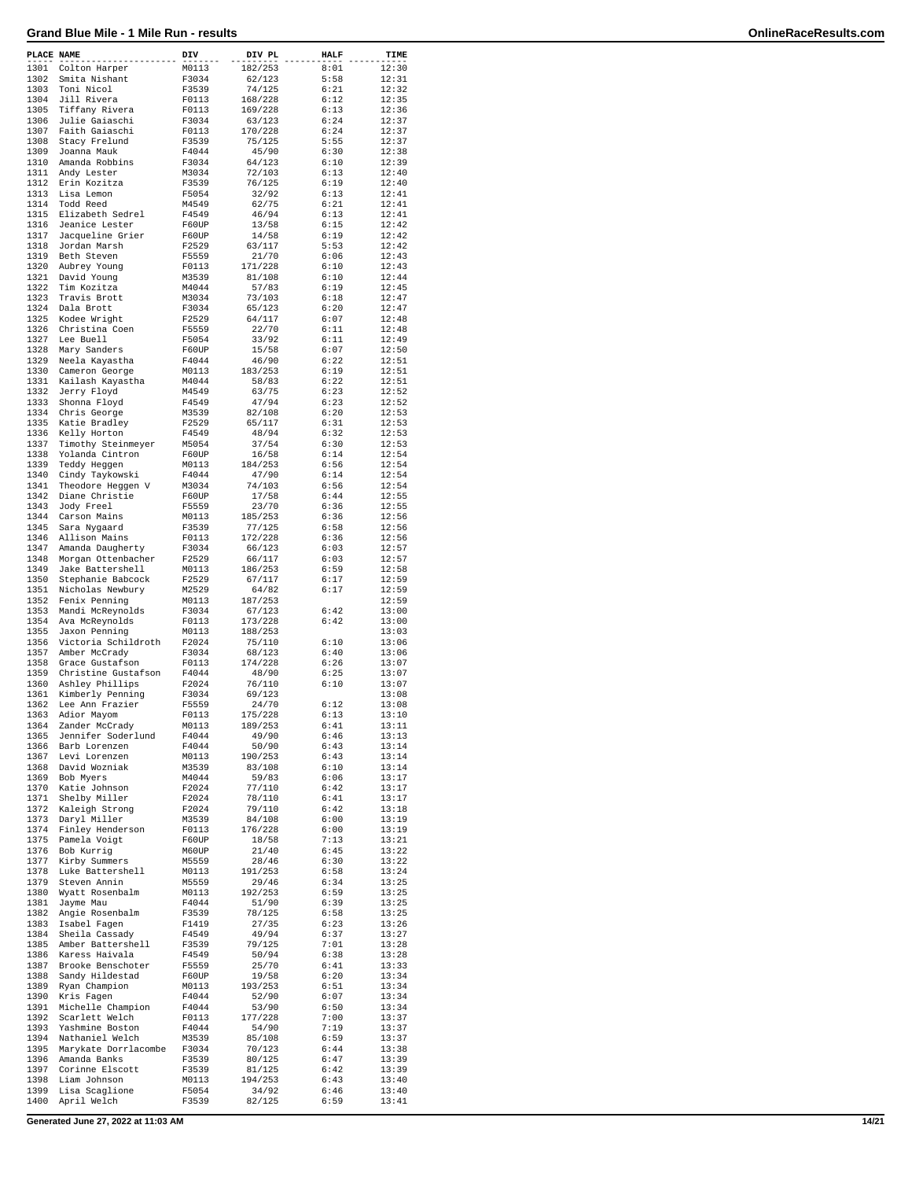# Grand Blue Mile - 1 Mile Run - results

OnlineRaceResults.com

| PLACE | NAME | DIV | DIV PL | HALF | TIME |
|---|---|---|---|---|---|
| 1301 | Colton Harper | M0113 | 182/253 | 8:01 | 12:30 |
| 1302 | Smita Nishant | F3034 | 62/123 | 5:58 | 12:31 |
| 1303 | Toni Nicol | F3539 | 74/125 | 6:21 | 12:32 |
| 1304 | Jill Rivera | F0113 | 168/228 | 6:12 | 12:35 |
| 1305 | Tiffany Rivera | F0113 | 169/228 | 6:13 | 12:36 |
| 1306 | Julie Gaiaschi | F3034 | 63/123 | 6:24 | 12:37 |
| 1307 | Faith Gaiaschi | F0113 | 170/228 | 6:24 | 12:37 |
| 1308 | Stacy Frelund | F3539 | 75/125 | 5:55 | 12:37 |
| 1309 | Joanna Mauk | F4044 | 45/90 | 6:30 | 12:38 |
| 1310 | Amanda Robbins | F3034 | 64/123 | 6:10 | 12:39 |
| 1311 | Andy Lester | M3034 | 72/103 | 6:13 | 12:40 |
| 1312 | Erin Kozitza | F3539 | 76/125 | 6:19 | 12:40 |
| 1313 | Lisa Lemon | F5054 | 32/92 | 6:13 | 12:41 |
| 1314 | Todd Reed | M4549 | 62/75 | 6:21 | 12:41 |
| 1315 | Elizabeth Sedrel | F4549 | 46/94 | 6:13 | 12:41 |
| 1316 | Jeanice Lester | F60UP | 13/58 | 6:15 | 12:42 |
| 1317 | Jacqueline Grier | F60UP | 14/58 | 6:19 | 12:42 |
| 1318 | Jordan Marsh | F2529 | 63/117 | 5:53 | 12:42 |
| 1319 | Beth Steven | F5559 | 21/70 | 6:06 | 12:43 |
| 1320 | Aubrey Young | F0113 | 171/228 | 6:10 | 12:43 |
| 1321 | David Young | M3539 | 81/108 | 6:10 | 12:44 |
| 1322 | Tim Kozitza | M4044 | 57/83 | 6:19 | 12:45 |
| 1323 | Travis Brott | M3034 | 73/103 | 6:18 | 12:47 |
| 1324 | Dala Brott | F3034 | 65/123 | 6:20 | 12:47 |
| 1325 | Kodee Wright | F2529 | 64/117 | 6:07 | 12:48 |
| 1326 | Christina Coen | F5559 | 22/70 | 6:11 | 12:48 |
| 1327 | Lee Buell | F5054 | 33/92 | 6:11 | 12:49 |
| 1328 | Mary Sanders | F60UP | 15/58 | 6:07 | 12:50 |
| 1329 | Neela Kayastha | F4044 | 46/90 | 6:22 | 12:51 |
| 1330 | Cameron George | M0113 | 183/253 | 6:19 | 12:51 |
| 1331 | Kailash Kayastha | M4044 | 58/83 | 6:22 | 12:51 |
| 1332 | Jerry Floyd | M4549 | 63/75 | 6:23 | 12:52 |
| 1333 | Shonna Floyd | F4549 | 47/94 | 6:23 | 12:52 |
| 1334 | Chris George | M3539 | 82/108 | 6:20 | 12:53 |
| 1335 | Katie Bradley | F2529 | 65/117 | 6:31 | 12:53 |
| 1336 | Kelly Horton | F4549 | 48/94 | 6:32 | 12:53 |
| 1337 | Timothy Steinmeyer | M5054 | 37/54 | 6:30 | 12:53 |
| 1338 | Yolanda Cintron | F60UP | 16/58 | 6:14 | 12:54 |
| 1339 | Teddy Heggen | M0113 | 184/253 | 6:56 | 12:54 |
| 1340 | Cindy Taykowski | F4044 | 47/90 | 6:14 | 12:54 |
| 1341 | Theodore Heggen V | M3034 | 74/103 | 6:56 | 12:54 |
| 1342 | Diane Christie | F60UP | 17/58 | 6:44 | 12:55 |
| 1343 | Jody Freel | F5559 | 23/70 | 6:36 | 12:55 |
| 1344 | Carson Mains | M0113 | 185/253 | 6:36 | 12:56 |
| 1345 | Sara Nygaard | F3539 | 77/125 | 6:58 | 12:56 |
| 1346 | Allison Mains | F0113 | 172/228 | 6:36 | 12:56 |
| 1347 | Amanda Daugherty | F3034 | 66/123 | 6:03 | 12:57 |
| 1348 | Morgan Ottenbacher | F2529 | 66/117 | 6:03 | 12:57 |
| 1349 | Jake Battershell | M0113 | 186/253 | 6:59 | 12:58 |
| 1350 | Stephanie Babcock | F2529 | 67/117 | 6:17 | 12:59 |
| 1351 | Nicholas Newbury | M2529 | 64/82 | 6:17 | 12:59 |
| 1352 | Fenix Penning | M0113 | 187/253 | | 12:59 |
| 1353 | Mandi McReynolds | F3034 | 67/123 | 6:42 | 13:00 |
| 1354 | Ava McReynolds | F0113 | 173/228 | 6:42 | 13:00 |
| 1355 | Jaxon Penning | M0113 | 188/253 | | 13:03 |
| 1356 | Victoria Schildroth | F2024 | 75/110 | 6:10 | 13:06 |
| 1357 | Amber McCrady | F3034 | 68/123 | 6:40 | 13:06 |
| 1358 | Grace Gustafson | F0113 | 174/228 | 6:26 | 13:07 |
| 1359 | Christine Gustafson | F4044 | 48/90 | 6:25 | 13:07 |
| 1360 | Ashley Phillips | F2024 | 76/110 | 6:10 | 13:07 |
| 1361 | Kimberly Penning | F3034 | 69/123 | | 13:08 |
| 1362 | Lee Ann Frazier | F5559 | 24/70 | 6:12 | 13:08 |
| 1363 | Adior Mayom | F0113 | 175/228 | 6:13 | 13:10 |
| 1364 | Zander McCrady | M0113 | 189/253 | 6:41 | 13:11 |
| 1365 | Jennifer Soderlund | F4044 | 49/90 | 6:46 | 13:13 |
| 1366 | Barb Lorenzen | F4044 | 50/90 | 6:43 | 13:14 |
| 1367 | Levi Lorenzen | M0113 | 190/253 | 6:43 | 13:14 |
| 1368 | David Wozniak | M3539 | 83/108 | 6:10 | 13:14 |
| 1369 | Bob Myers | M4044 | 59/83 | 6:06 | 13:17 |
| 1370 | Katie Johnson | F2024 | 77/110 | 6:42 | 13:17 |
| 1371 | Shelby Miller | F2024 | 78/110 | 6:41 | 13:17 |
| 1372 | Kaleigh Strong | F2024 | 79/110 | 6:42 | 13:18 |
| 1373 | Daryl Miller | M3539 | 84/108 | 6:00 | 13:19 |
| 1374 | Finley Henderson | F0113 | 176/228 | 6:00 | 13:19 |
| 1375 | Pamela Voigt | F60UP | 18/58 | 7:13 | 13:21 |
| 1376 | Bob Kurrig | M60UP | 21/40 | 6:45 | 13:22 |
| 1377 | Kirby Summers | M5559 | 28/46 | 6:30 | 13:22 |
| 1378 | Luke Battershell | M0113 | 191/253 | 6:58 | 13:24 |
| 1379 | Steven Annin | M5559 | 29/46 | 6:34 | 13:25 |
| 1380 | Wyatt Rosenbalm | M0113 | 192/253 | 6:59 | 13:25 |
| 1381 | Jayme Mau | F4044 | 51/90 | 6:39 | 13:25 |
| 1382 | Angie Rosenbalm | F3539 | 78/125 | 6:58 | 13:25 |
| 1383 | Isabel Fagen | F1419 | 27/35 | 6:23 | 13:26 |
| 1384 | Sheila Cassady | F4549 | 49/94 | 6:37 | 13:27 |
| 1385 | Amber Battershell | F3539 | 79/125 | 7:01 | 13:28 |
| 1386 | Karess Haivala | F4549 | 50/94 | 6:38 | 13:28 |
| 1387 | Brooke Benschoter | F5559 | 25/70 | 6:41 | 13:33 |
| 1388 | Sandy Hildestad | F60UP | 19/58 | 6:20 | 13:34 |
| 1389 | Ryan Champion | M0113 | 193/253 | 6:51 | 13:34 |
| 1390 | Kris Fagen | F4044 | 52/90 | 6:07 | 13:34 |
| 1391 | Michelle Champion | F4044 | 53/90 | 6:50 | 13:34 |
| 1392 | Scarlett Welch | F0113 | 177/228 | 7:00 | 13:37 |
| 1393 | Yashmine Boston | F4044 | 54/90 | 7:19 | 13:37 |
| 1394 | Nathaniel Welch | M3539 | 85/108 | 6:59 | 13:37 |
| 1395 | Marykate Dorrlacombe | F3034 | 70/123 | 6:44 | 13:38 |
| 1396 | Amanda Banks | F3539 | 80/125 | 6:47 | 13:39 |
| 1397 | Corinne Elscott | F3539 | 81/125 | 6:42 | 13:39 |
| 1398 | Liam Johnson | M0113 | 194/253 | 6:43 | 13:40 |
| 1399 | Lisa Scaglione | F5054 | 34/92 | 6:46 | 13:40 |
| 1400 | April Welch | F3539 | 82/125 | 6:59 | 13:41 |

Generated June 27, 2022 at 11:03 AM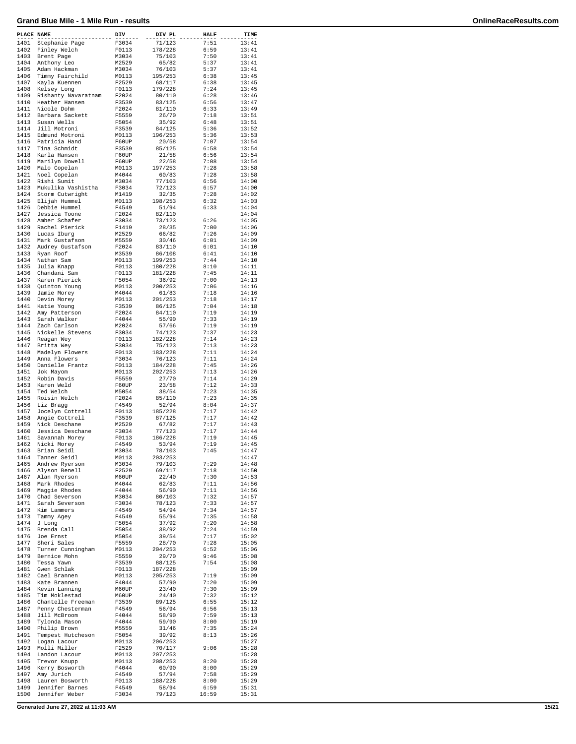# Grand Blue Mile - 1 Mile Run - results

| PLACE | NAME | DIV | DIV PL | HALF | TIME |
|---|---|---|---|---|---|
| 1401 | Stephanie Page | F3034 | 71/123 | 7:51 | 13:41 |
| 1402 | Finley Welch | F0113 | 178/228 | 6:59 | 13:41 |
| 1403 | Brent Page | M3034 | 75/103 | 7:50 | 13:41 |
| 1404 | Anthony Leo | M2529 | 65/82 | 5:37 | 13:41 |
| 1405 | Adam Hackman | M3034 | 76/103 | 5:37 | 13:41 |
| 1406 | Timmy Fairchild | M0113 | 195/253 | 6:38 | 13:45 |
| 1407 | Kayla Kuennen | F2529 | 68/117 | 6:38 | 13:45 |
| 1408 | Kelsey Long | F0113 | 179/228 | 7:24 | 13:45 |
| 1409 | Rishanty Navaratnam | F2024 | 80/110 | 6:28 | 13:46 |
| 1410 | Heather Hansen | F3539 | 83/125 | 6:56 | 13:47 |
| 1411 | Nicole Dohm | F2024 | 81/110 | 6:33 | 13:49 |
| 1412 | Barbara Sackett | F5559 | 26/70 | 7:18 | 13:51 |
| 1413 | Susan Wells | F5054 | 35/92 | 6:48 | 13:51 |
| 1414 | Jill Motroni | F3539 | 84/125 | 5:36 | 13:52 |
| 1415 | Edmund Motroni | M0113 | 196/253 | 5:36 | 13:53 |
| 1416 | Patricia Hand | F60UP | 20/58 | 7:07 | 13:54 |
| 1417 | Tina Schmidt | F3539 | 85/125 | 6:58 | 13:54 |
| 1418 | Karla Hansen | F60UP | 21/58 | 6:56 | 13:54 |
| 1419 | Marilyn Dowell | F60UP | 22/58 | 7:08 | 13:54 |
| 1420 | Malo Copelan | M0113 | 197/253 | 7:28 | 13:58 |
| 1421 | Noel Copelan | M4044 | 60/83 | 7:28 | 13:58 |
| 1422 | Rishi Sumit | M3034 | 77/103 | 6:56 | 14:00 |
| 1423 | Mukulika Vashistha | F3034 | 72/123 | 6:57 | 14:00 |
| 1424 | Storm Cutwright | M1419 | 32/35 | 7:28 | 14:02 |
| 1425 | Elijah Hummel | M0113 | 198/253 | 6:32 | 14:03 |
| 1426 | Debbie Hummel | F4549 | 51/94 | 6:33 | 14:04 |
| 1427 | Jessica Toone | F2024 | 82/110 | | 14:04 |
| 1428 | Amber Schafer | F3034 | 73/123 | 6:26 | 14:05 |
| 1429 | Rachel Pierick | F1419 | 28/35 | 7:00 | 14:06 |
| 1430 | Lucas Iburg | M2529 | 66/82 | 7:26 | 14:09 |
| 1431 | Mark Gustafson | M5559 | 30/46 | 6:01 | 14:09 |
| 1432 | Audrey Gustafson | F2024 | 83/110 | 6:01 | 14:10 |
| 1433 | Ryan Roof | M3539 | 86/108 | 6:41 | 14:10 |
| 1434 | Nathan Sam | M0113 | 199/253 | 7:44 | 14:10 |
| 1435 | Julia Knapp | F0113 | 180/228 | 8:10 | 14:11 |
| 1436 | Chandani Sam | F0113 | 181/228 | 7:45 | 14:11 |
| 1437 | Karen Pierick | F5054 | 36/92 | 7:00 | 14:13 |
| 1438 | Quinton Young | M0113 | 200/253 | 7:06 | 14:16 |
| 1439 | Jamie Morey | M4044 | 61/83 | 7:18 | 14:16 |
| 1440 | Devin Morey | M0113 | 201/253 | 7:18 | 14:17 |
| 1441 | Katie Young | F3539 | 86/125 | 7:04 | 14:18 |
| 1442 | Amy Patterson | F2024 | 84/110 | 7:19 | 14:19 |
| 1443 | Sarah Walker | F4044 | 55/90 | 7:33 | 14:19 |
| 1444 | Zach Carlson | M2024 | 57/66 | 7:19 | 14:19 |
| 1445 | Nickelle Stevens | F3034 | 74/123 | 7:37 | 14:23 |
| 1446 | Reagan Wey | F0113 | 182/228 | 7:14 | 14:23 |
| 1447 | Britta Wey | F3034 | 75/123 | 7:13 | 14:23 |
| 1448 | Madelyn Flowers | F0113 | 183/228 | 7:11 | 14:24 |
| 1449 | Anna Flowers | F3034 | 76/123 | 7:11 | 14:24 |
| 1450 | Danielle Frantz | F0113 | 184/228 | 7:45 | 14:26 |
| 1451 | Jok Mayom | M0113 | 202/253 | 7:13 | 14:26 |
| 1452 | Robin Davis | F5559 | 27/70 | 7:14 | 14:29 |
| 1453 | Karen Weld | F60UP | 23/58 | 7:12 | 14:33 |
| 1454 | Ted Welch | M5054 | 38/54 | 7:23 | 14:35 |
| 1455 | Roisin Welch | F2024 | 85/110 | 7:23 | 14:35 |
| 1456 | Liz Bragg | F4549 | 52/94 | 8:04 | 14:37 |
| 1457 | Jocelyn Cottrell | F0113 | 185/228 | 7:17 | 14:42 |
| 1458 | Angie Cottrell | F3539 | 87/125 | 7:17 | 14:42 |
| 1459 | Nick Deschane | M2529 | 67/82 | 7:17 | 14:43 |
| 1460 | Jessica Deschane | F3034 | 77/123 | 7:17 | 14:44 |
| 1461 | Savannah Morey | F0113 | 186/228 | 7:19 | 14:45 |
| 1462 | Nicki Morey | F4549 | 53/94 | 7:19 | 14:45 |
| 1463 | Brian Seidl | M3034 | 78/103 | 7:45 | 14:47 |
| 1464 | Tanner Seidl | M0113 | 203/253 | | 14:47 |
| 1465 | Andrew Ryerson | M3034 | 79/103 | 7:29 | 14:48 |
| 1466 | Alyson Benell | F2529 | 69/117 | 7:18 | 14:50 |
| 1467 | Alan Ryerson | M60UP | 22/40 | 7:30 | 14:53 |
| 1468 | Mark Rhodes | M4044 | 62/83 | 7:11 | 14:56 |
| 1469 | Maggie Rhodes | F4044 | 56/90 | 7:11 | 14:56 |
| 1470 | Chad Severson | M3034 | 80/103 | 7:32 | 14:57 |
| 1471 | Sarah Severson | F3034 | 78/123 | 7:33 | 14:57 |
| 1472 | Kim Lammers | F4549 | 54/94 | 7:34 | 14:57 |
| 1473 | Tammy Agey | F4549 | 55/94 | 7:35 | 14:58 |
| 1474 | J Long | F5054 | 37/92 | 7:20 | 14:58 |
| 1475 | Brenda Call | F5054 | 38/92 | 7:24 | 14:59 |
| 1476 | Joe Ernst | M5054 | 39/54 | 7:17 | 15:02 |
| 1477 | Sheri Sales | F5559 | 28/70 | 7:28 | 15:05 |
| 1478 | Turner Cunningham | M0113 | 204/253 | 6:52 | 15:06 |
| 1479 | Bernice Mohn | F5559 | 29/70 | 9:46 | 15:08 |
| 1480 | Tessa Yawn | F3539 | 88/125 | 7:54 | 15:08 |
| 1481 | Gwen Schlak | F0113 | 187/228 | | 15:09 |
| 1482 | Cael Brannen | M0113 | 205/253 | 7:19 | 15:09 |
| 1483 | Kate Brannen | F4044 | 57/90 | 7:20 | 15:09 |
| 1484 | Kevin Lanning | M60UP | 23/40 | 7:30 | 15:09 |
| 1485 | Tim Moklestad | M60UP | 24/40 | 7:32 | 15:12 |
| 1486 | Chantelle Freeman | F3539 | 89/125 | 6:55 | 15:12 |
| 1487 | Penny Chesterman | F4549 | 56/94 | 6:56 | 15:13 |
| 1488 | Jill McBroom | F4044 | 58/90 | 7:59 | 15:13 |
| 1489 | Tylonda Mason | F4044 | 59/90 | 8:00 | 15:19 |
| 1490 | Philip Brown | M5559 | 31/46 | 7:35 | 15:24 |
| 1491 | Tempest Hutcheson | F5054 | 39/92 | 8:13 | 15:26 |
| 1492 | Logan Lacour | M0113 | 206/253 | | 15:27 |
| 1493 | Molli Miller | F2529 | 70/117 | 9:06 | 15:28 |
| 1494 | Landon Lacour | M0113 | 207/253 | | 15:28 |
| 1495 | Trevor Knupp | M0113 | 208/253 | 8:20 | 15:28 |
| 1496 | Kerry Bosworth | F4044 | 60/90 | 8:00 | 15:29 |
| 1497 | Amy Jurich | F4549 | 57/94 | 7:58 | 15:29 |
| 1498 | Lauren Bosworth | F0113 | 188/228 | 8:00 | 15:29 |
| 1499 | Jennifer Barnes | F4549 | 58/94 | 6:59 | 15:31 |
| 1500 | Jennifer Weber | F3034 | 79/123 | 16:59 | 15:31 |

Generated June 27, 2022 at 11:03 AM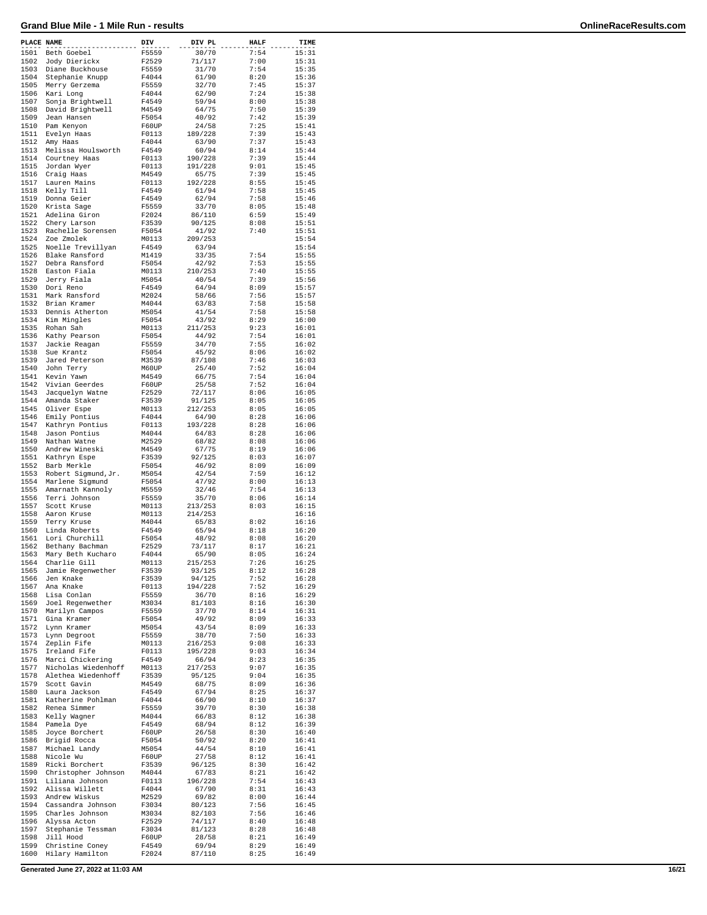# Grand Blue Mile - 1 Mile Run - results

| PLACE | NAME | DIV | DIV PL | HALF | TIME |
|---|---|---|---|---|---|
| 1501 | Beth Goebel | F5559 | 30/70 | 7:54 | 15:31 |
| 1502 | Jody Dierickx | F2529 | 71/117 | 7:00 | 15:31 |
| 1503 | Diane Buckhouse | F5559 | 31/70 | 7:54 | 15:35 |
| 1504 | Stephanie Knupp | F4044 | 61/90 | 8:20 | 15:36 |
| 1505 | Merry Gerzema | F5559 | 32/70 | 7:45 | 15:37 |
| 1506 | Kari Long | F4044 | 62/90 | 7:24 | 15:38 |
| 1507 | Sonja Brightwell | F4549 | 59/94 | 8:00 | 15:38 |
| 1508 | David Brightwell | M4549 | 64/75 | 7:50 | 15:39 |
| 1509 | Jean Hansen | F5054 | 40/92 | 7:42 | 15:39 |
| 1510 | Pam Kenyon | F60UP | 24/58 | 7:25 | 15:41 |
| 1511 | Evelyn Haas | F0113 | 189/228 | 7:39 | 15:43 |
| 1512 | Amy Haas | F4044 | 63/90 | 7:37 | 15:43 |
| 1513 | Melissa Houlsworth | F4549 | 60/94 | 8:14 | 15:44 |
| 1514 | Courtney Haas | F0113 | 190/228 | 7:39 | 15:44 |
| 1515 | Jordan Wyer | F0113 | 191/228 | 9:01 | 15:45 |
| 1516 | Craig Haas | M4549 | 65/75 | 7:39 | 15:45 |
| 1517 | Lauren Mains | F0113 | 192/228 | 8:55 | 15:45 |
| 1518 | Kelly Till | F4549 | 61/94 | 7:58 | 15:45 |
| 1519 | Donna Geier | F4549 | 62/94 | 7:58 | 15:46 |
| 1520 | Krista Sage | F5559 | 33/70 | 8:05 | 15:48 |
| 1521 | Adelina Giron | F2024 | 86/110 | 6:59 | 15:49 |
| 1522 | Chery Larson | F3539 | 90/125 | 8:08 | 15:51 |
| 1523 | Rachelle Sorensen | F5054 | 41/92 | 7:40 | 15:51 |
| 1524 | Zoe Zmolek | M0113 | 209/253 | | 15:54 |
| 1525 | Noelle Trevillyan | F4549 | 63/94 | | 15:54 |
| 1526 | Blake Ransford | M1419 | 33/35 | 7:54 | 15:55 |
| 1527 | Debra Ransford | F5054 | 42/92 | 7:53 | 15:55 |
| 1528 | Easton Fiala | M0113 | 210/253 | 7:40 | 15:55 |
| 1529 | Jerry Fiala | M5054 | 40/54 | 7:39 | 15:56 |
| 1530 | Dori Reno | F4549 | 64/94 | 8:09 | 15:57 |
| 1531 | Mark Ransford | M2024 | 58/66 | 7:56 | 15:57 |
| 1532 | Brian Kramer | M4044 | 63/83 | 7:58 | 15:58 |
| 1533 | Dennis Atherton | M5054 | 41/54 | 7:58 | 15:58 |
| 1534 | Kim Mingles | F5054 | 43/92 | 8:29 | 16:00 |
| 1535 | Rohan Sah | M0113 | 211/253 | 9:23 | 16:01 |
| 1536 | Kathy Pearson | F5054 | 44/92 | 7:54 | 16:01 |
| 1537 | Jackie Reagan | F5559 | 34/70 | 7:55 | 16:02 |
| 1538 | Sue Krantz | F5054 | 45/92 | 8:06 | 16:02 |
| 1539 | Jared Peterson | M3539 | 87/108 | 7:46 | 16:03 |
| 1540 | John Terry | M60UP | 25/40 | 7:52 | 16:04 |
| 1541 | Kevin Yawn | M4549 | 66/75 | 7:54 | 16:04 |
| 1542 | Vivian Geerdes | F60UP | 25/58 | 7:52 | 16:04 |
| 1543 | Jacquelyn Watne | F2529 | 72/117 | 8:06 | 16:05 |
| 1544 | Amanda Staker | F3539 | 91/125 | 8:05 | 16:05 |
| 1545 | Oliver Espe | M0113 | 212/253 | 8:05 | 16:05 |
| 1546 | Emily Pontius | F4044 | 64/90 | 8:28 | 16:06 |
| 1547 | Kathryn Pontius | F0113 | 193/228 | 8:28 | 16:06 |
| 1548 | Jason Pontius | M4044 | 64/83 | 8:28 | 16:06 |
| 1549 | Nathan Watne | M2529 | 68/82 | 8:08 | 16:06 |
| 1550 | Andrew Wineski | M4549 | 67/75 | 8:19 | 16:06 |
| 1551 | Kathryn Espe | F3539 | 92/125 | 8:03 | 16:07 |
| 1552 | Barb Merkle | F5054 | 46/92 | 8:09 | 16:09 |
| 1553 | Robert Sigmund, Jr. | M5054 | 42/54 | 7:59 | 16:12 |
| 1554 | Marlene Sigmund | F5054 | 47/92 | 8:00 | 16:13 |
| 1555 | Amarnath Kannoly | M5559 | 32/46 | 7:54 | 16:13 |
| 1556 | Terri Johnson | F5559 | 35/70 | 8:06 | 16:14 |
| 1557 | Scott Kruse | M0113 | 213/253 | 8:03 | 16:15 |
| 1558 | Aaron Kruse | M0113 | 214/253 | | 16:16 |
| 1559 | Terry Kruse | M4044 | 65/83 | 8:02 | 16:16 |
| 1560 | Linda Roberts | F4549 | 65/94 | 8:18 | 16:20 |
| 1561 | Lori Churchill | F5054 | 48/92 | 8:08 | 16:20 |
| 1562 | Bethany Bachman | F2529 | 73/117 | 8:17 | 16:21 |
| 1563 | Mary Beth Kucharo | F4044 | 65/90 | 8:05 | 16:24 |
| 1564 | Charlie Gill | M0113 | 215/253 | 7:26 | 16:25 |
| 1565 | Jamie Regenwether | F3539 | 93/125 | 8:12 | 16:28 |
| 1566 | Jen Knake | F3539 | 94/125 | 7:52 | 16:28 |
| 1567 | Ana Knake | F0113 | 194/228 | 7:52 | 16:29 |
| 1568 | Lisa Conlan | F5559 | 36/70 | 8:16 | 16:29 |
| 1569 | Joel Regenwether | M3034 | 81/103 | 8:16 | 16:30 |
| 1570 | Marilyn Campos | F5559 | 37/70 | 8:14 | 16:31 |
| 1571 | Gina Kramer | F5054 | 49/92 | 8:09 | 16:33 |
| 1572 | Lynn Kramer | M5054 | 43/54 | 8:09 | 16:33 |
| 1573 | Lynn Degroot | F5559 | 38/70 | 7:50 | 16:33 |
| 1574 | Zeplin Fife | M0113 | 216/253 | 9:08 | 16:33 |
| 1575 | Ireland Fife | F0113 | 195/228 | 9:03 | 16:34 |
| 1576 | Marci Chickering | F4549 | 66/94 | 8:23 | 16:35 |
| 1577 | Nicholas Wiedenhoff | M0113 | 217/253 | 9:07 | 16:35 |
| 1578 | Alethea Wiedenhoff | F3539 | 95/125 | 9:04 | 16:35 |
| 1579 | Scott Gavin | M4549 | 68/75 | 8:09 | 16:36 |
| 1580 | Laura Jackson | F4549 | 67/94 | 8:25 | 16:37 |
| 1581 | Katherine Pohlman | F4044 | 66/90 | 8:10 | 16:37 |
| 1582 | Renea Simmer | F5559 | 39/70 | 8:30 | 16:38 |
| 1583 | Kelly Wagner | M4044 | 66/83 | 8:12 | 16:38 |
| 1584 | Pamela Dye | F4549 | 68/94 | 8:12 | 16:39 |
| 1585 | Joyce Borchert | F60UP | 26/58 | 8:30 | 16:40 |
| 1586 | Brigid Rocca | F5054 | 50/92 | 8:20 | 16:41 |
| 1587 | Michael Landy | M5054 | 44/54 | 8:10 | 16:41 |
| 1588 | Nicole Wu | F60UP | 27/58 | 8:12 | 16:41 |
| 1589 | Ricki Borchert | F3539 | 96/125 | 8:30 | 16:42 |
| 1590 | Christopher Johnson | M4044 | 67/83 | 8:21 | 16:42 |
| 1591 | Liliana Johnson | F0113 | 196/228 | 7:54 | 16:43 |
| 1592 | Alissa Willett | F4044 | 67/90 | 8:31 | 16:43 |
| 1593 | Andrew Wiskus | M2529 | 69/82 | 8:00 | 16:44 |
| 1594 | Cassandra Johnson | F3034 | 80/123 | 7:56 | 16:45 |
| 1595 | Charles Johnson | M3034 | 82/103 | 7:56 | 16:46 |
| 1596 | Alyssa Acton | F2529 | 74/117 | 8:40 | 16:48 |
| 1597 | Stephanie Tessman | F3034 | 81/123 | 8:28 | 16:48 |
| 1598 | Jill Hood | F60UP | 28/58 | 8:21 | 16:49 |
| 1599 | Christine Coney | F4549 | 69/94 | 8:29 | 16:49 |
| 1600 | Hilary Hamilton | F2024 | 87/110 | 8:25 | 16:49 |

Generated June 27, 2022 at 11:03 AM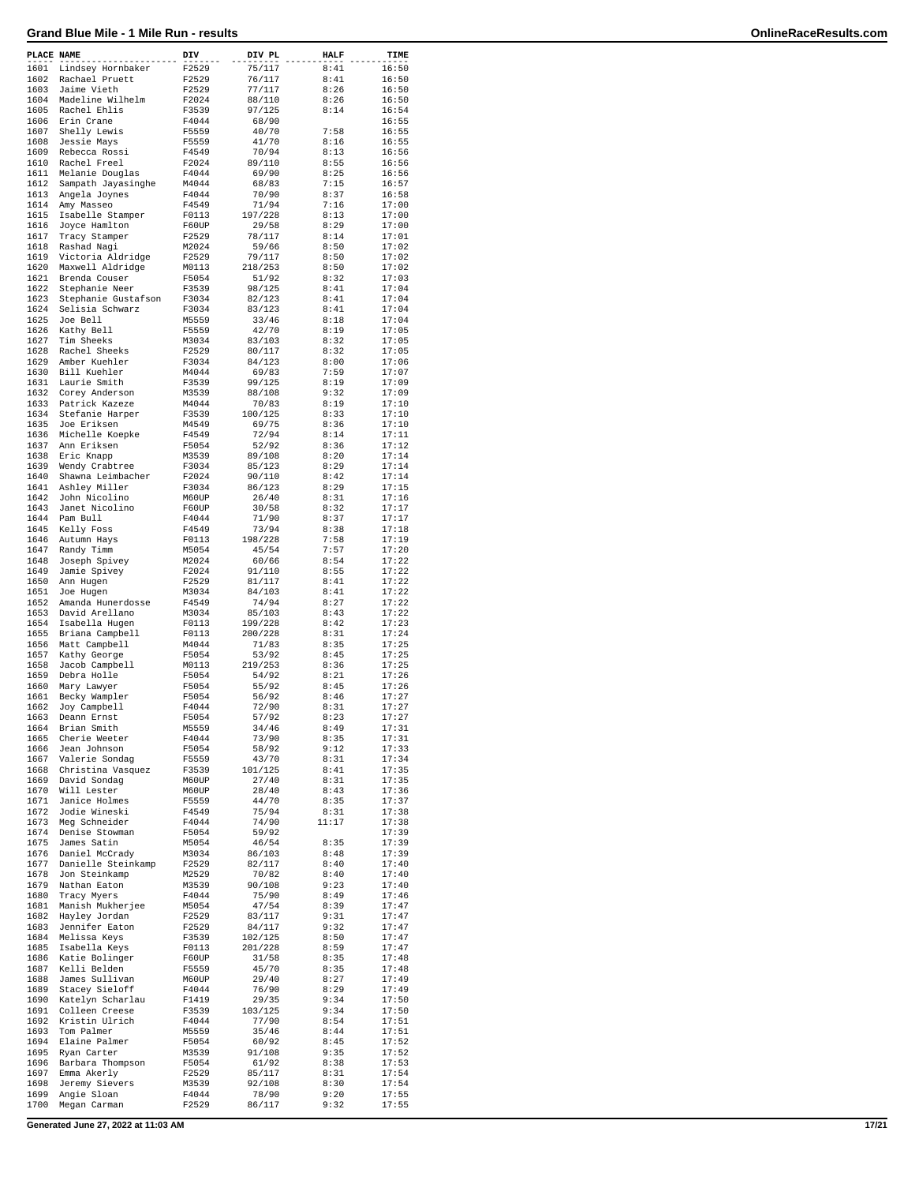# Grand Blue Mile - 1 Mile Run - results

| PLACE | NAME | DIV | DIV PL | HALF | TIME |
|---|---|---|---|---|---|
| 1601 | Lindsey Hornbaker | F2529 | 75/117 | 8:41 | 16:50 |
| 1602 | Rachael Pruett | F2529 | 76/117 | 8:41 | 16:50 |
| 1603 | Jaime Vieth | F2529 | 77/117 | 8:26 | 16:50 |
| 1604 | Madeline Wilhelm | F2024 | 88/110 | 8:26 | 16:50 |
| 1605 | Rachel Ehlis | F3539 | 97/125 | 8:14 | 16:54 |
| 1606 | Erin Crane | F4044 | 68/90 | | 16:55 |
| 1607 | Shelly Lewis | F5559 | 40/70 | 7:58 | 16:55 |
| 1608 | Jessie Mays | F5559 | 41/70 | 8:16 | 16:55 |
| 1609 | Rebecca Rossi | F4549 | 70/94 | 8:13 | 16:56 |
| 1610 | Rachel Freel | F2024 | 89/110 | 8:55 | 16:56 |
| 1611 | Melanie Douglas | F4044 | 69/90 | 8:25 | 16:56 |
| 1612 | Sampath Jayasinghe | M4044 | 68/83 | 7:15 | 16:57 |
| 1613 | Angela Joynes | F4044 | 70/90 | 8:37 | 16:58 |
| 1614 | Amy Masseo | F4549 | 71/94 | 7:16 | 17:00 |
| 1615 | Isabelle Stamper | F0113 | 197/228 | 8:13 | 17:00 |
| 1616 | Joyce Hamlton | F60UP | 29/58 | 8:29 | 17:00 |
| 1617 | Tracy Stamper | F2529 | 78/117 | 8:14 | 17:01 |
| 1618 | Rashad Nagi | M2024 | 59/66 | 8:50 | 17:02 |
| 1619 | Victoria Aldridge | F2529 | 79/117 | 8:50 | 17:02 |
| 1620 | Maxwell Aldridge | M0113 | 218/253 | 8:50 | 17:02 |
| 1621 | Brenda Couser | F5054 | 51/92 | 8:32 | 17:03 |
| 1622 | Stephanie Neer | F3539 | 98/125 | 8:41 | 17:04 |
| 1623 | Stephanie Gustafson | F3034 | 82/123 | 8:41 | 17:04 |
| 1624 | Selisia Schwarz | F3034 | 83/123 | 8:41 | 17:04 |
| 1625 | Joe Bell | M5559 | 33/46 | 8:18 | 17:04 |
| 1626 | Kathy Bell | F5559 | 42/70 | 8:19 | 17:05 |
| 1627 | Tim Sheeks | M3034 | 83/103 | 8:32 | 17:05 |
| 1628 | Rachel Sheeks | F2529 | 80/117 | 8:32 | 17:05 |
| 1629 | Amber Kuehler | F3034 | 84/123 | 8:00 | 17:06 |
| 1630 | Bill Kuehler | M4044 | 69/83 | 7:59 | 17:07 |
| 1631 | Laurie Smith | F3539 | 99/125 | 8:19 | 17:09 |
| 1632 | Corey Anderson | M3539 | 88/108 | 9:32 | 17:09 |
| 1633 | Patrick Kazeze | M4044 | 70/83 | 8:19 | 17:10 |
| 1634 | Stefanie Harper | F3539 | 100/125 | 8:33 | 17:10 |
| 1635 | Joe Eriksen | M4549 | 69/75 | 8:36 | 17:10 |
| 1636 | Michelle Koepke | F4549 | 72/94 | 8:14 | 17:11 |
| 1637 | Ann Eriksen | F5054 | 52/92 | 8:36 | 17:12 |
| 1638 | Eric Knapp | M3539 | 89/108 | 8:20 | 17:14 |
| 1639 | Wendy Crabtree | F3034 | 85/123 | 8:29 | 17:14 |
| 1640 | Shawna Leimbacher | F2024 | 90/110 | 8:42 | 17:14 |
| 1641 | Ashley Miller | F3034 | 86/123 | 8:29 | 17:15 |
| 1642 | John Nicolino | M60UP | 26/40 | 8:31 | 17:16 |
| 1643 | Janet Nicolino | F60UP | 30/58 | 8:32 | 17:17 |
| 1644 | Pam Bull | F4044 | 71/90 | 8:37 | 17:17 |
| 1645 | Kelly Foss | F4549 | 73/94 | 8:38 | 17:18 |
| 1646 | Autumn Hays | F0113 | 198/228 | 7:58 | 17:19 |
| 1647 | Randy Timm | M5054 | 45/54 | 7:57 | 17:20 |
| 1648 | Joseph Spivey | M2024 | 60/66 | 8:54 | 17:22 |
| 1649 | Jamie Spivey | F2024 | 91/110 | 8:55 | 17:22 |
| 1650 | Ann Hugen | F2529 | 81/117 | 8:41 | 17:22 |
| 1651 | Joe Hugen | M3034 | 84/103 | 8:41 | 17:22 |
| 1652 | Amanda Hunerdosse | F4549 | 74/94 | 8:27 | 17:22 |
| 1653 | David Arellano | M3034 | 85/103 | 8:43 | 17:22 |
| 1654 | Isabella Hugen | F0113 | 199/228 | 8:42 | 17:23 |
| 1655 | Briana Campbell | F0113 | 200/228 | 8:31 | 17:24 |
| 1656 | Matt Campbell | M4044 | 71/83 | 8:35 | 17:25 |
| 1657 | Kathy George | F5054 | 53/92 | 8:45 | 17:25 |
| 1658 | Jacob Campbell | M0113 | 219/253 | 8:36 | 17:25 |
| 1659 | Debra Holle | F5054 | 54/92 | 8:21 | 17:26 |
| 1660 | Mary Lawyer | F5054 | 55/92 | 8:45 | 17:26 |
| 1661 | Becky Wampler | F5054 | 56/92 | 8:46 | 17:27 |
| 1662 | Joy Campbell | F4044 | 72/90 | 8:31 | 17:27 |
| 1663 | Deann Ernst | F5054 | 57/92 | 8:23 | 17:27 |
| 1664 | Brian Smith | M5559 | 34/46 | 8:49 | 17:31 |
| 1665 | Cherie Weeter | F4044 | 73/90 | 8:35 | 17:31 |
| 1666 | Jean Johnson | F5054 | 58/92 | 9:12 | 17:33 |
| 1667 | Valerie Sondag | F5559 | 43/70 | 8:31 | 17:34 |
| 1668 | Christina Vasquez | F3539 | 101/125 | 8:41 | 17:35 |
| 1669 | David Sondag | M60UP | 27/40 | 8:31 | 17:35 |
| 1670 | Will Lester | M60UP | 28/40 | 8:43 | 17:36 |
| 1671 | Janice Holmes | F5559 | 44/70 | 8:35 | 17:37 |
| 1672 | Jodie Wineski | F4549 | 75/94 | 8:31 | 17:38 |
| 1673 | Meg Schneider | F4044 | 74/90 | 11:17 | 17:38 |
| 1674 | Denise Stowman | F5054 | 59/92 | | 17:39 |
| 1675 | James Satin | M5054 | 46/54 | 8:35 | 17:39 |
| 1676 | Daniel McCrady | M3034 | 86/103 | 8:48 | 17:39 |
| 1677 | Danielle Steinkamp | F2529 | 82/117 | 8:40 | 17:40 |
| 1678 | Jon Steinkamp | M2529 | 70/82 | 8:40 | 17:40 |
| 1679 | Nathan Eaton | M3539 | 90/108 | 9:23 | 17:40 |
| 1680 | Tracy Myers | F4044 | 75/90 | 8:49 | 17:46 |
| 1681 | Manish Mukherjee | M5054 | 47/54 | 8:39 | 17:47 |
| 1682 | Hayley Jordan | F2529 | 83/117 | 9:31 | 17:47 |
| 1683 | Jennifer Eaton | F2529 | 84/117 | 9:32 | 17:47 |
| 1684 | Melissa Keys | F3539 | 102/125 | 8:50 | 17:47 |
| 1685 | Isabella Keys | F0113 | 201/228 | 8:59 | 17:47 |
| 1686 | Katie Bolinger | F60UP | 31/58 | 8:35 | 17:48 |
| 1687 | Kelli Belden | F5559 | 45/70 | 8:35 | 17:48 |
| 1688 | James Sullivan | M60UP | 29/40 | 8:27 | 17:49 |
| 1689 | Stacey Sieloff | F4044 | 76/90 | 8:29 | 17:49 |
| 1690 | Katelyn Scharlau | F1419 | 29/35 | 9:34 | 17:50 |
| 1691 | Colleen Creese | F3539 | 103/125 | 9:34 | 17:50 |
| 1692 | Kristin Ulrich | F4044 | 77/90 | 8:54 | 17:51 |
| 1693 | Tom Palmer | M5559 | 35/46 | 8:44 | 17:51 |
| 1694 | Elaine Palmer | F5054 | 60/92 | 8:45 | 17:52 |
| 1695 | Ryan Carter | M3539 | 91/108 | 9:35 | 17:52 |
| 1696 | Barbara Thompson | F5054 | 61/92 | 8:38 | 17:53 |
| 1697 | Emma Akerly | F2529 | 85/117 | 8:31 | 17:54 |
| 1698 | Jeremy Sievers | M3539 | 92/108 | 8:30 | 17:54 |
| 1699 | Angie Sloan | F4044 | 78/90 | 9:20 | 17:55 |
| 1700 | Megan Carman | F2529 | 86/117 | 9:32 | 17:55 |

Generated June 27, 2022 at 11:03 AM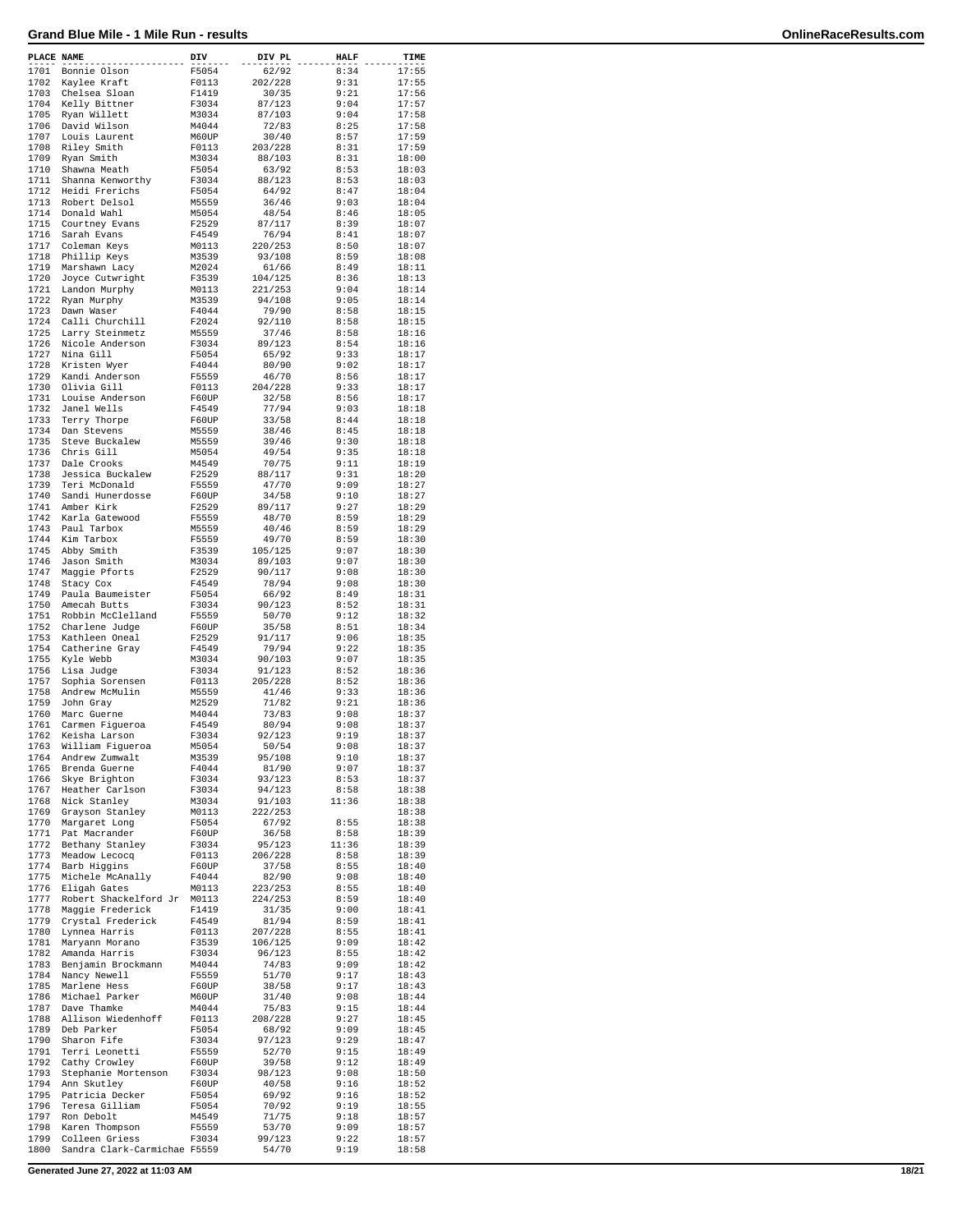# Grand Blue Mile - 1 Mile Run - results

| PLACE | NAME | DIV | DIV PL | HALF | TIME |
|---|---|---|---|---|---|
| 1701 | Bonnie Olson | F5054 | 62/92 | 8:34 | 17:55 |
| 1702 | Kaylee Kraft | F0113 | 202/228 | 9:31 | 17:55 |
| 1703 | Chelsea Sloan | F1419 | 30/35 | 9:21 | 17:56 |
| 1704 | Kelly Bittner | F3034 | 87/123 | 9:04 | 17:57 |
| 1705 | Ryan Willett | M3034 | 87/103 | 9:04 | 17:58 |
| 1706 | David Wilson | M4044 | 72/83 | 8:25 | 17:58 |
| 1707 | Louis Laurent | M60UP | 30/40 | 8:57 | 17:59 |
| 1708 | Riley Smith | F0113 | 203/228 | 8:31 | 17:59 |
| 1709 | Ryan Smith | M3034 | 88/103 | 8:31 | 18:00 |
| 1710 | Shawna Meath | F5054 | 63/92 | 8:53 | 18:03 |
| 1711 | Shanna Kenworthy | F3034 | 88/123 | 8:53 | 18:03 |
| 1712 | Heidi Frerichs | F5054 | 64/92 | 8:47 | 18:04 |
| 1713 | Robert Delsol | M5559 | 36/46 | 9:03 | 18:04 |
| 1714 | Donald Wahl | M5054 | 48/54 | 8:46 | 18:05 |
| 1715 | Courtney Evans | F2529 | 87/117 | 8:39 | 18:07 |
| 1716 | Sarah Evans | F4549 | 76/94 | 8:41 | 18:07 |
| 1717 | Coleman Keys | M0113 | 220/253 | 8:50 | 18:07 |
| 1718 | Phillip Keys | M3539 | 93/108 | 8:59 | 18:08 |
| 1719 | Marshawn Lacy | M2024 | 61/66 | 8:49 | 18:11 |
| 1720 | Joyce Cutwright | F3539 | 104/125 | 8:36 | 18:13 |
| 1721 | Landon Murphy | M0113 | 221/253 | 9:04 | 18:14 |
| 1722 | Ryan Murphy | M3539 | 94/108 | 9:05 | 18:14 |
| 1723 | Dawn Waser | F4044 | 79/90 | 8:58 | 18:15 |
| 1724 | Calli Churchill | F2024 | 92/110 | 8:58 | 18:15 |
| 1725 | Larry Steinmetz | M5559 | 37/46 | 8:58 | 18:16 |
| 1726 | Nicole Anderson | F3034 | 89/123 | 8:54 | 18:16 |
| 1727 | Nina Gill | F5054 | 65/92 | 9:33 | 18:17 |
| 1728 | Kristen Wyer | F4044 | 80/90 | 9:02 | 18:17 |
| 1729 | Kandi Anderson | F5559 | 46/70 | 8:56 | 18:17 |
| 1730 | Olivia Gill | F0113 | 204/228 | 9:33 | 18:17 |
| 1731 | Louise Anderson | F60UP | 32/58 | 8:56 | 18:17 |
| 1732 | Janel Wells | F4549 | 77/94 | 9:03 | 18:18 |
| 1733 | Terry Thorpe | F60UP | 33/58 | 8:44 | 18:18 |
| 1734 | Dan Stevens | M5559 | 38/46 | 8:45 | 18:18 |
| 1735 | Steve Buckalew | M5559 | 39/46 | 9:30 | 18:18 |
| 1736 | Chris Gill | M5054 | 49/54 | 9:35 | 18:18 |
| 1737 | Dale Crooks | M4549 | 70/75 | 9:11 | 18:19 |
| 1738 | Jessica Buckalew | F2529 | 88/117 | 9:31 | 18:20 |
| 1739 | Teri McDonald | F5559 | 47/70 | 9:09 | 18:27 |
| 1740 | Sandi Hunerdosse | F60UP | 34/58 | 9:10 | 18:27 |
| 1741 | Amber Kirk | F2529 | 89/117 | 9:27 | 18:29 |
| 1742 | Karla Gatewood | F5559 | 48/70 | 8:59 | 18:29 |
| 1743 | Paul Tarbox | M5559 | 40/46 | 8:59 | 18:29 |
| 1744 | Kim Tarbox | F5559 | 49/70 | 8:59 | 18:30 |
| 1745 | Abby Smith | F3539 | 105/125 | 9:07 | 18:30 |
| 1746 | Jason Smith | M3034 | 89/103 | 9:07 | 18:30 |
| 1747 | Maggie Pforts | F2529 | 90/117 | 9:08 | 18:30 |
| 1748 | Stacy Cox | F4549 | 78/94 | 9:08 | 18:30 |
| 1749 | Paula Baumeister | F5054 | 66/92 | 8:49 | 18:31 |
| 1750 | Amecah Butts | F3034 | 90/123 | 8:52 | 18:31 |
| 1751 | Robbin McClelland | F5559 | 50/70 | 9:12 | 18:32 |
| 1752 | Charlene Judge | F60UP | 35/58 | 8:51 | 18:34 |
| 1753 | Kathleen Oneal | F2529 | 91/117 | 9:06 | 18:35 |
| 1754 | Catherine Gray | F4549 | 79/94 | 9:22 | 18:35 |
| 1755 | Kyle Webb | M3034 | 90/103 | 9:07 | 18:35 |
| 1756 | Lisa Judge | F3034 | 91/123 | 8:52 | 18:36 |
| 1757 | Sophia Sorensen | F0113 | 205/228 | 8:52 | 18:36 |
| 1758 | Andrew McMulin | M5559 | 41/46 | 9:33 | 18:36 |
| 1759 | John Gray | M2529 | 71/82 | 9:21 | 18:36 |
| 1760 | Marc Guerne | M4044 | 73/83 | 9:08 | 18:37 |
| 1761 | Carmen Figueroa | F4549 | 80/94 | 9:08 | 18:37 |
| 1762 | Keisha Larson | F3034 | 92/123 | 9:19 | 18:37 |
| 1763 | William Figueroa | M5054 | 50/54 | 9:08 | 18:37 |
| 1764 | Andrew Zumwalt | M3539 | 95/108 | 9:10 | 18:37 |
| 1765 | Brenda Guerne | F4044 | 81/90 | 9:07 | 18:37 |
| 1766 | Skye Brighton | F3034 | 93/123 | 8:53 | 18:37 |
| 1767 | Heather Carlson | F3034 | 94/123 | 8:58 | 18:38 |
| 1768 | Nick Stanley | M3034 | 91/103 | 11:36 | 18:38 |
| 1769 | Grayson Stanley | M0113 | 222/253 | | 18:38 |
| 1770 | Margaret Long | F5054 | 67/92 | 8:55 | 18:38 |
| 1771 | Pat Macrander | F60UP | 36/58 | 8:58 | 18:39 |
| 1772 | Bethany Stanley | F3034 | 95/123 | 11:36 | 18:39 |
| 1773 | Meadow Lecocq | F0113 | 206/228 | 8:58 | 18:39 |
| 1774 | Barb Higgins | F60UP | 37/58 | 8:55 | 18:40 |
| 1775 | Michele McAnally | F4044 | 82/90 | 9:08 | 18:40 |
| 1776 | Eligah Gates | M0113 | 223/253 | 8:55 | 18:40 |
| 1777 | Robert Shackelford Jr | M0113 | 224/253 | 8:59 | 18:40 |
| 1778 | Maggie Frederick | F1419 | 31/35 | 9:00 | 18:41 |
| 1779 | Crystal Frederick | F4549 | 81/94 | 8:59 | 18:41 |
| 1780 | Lynnea Harris | F0113 | 207/228 | 8:55 | 18:41 |
| 1781 | Maryann Morano | F3539 | 106/125 | 9:09 | 18:42 |
| 1782 | Amanda Harris | F3034 | 96/123 | 8:55 | 18:42 |
| 1783 | Benjamin Brockmann | M4044 | 74/83 | 9:09 | 18:42 |
| 1784 | Nancy Newell | F5559 | 51/70 | 9:17 | 18:43 |
| 1785 | Marlene Hess | F60UP | 38/58 | 9:17 | 18:43 |
| 1786 | Michael Parker | M60UP | 31/40 | 9:08 | 18:44 |
| 1787 | Dave Thamke | M4044 | 75/83 | 9:15 | 18:44 |
| 1788 | Allison Wiedenhoff | F0113 | 208/228 | 9:27 | 18:45 |
| 1789 | Deb Parker | F5054 | 68/92 | 9:09 | 18:45 |
| 1790 | Sharon Fife | F3034 | 97/123 | 9:29 | 18:47 |
| 1791 | Terri Leonetti | F5559 | 52/70 | 9:15 | 18:49 |
| 1792 | Cathy Crowley | F60UP | 39/58 | 9:12 | 18:49 |
| 1793 | Stephanie Mortenson | F3034 | 98/123 | 9:08 | 18:50 |
| 1794 | Ann Skutley | F60UP | 40/58 | 9:16 | 18:52 |
| 1795 | Patricia Decker | F5054 | 69/92 | 9:16 | 18:52 |
| 1796 | Teresa Gilliam | F5054 | 70/92 | 9:19 | 18:55 |
| 1797 | Ron Debolt | M4549 | 71/75 | 9:18 | 18:57 |
| 1798 | Karen Thompson | F5559 | 53/70 | 9:09 | 18:57 |
| 1799 | Colleen Griess | F3034 | 99/123 | 9:22 | 18:57 |
| 1800 | Sandra Clark-Carmichae | F5559 | 54/70 | 9:19 | 18:58 |

Generated June 27, 2022 at 11:03 AM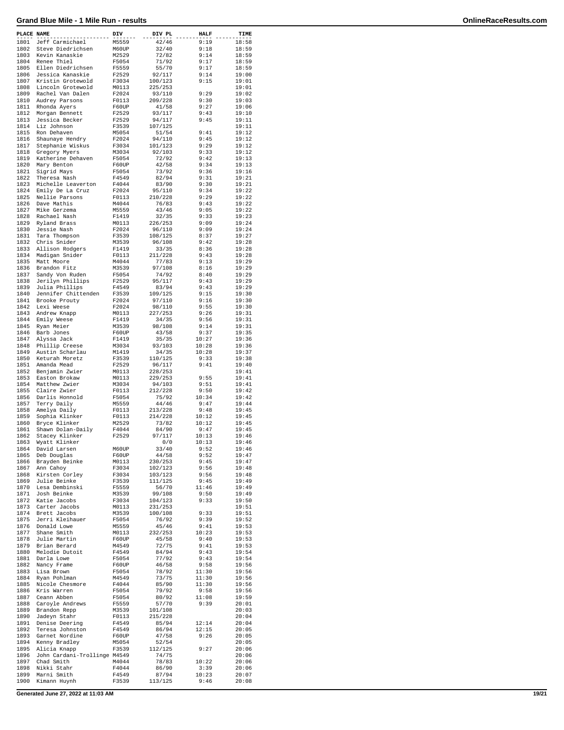# Grand Blue Mile - 1 Mile Run - results

| PLACE | NAME | DIV | DIV PL | HALF | TIME |
|---|---|---|---|---|---|
| 1801 | Jeff Carmichael | M5559 | 42/46 | 9:19 | 18:58 |
| 1802 | Steve Diedrichsen | M60UP | 32/40 | 9:18 | 18:59 |
| 1803 | Kevin Kanaskie | M2529 | 72/82 | 9:14 | 18:59 |
| 1804 | Renee Thiel | F5054 | 71/92 | 9:17 | 18:59 |
| 1805 | Ellen Diedrichsen | F5559 | 55/70 | 9:17 | 18:59 |
| 1806 | Jessica Kanaskie | F2529 | 92/117 | 9:14 | 19:00 |
| 1807 | Kristin Grotewold | F3034 | 100/123 | 9:15 | 19:01 |
| 1808 | Lincoln Grotewold | M0113 | 225/253 | | 19:01 |
| 1809 | Rachel Van Dalen | F2024 | 93/110 | 9:29 | 19:02 |
| 1810 | Audrey Parsons | F0113 | 209/228 | 9:30 | 19:03 |
| 1811 | Rhonda Ayers | F60UP | 41/58 | 9:27 | 19:06 |
| 1812 | Morgan Bennett | F2529 | 93/117 | 9:43 | 19:10 |
| 1813 | Jessica Becker | F2529 | 94/117 | 9:45 | 19:11 |
| 1814 | Liz Johnson | F3539 | 107/125 | | 19:11 |
| 1815 | Ron Dehaven | M5054 | 51/54 | 9:41 | 19:12 |
| 1816 | Shaunaye Hendry | F2024 | 94/110 | 9:45 | 19:12 |
| 1817 | Stephanie Wiskus | F3034 | 101/123 | 9:29 | 19:12 |
| 1818 | Gregory Myers | M3034 | 92/103 | 9:33 | 19:12 |
| 1819 | Katherine Dehaven | F5054 | 72/92 | 9:42 | 19:13 |
| 1820 | Mary Benton | F60UP | 42/58 | 9:34 | 19:13 |
| 1821 | Sigrid Mays | F5054 | 73/92 | 9:36 | 19:16 |
| 1822 | Theresa Nash | F4549 | 82/94 | 9:31 | 19:21 |
| 1823 | Michelle Leaverton | F4044 | 83/90 | 9:30 | 19:21 |
| 1824 | Emily De La Cruz | F2024 | 95/110 | 9:34 | 19:22 |
| 1825 | Nellie Parsons | F0113 | 210/228 | 9:29 | 19:22 |
| 1826 | Dave Mathis | M4044 | 76/83 | 9:43 | 19:22 |
| 1827 | Mike Gerzema | M5559 | 43/46 | 9:05 | 19:22 |
| 1828 | Rachael Nash | F1419 | 32/35 | 9:33 | 19:23 |
| 1829 | Ryland Brass | M0113 | 226/253 | 9:09 | 19:24 |
| 1830 | Jessie Nash | F2024 | 96/110 | 9:09 | 19:24 |
| 1831 | Tara Thompson | F3539 | 108/125 | 8:37 | 19:27 |
| 1832 | Chris Snider | M3539 | 96/108 | 9:42 | 19:28 |
| 1833 | Allison Rodgers | F1419 | 33/35 | 8:36 | 19:28 |
| 1834 | Madigan Snider | F0113 | 211/228 | 9:43 | 19:28 |
| 1835 | Matt Moore | M4044 | 77/83 | 9:13 | 19:29 |
| 1836 | Brandon Fitz | M3539 | 97/108 | 8:16 | 19:29 |
| 1837 | Sandy Von Ruden | F5054 | 74/92 | 8:40 | 19:29 |
| 1838 | Jerilyn Phillips | F2529 | 95/117 | 9:43 | 19:29 |
| 1839 | Julia Phillips | F4549 | 83/94 | 9:43 | 19:29 |
| 1840 | Jennifer Chittenden | F3539 | 109/125 | 9:15 | 19:30 |
| 1841 | Brooke Prouty | F2024 | 97/110 | 9:16 | 19:30 |
| 1842 | Lexi Weese | F2024 | 98/110 | 9:55 | 19:30 |
| 1843 | Andrew Knapp | M0113 | 227/253 | 9:26 | 19:31 |
| 1844 | Emily Weese | F1419 | 34/35 | 9:56 | 19:31 |
| 1845 | Ryan Meier | M3539 | 98/108 | 9:14 | 19:31 |
| 1846 | Barb Jones | F60UP | 43/58 | 9:37 | 19:35 |
| 1847 | Alyssa Jack | F1419 | 35/35 | 10:27 | 19:36 |
| 1848 | Phillip Creese | M3034 | 93/103 | 10:28 | 19:36 |
| 1849 | Austin Scharlau | M1419 | 34/35 | 10:28 | 19:37 |
| 1850 | Keturah Moretz | F3539 | 110/125 | 9:33 | 19:38 |
| 1851 | Amanda Mead | F2529 | 96/117 | 9:41 | 19:40 |
| 1852 | Benjamin Zwier | M0113 | 228/253 | | 19:41 |
| 1853 | Easton Brokaw | M0113 | 229/253 | 9:55 | 19:41 |
| 1854 | Matthew Zwier | M3034 | 94/103 | 9:51 | 19:41 |
| 1855 | Claire Zwier | F0113 | 212/228 | 9:50 | 19:42 |
| 1856 | Darlis Honnold | F5054 | 75/92 | 10:34 | 19:42 |
| 1857 | Terry Daily | M5559 | 44/46 | 9:47 | 19:44 |
| 1858 | Amelya Daily | F0113 | 213/228 | 9:48 | 19:45 |
| 1859 | Sophia Klinker | F0113 | 214/228 | 10:12 | 19:45 |
| 1860 | Bryce Klinker | M2529 | 73/82 | 10:12 | 19:45 |
| 1861 | Shawn Dolan-Daily | F4044 | 84/90 | 9:47 | 19:45 |
| 1862 | Stacey Klinker | F2529 | 97/117 | 10:13 | 19:46 |
| 1863 | Wyatt Klinker | | 0/0 | 10:13 | 19:46 |
| 1864 | David Larsen | M60UP | 33/40 | 9:52 | 19:46 |
| 1865 | Deb Douglas | F60UP | 44/58 | 9:52 | 19:47 |
| 1866 | Brayden Beinke | M0113 | 230/253 | 9:45 | 19:47 |
| 1867 | Ann Cahoy | F3034 | 102/123 | 9:56 | 19:48 |
| 1868 | Kirsten Corley | F3034 | 103/123 | 9:56 | 19:48 |
| 1869 | Julie Beinke | F3539 | 111/125 | 9:45 | 19:49 |
| 1870 | Lesa Dembinski | F5559 | 56/70 | 11:46 | 19:49 |
| 1871 | Josh Beinke | M3539 | 99/108 | 9:50 | 19:49 |
| 1872 | Katie Jacobs | F3034 | 104/123 | 9:33 | 19:50 |
| 1873 | Carter Jacobs | M0113 | 231/253 | | 19:51 |
| 1874 | Brett Jacobs | M3539 | 100/108 | 9:33 | 19:51 |
| 1875 | Jerri Kleihauer | F5054 | 76/92 | 9:39 | 19:52 |
| 1876 | Donald Lowe | M5559 | 45/46 | 9:41 | 19:53 |
| 1877 | Shane Smith | M0113 | 232/253 | 10:23 | 19:53 |
| 1878 | Julie Martin | F60UP | 45/58 | 9:40 | 19:53 |
| 1879 | Brian Berard | M4549 | 72/75 | 9:41 | 19:53 |
| 1880 | Melodie Dutoit | F4549 | 84/94 | 9:43 | 19:54 |
| 1881 | Darla Lowe | F5054 | 77/92 | 9:43 | 19:54 |
| 1882 | Nancy Frame | F60UP | 46/58 | 9:58 | 19:56 |
| 1883 | Lisa Brown | F5054 | 78/92 | 11:30 | 19:56 |
| 1884 | Ryan Pohlman | M4549 | 73/75 | 11:30 | 19:56 |
| 1885 | Nicole Chesmore | F4044 | 85/90 | 11:30 | 19:56 |
| 1886 | Kris Warren | F5054 | 79/92 | 9:58 | 19:56 |
| 1887 | Ceann Abben | F5054 | 80/92 | 11:08 | 19:59 |
| 1888 | Caroyle Andrews | F5559 | 57/70 | 9:39 | 20:01 |
| 1889 | Brandon Repp | M3539 | 101/108 | | 20:03 |
| 1890 | Jadeyn Stahr | F0113 | 215/228 | | 20:04 |
| 1891 | Denise Deering | F4549 | 85/94 | 12:14 | 20:04 |
| 1892 | Teresa Johnston | F4549 | 86/94 | 12:15 | 20:05 |
| 1893 | Garnet Nordine | F60UP | 47/58 | 9:26 | 20:05 |
| 1894 | Kenny Bradley | M5054 | 52/54 | | 20:05 |
| 1895 | Alicia Knapp | F3539 | 112/125 | 9:27 | 20:06 |
| 1896 | John Cardani-Trollinge | M4549 | 74/75 | | 20:06 |
| 1897 | Chad Smith | M4044 | 78/83 | 10:22 | 20:06 |
| 1898 | Nikki Stahr | F4044 | 86/90 | 3:39 | 20:06 |
| 1899 | Marni Smith | F4549 | 87/94 | 10:23 | 20:07 |
| 1900 | Kimann Huynh | F3539 | 113/125 | 9:46 | 20:08 |

Generated June 27, 2022 at 11:03 AM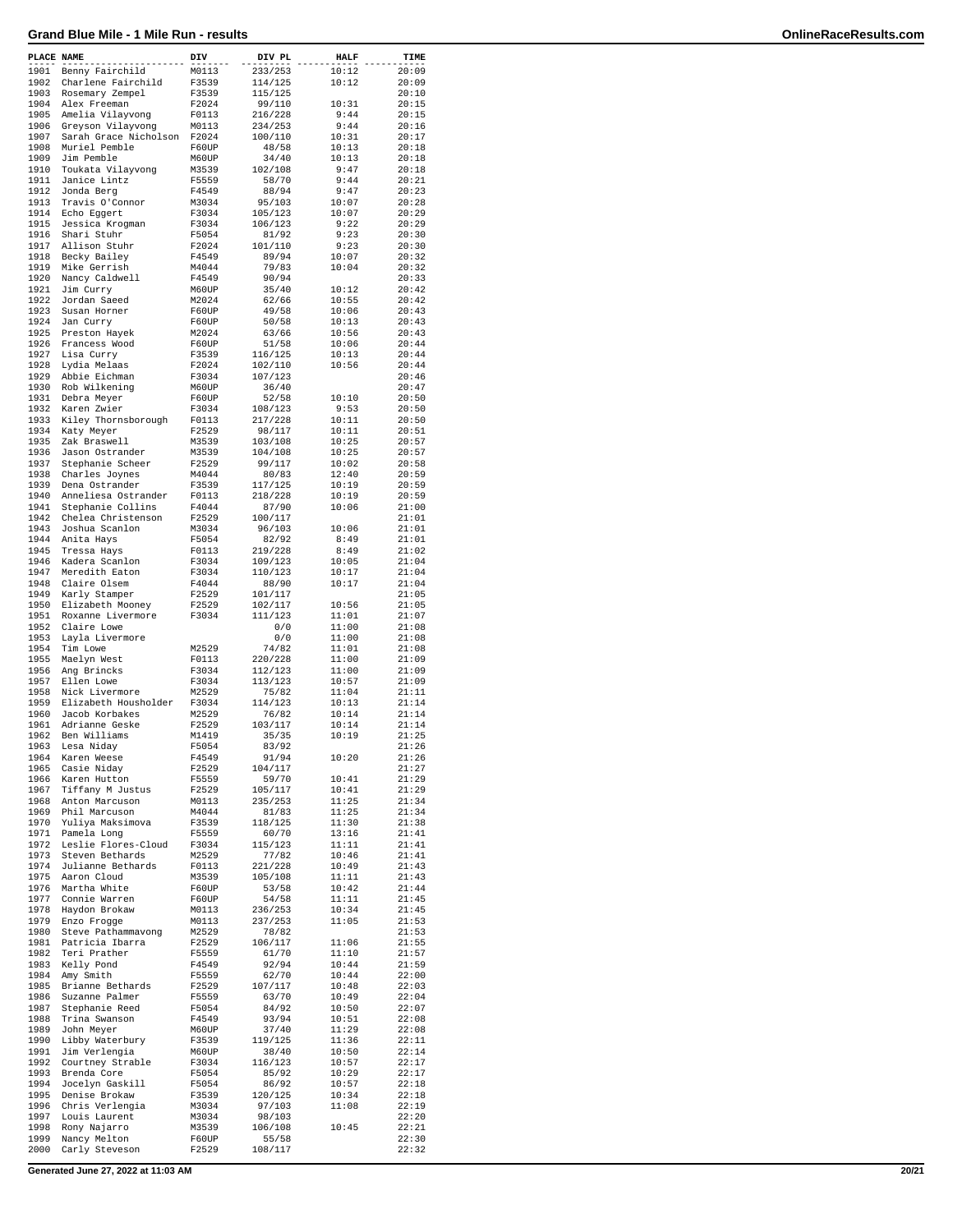# Grand Blue Mile - 1 Mile Run - results

OnlineRaceResults.com

| PLACE | NAME | DIV | DIV PL | HALF | TIME |
|---|---|---|---|---|---|
| 1901 | Benny Fairchild | M0113 | 233/253 | 10:12 | 20:09 |
| 1902 | Charlene Fairchild | F3539 | 114/125 | 10:12 | 20:09 |
| 1903 | Rosemary Zempel | F3539 | 115/125 | | 20:10 |
| 1904 | Alex Freeman | F2024 | 99/110 | 10:31 | 20:15 |
| 1905 | Amelia Vilayvong | F0113 | 216/228 | 9:44 | 20:15 |
| 1906 | Greyson Vilayvong | M0113 | 234/253 | 9:44 | 20:16 |
| 1907 | Sarah Grace Nicholson | F2024 | 100/110 | 10:31 | 20:17 |
| 1908 | Muriel Pemble | F60UP | 48/58 | 10:13 | 20:18 |
| 1909 | Jim Pemble | M60UP | 34/40 | 10:13 | 20:18 |
| 1910 | Toukata Vilayvong | M3539 | 102/108 | 9:47 | 20:18 |
| 1911 | Janice Lintz | F5559 | 58/70 | 9:44 | 20:21 |
| 1912 | Jonda Berg | F4549 | 88/94 | 9:47 | 20:23 |
| 1913 | Travis O'Connor | M3034 | 95/103 | 10:07 | 20:28 |
| 1914 | Echo Eggert | F3034 | 105/123 | 10:07 | 20:29 |
| 1915 | Jessica Krogman | F3034 | 106/123 | 9:22 | 20:29 |
| 1916 | Shari Stuhr | F5054 | 81/92 | 9:23 | 20:30 |
| 1917 | Allison Stuhr | F2024 | 101/110 | 9:23 | 20:30 |
| 1918 | Becky Bailey | F4549 | 89/94 | 10:07 | 20:32 |
| 1919 | Mike Gerrish | M4044 | 79/83 | 10:04 | 20:32 |
| 1920 | Nancy Caldwell | F4549 | 90/94 | | 20:33 |
| 1921 | Jim Curry | M60UP | 35/40 | 10:12 | 20:42 |
| 1922 | Jordan Saeed | M2024 | 62/66 | 10:55 | 20:42 |
| 1923 | Susan Horner | F60UP | 49/58 | 10:06 | 20:43 |
| 1924 | Jan Curry | F60UP | 50/58 | 10:13 | 20:43 |
| 1925 | Preston Hayek | M2024 | 63/66 | 10:56 | 20:43 |
| 1926 | Francess Wood | F60UP | 51/58 | 10:06 | 20:44 |
| 1927 | Lisa Curry | F3539 | 116/125 | 10:13 | 20:44 |
| 1928 | Lydia Melaas | F2024 | 102/110 | 10:56 | 20:44 |
| 1929 | Abbie Eichman | F3034 | 107/123 | | 20:46 |
| 1930 | Rob Wilkening | M60UP | 36/40 | | 20:47 |
| 1931 | Debra Meyer | F60UP | 52/58 | 10:10 | 20:50 |
| 1932 | Karen Zwier | F3034 | 108/123 | 9:53 | 20:50 |
| 1933 | Kiley Thornsborough | F0113 | 217/228 | 10:11 | 20:50 |
| 1934 | Katy Meyer | F2529 | 98/117 | 10:11 | 20:51 |
| 1935 | Zak Braswell | M3539 | 103/108 | 10:25 | 20:57 |
| 1936 | Jason Ostrander | M3539 | 104/108 | 10:25 | 20:57 |
| 1937 | Stephanie Scheer | F2529 | 99/117 | 10:02 | 20:58 |
| 1938 | Charles Joynes | M4044 | 80/83 | 12:40 | 20:59 |
| 1939 | Dena Ostrander | F3539 | 117/125 | 10:19 | 20:59 |
| 1940 | Anneliesa Ostrander | F0113 | 218/228 | 10:19 | 20:59 |
| 1941 | Stephanie Collins | F4044 | 87/90 | 10:06 | 21:00 |
| 1942 | Chelea Christenson | F2529 | 100/117 | | 21:01 |
| 1943 | Joshua Scanlon | M3034 | 96/103 | 10:06 | 21:01 |
| 1944 | Anita Hays | F5054 | 82/92 | 8:49 | 21:01 |
| 1945 | Tressa Hays | F0113 | 219/228 | 8:49 | 21:02 |
| 1946 | Kadera Scanlon | F3034 | 109/123 | 10:05 | 21:04 |
| 1947 | Meredith Eaton | F3034 | 110/123 | 10:17 | 21:04 |
| 1948 | Claire Olsem | F4044 | 88/90 | 10:17 | 21:04 |
| 1949 | Karly Stamper | F2529 | 101/117 | | 21:05 |
| 1950 | Elizabeth Mooney | F2529 | 102/117 | 10:56 | 21:05 |
| 1951 | Roxanne Livermore | F3034 | 111/123 | 11:01 | 21:07 |
| 1952 | Claire Lowe | | 0/0 | 11:00 | 21:08 |
| 1953 | Layla Livermore | | 0/0 | 11:00 | 21:08 |
| 1954 | Tim Lowe | M2529 | 74/82 | 11:01 | 21:08 |
| 1955 | Maelyn West | F0113 | 220/228 | 11:00 | 21:09 |
| 1956 | Ang Brincks | F3034 | 112/123 | 11:00 | 21:09 |
| 1957 | Ellen Lowe | F3034 | 113/123 | 10:57 | 21:09 |
| 1958 | Nick Livermore | M2529 | 75/82 | 11:04 | 21:11 |
| 1959 | Elizabeth Housholder | F3034 | 114/123 | 10:13 | 21:14 |
| 1960 | Jacob Korbakes | M2529 | 76/82 | 10:14 | 21:14 |
| 1961 | Adrianne Geske | F2529 | 103/117 | 10:14 | 21:14 |
| 1962 | Ben Williams | M1419 | 35/35 | 10:19 | 21:25 |
| 1963 | Lesa Niday | F5054 | 83/92 | | 21:26 |
| 1964 | Karen Weese | F4549 | 91/94 | 10:20 | 21:26 |
| 1965 | Casie Niday | F2529 | 104/117 | | 21:27 |
| 1966 | Karen Hutton | F5559 | 59/70 | 10:41 | 21:29 |
| 1967 | Tiffany M Justus | F2529 | 105/117 | 10:41 | 21:29 |
| 1968 | Anton Marcuson | M0113 | 235/253 | 11:25 | 21:34 |
| 1969 | Phil Marcuson | M4044 | 81/83 | 11:25 | 21:34 |
| 1970 | Yuliya Maksimova | F3539 | 118/125 | 11:30 | 21:38 |
| 1971 | Pamela Long | F5559 | 60/70 | 13:16 | 21:41 |
| 1972 | Leslie Flores-Cloud | F3034 | 115/123 | 11:11 | 21:41 |
| 1973 | Steven Bethards | M2529 | 77/82 | 10:46 | 21:41 |
| 1974 | Julianne Bethards | F0113 | 221/228 | 10:49 | 21:43 |
| 1975 | Aaron Cloud | M3539 | 105/108 | 11:11 | 21:43 |
| 1976 | Martha White | F60UP | 53/58 | 10:42 | 21:44 |
| 1977 | Connie Warren | F60UP | 54/58 | 11:11 | 21:45 |
| 1978 | Haydon Brokaw | M0113 | 236/253 | 10:34 | 21:45 |
| 1979 | Enzo Frogge | M0113 | 237/253 | 11:05 | 21:53 |
| 1980 | Steve Pathammavong | M2529 | 78/82 | | 21:53 |
| 1981 | Patricia Ibarra | F2529 | 106/117 | 11:06 | 21:55 |
| 1982 | Teri Prather | F5559 | 61/70 | 11:10 | 21:57 |
| 1983 | Kelly Pond | F4549 | 92/94 | 10:44 | 21:59 |
| 1984 | Amy Smith | F5559 | 62/70 | 10:44 | 22:00 |
| 1985 | Brianne Bethards | F2529 | 107/117 | 10:48 | 22:03 |
| 1986 | Suzanne Palmer | F5559 | 63/70 | 10:49 | 22:04 |
| 1987 | Stephanie Reed | F5054 | 84/92 | 10:50 | 22:07 |
| 1988 | Trina Swanson | F4549 | 93/94 | 10:51 | 22:08 |
| 1989 | John Meyer | M60UP | 37/40 | 11:29 | 22:08 |
| 1990 | Libby Waterbury | F3539 | 119/125 | 11:36 | 22:11 |
| 1991 | Jim Verlengia | M60UP | 38/40 | 10:50 | 22:14 |
| 1992 | Courtney Strable | F3034 | 116/123 | 10:57 | 22:17 |
| 1993 | Brenda Core | F5054 | 85/92 | 10:29 | 22:17 |
| 1994 | Jocelyn Gaskill | F5054 | 86/92 | 10:57 | 22:18 |
| 1995 | Denise Brokaw | F3539 | 120/125 | 10:34 | 22:18 |
| 1996 | Chris Verlengia | M3034 | 97/103 | 11:08 | 22:19 |
| 1997 | Louis Laurent | M3034 | 98/103 | | 22:20 |
| 1998 | Rony Najarro | M3539 | 106/108 | 10:45 | 22:21 |
| 1999 | Nancy Melton | F60UP | 55/58 | | 22:30 |
| 2000 | Carly Steveson | F2529 | 108/117 | | 22:32 |

Generated June 27, 2022 at 11:03 AM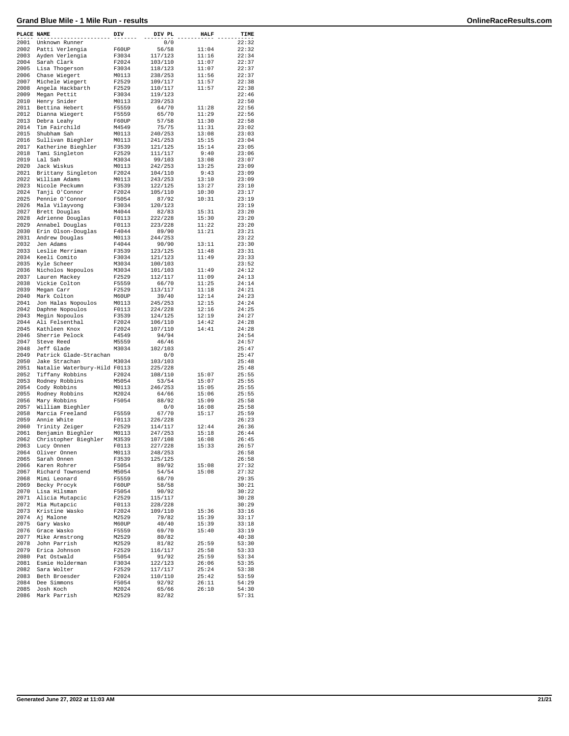## Grand Blue Mile - 1 Mile Run - results

| PLACE | NAME | DIV | DIV PL | HALF | TIME |
|---|---|---|---|---|---|
| 2001 | Unknown Runner | | 0/0 | | 22:32 |
| 2002 | Patti Verlengia | F60UP | 56/58 | 11:04 | 22:32 |
| 2003 | Ayden Verlengia | F3034 | 117/123 | 11:16 | 22:34 |
| 2004 | Sarah Clark | F2024 | 103/110 | 11:07 | 22:37 |
| 2005 | Lisa Thogerson | F3034 | 118/123 | 11:07 | 22:37 |
| 2006 | Chase Wiegert | M0113 | 238/253 | 11:56 | 22:37 |
| 2007 | Michele Wiegert | F2529 | 109/117 | 11:57 | 22:38 |
| 2008 | Angela Hackbarth | F2529 | 110/117 | 11:57 | 22:38 |
| 2009 | Megan Pettit | F3034 | 119/123 | | 22:46 |
| 2010 | Henry Snider | M0113 | 239/253 | | 22:50 |
| 2011 | Bettina Hebert | F5559 | 64/70 | 11:28 | 22:56 |
| 2012 | Dianna Wiegert | F5559 | 65/70 | 11:29 | 22:56 |
| 2013 | Debra Leahy | F60UP | 57/58 | 11:30 | 22:58 |
| 2014 | Tim Fairchild | M4549 | 75/75 | 11:31 | 23:02 |
| 2015 | Shubham Sah | M0113 | 240/253 | 13:08 | 23:03 |
| 2016 | Sullivan Bieghler | M0113 | 241/253 | 15:15 | 23:04 |
| 2017 | Katherine Bieghler | F3539 | 121/125 | 15:14 | 23:05 |
| 2018 | Tami Singleton | F2529 | 111/117 | 9:40 | 23:06 |
| 2019 | Lal Sah | M3034 | 99/103 | 13:08 | 23:07 |
| 2020 | Jack Wiskus | M0113 | 242/253 | 13:25 | 23:09 |
| 2021 | Brittany Singleton | F2024 | 104/110 | 9:43 | 23:09 |
| 2022 | William Adams | M0113 | 243/253 | 13:10 | 23:09 |
| 2023 | Nicole Peckumn | F3539 | 122/125 | 13:27 | 23:10 |
| 2024 | Tanji O'Connor | F2024 | 105/110 | 10:30 | 23:17 |
| 2025 | Pennie O'Connor | F5054 | 87/92 | 10:31 | 23:19 |
| 2026 | Mala Vilayvong | F3034 | 120/123 | | 23:19 |
| 2027 | Brett Douglas | M4044 | 82/83 | 15:31 | 23:20 |
| 2028 | Adrienne Douglas | F0113 | 222/228 | 15:30 | 23:20 |
| 2029 | Annabel Douglas | F0113 | 223/228 | 11:22 | 23:20 |
| 2030 | Erin Olson-Douglas | F4044 | 89/90 | 11:21 | 23:21 |
| 2031 | Andrew Douglas | M0113 | 244/253 | | 23:22 |
| 2032 | Jen Adams | F4044 | 90/90 | 13:11 | 23:30 |
| 2033 | Leslie Merriman | F3539 | 123/125 | 11:48 | 23:31 |
| 2034 | Keeli Comito | F3034 | 121/123 | 11:49 | 23:33 |
| 2035 | Kyle Scheer | M3034 | 100/103 | | 23:52 |
| 2036 | Nicholos Nopoulos | M3034 | 101/103 | 11:49 | 24:12 |
| 2037 | Lauren Mackey | F2529 | 112/117 | 11:09 | 24:13 |
| 2038 | Vickie Colton | F5559 | 66/70 | 11:25 | 24:14 |
| 2039 | Megan Carr | F2529 | 113/117 | 11:18 | 24:21 |
| 2040 | Mark Colton | M60UP | 39/40 | 12:14 | 24:23 |
| 2041 | Jon Halas Nopoulos | M0113 | 245/253 | 12:15 | 24:24 |
| 2042 | Daphne Nopoulos | F0113 | 224/228 | 12:16 | 24:25 |
| 2043 | Megin Nopoulos | F3539 | 124/125 | 12:19 | 24:27 |
| 2044 | Ali Felsenthal | F2024 | 106/110 | 14:42 | 24:28 |
| 2045 | Kathleen Knox | F2024 | 107/110 | 14:41 | 24:28 |
| 2046 | Sherrie Pelock | F4549 | 94/94 | | 24:54 |
| 2047 | Steve Reed | M5559 | 46/46 | | 24:57 |
| 2048 | Jeff Glade | M3034 | 102/103 | | 25:47 |
| 2049 | Patrick Glade-Strachan | | 0/0 | | 25:47 |
| 2050 | Jake Strachan | M3034 | 103/103 | | 25:48 |
| 2051 | Natalie Waterbury-Hild | F0113 | 225/228 | | 25:48 |
| 2052 | Tiffany Robbins | F2024 | 108/110 | 15:07 | 25:55 |
| 2053 | Rodney Robbins | M5054 | 53/54 | 15:07 | 25:55 |
| 2054 | Cody Robbins | M0113 | 246/253 | 15:05 | 25:55 |
| 2055 | Rodney Robbins | M2024 | 64/66 | 15:06 | 25:55 |
| 2056 | Mary Robbins | F5054 | 88/92 | 15:09 | 25:58 |
| 2057 | William Bieghler | | 0/0 | 16:08 | 25:58 |
| 2058 | Marcia Freeland | F5559 | 67/70 | 15:17 | 25:59 |
| 2059 | Annie White | F0113 | 226/228 | | 26:23 |
| 2060 | Trinity Zeiger | F2529 | 114/117 | 12:44 | 26:36 |
| 2061 | Benjamin Bieghler | M0113 | 247/253 | 15:18 | 26:44 |
| 2062 | Christopher Bieghler | M3539 | 107/108 | 16:08 | 26:45 |
| 2063 | Lucy Onnen | F0113 | 227/228 | 15:33 | 26:57 |
| 2064 | Oliver Onnen | M0113 | 248/253 | | 26:58 |
| 2065 | Sarah Onnen | F3539 | 125/125 | | 26:58 |
| 2066 | Karen Rohrer | F5054 | 89/92 | 15:08 | 27:32 |
| 2067 | Richard Townsend | M5054 | 54/54 | 15:08 | 27:32 |
| 2068 | Mimi Leonard | F5559 | 68/70 | | 29:35 |
| 2069 | Becky Procyk | F60UP | 58/58 | | 30:21 |
| 2070 | Lisa Hilsman | F5054 | 90/92 | | 30:22 |
| 2071 | Alicia Mutapcic | F2529 | 115/117 | | 30:28 |
| 2072 | Mia Mutapcic | F0113 | 228/228 | | 30:29 |
| 2073 | Kristine Wasko | F2024 | 109/110 | 15:36 | 33:16 |
| 2074 | Aj Malone | M2529 | 79/82 | 15:39 | 33:17 |
| 2075 | Gary Wasko | M60UP | 40/40 | 15:39 | 33:18 |
| 2076 | Grace Wasko | F5559 | 69/70 | 15:40 | 33:19 |
| 2077 | Mike Armstrong | M2529 | 80/82 | | 40:38 |
| 2078 | John Parrish | M2529 | 81/82 | 25:59 | 53:30 |
| 2079 | Erica Johnson | F2529 | 116/117 | 25:58 | 53:33 |
| 2080 | Pat Ostwald | F5054 | 91/92 | 25:59 | 53:34 |
| 2081 | Esmie Holderman | F3034 | 122/123 | 26:06 | 53:35 |
| 2082 | Sara Wolter | F2529 | 117/117 | 25:24 | 53:38 |
| 2083 | Beth Broesder | F2024 | 110/110 | 25:42 | 53:59 |
| 2084 | Dee Simmons | F5054 | 92/92 | 26:11 | 54:29 |
| 2085 | Josh Koch | M2024 | 65/66 | 26:10 | 54:30 |
| 2086 | Mark Parrish | M2529 | 82/82 | | 57:31 |

Generated June 27, 2022 at 11:03 AM